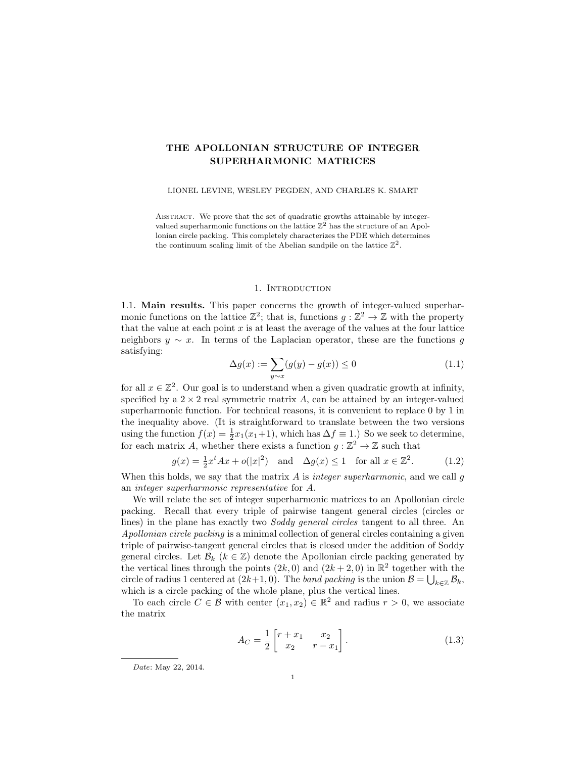# THE APOLLONIAN STRUCTURE OF INTEGER SUPERHARMONIC MATRICES

LIONEL LEVINE, WESLEY PEGDEN, AND CHARLES K. SMART

Abstract. We prove that the set of quadratic growths attainable by integer-valued superharmonic functions on the lattice $\mathbb{Z}^2$ has the structure of an Apollonian circle packing. This completely characterizes the PDE which determines the continuum scaling limit of the Abelian sandpile on the lattice $\mathbb{Z}^2$.

## 1. Introduction

### 1.1. Main results.

**1.1. Main results.** This paper concerns the growth of integer-valued superharmonic functions on the lattice $\mathbb{Z}^2$; that is, functions $g : \mathbb{Z}^2 \to \mathbb{Z}$ with the property that the value at each point $x$ is at least the average of the values at the four lattice neighbors $y \sim x$. In terms of the Laplacian operator, these are the functions $g$ satisfying:

$$\Delta g(x) := \sum_{y \sim x} (g(y) - g(x)) \leq 0 \tag{1.1}$$

for all $x \in \mathbb{Z}^2$. Our goal is to understand when a given quadratic growth at infinity, specified by a $2 \times 2$ real symmetric matrix $A$, can be attained by an integer-valued superharmonic function. For technical reasons, it is convenient to replace 0 by 1 in the inequality above. (It is straightforward to translate between the two versions using the function $f(x) = \frac{1}{2}x_1(x_1+1)$, which has $\Delta f \equiv 1$.) So we seek to determine, for each matrix $A$, whether there exists a function $g : \mathbb{Z}^2 \to \mathbb{Z}$ such that

$$g(x) = \tfrac{1}{2}x^t A x + o(|x|^2) \quad \text{and} \quad \Delta g(x) \leq 1 \quad \text{for all } x \in \mathbb{Z}^2. \tag{1.2}$$

When this holds, we say that the matrix $A$ is *integer superharmonic*, and we call $g$ an *integer superharmonic representative* for $A$.

We will relate the set of integer superharmonic matrices to an Apollonian circle packing. Recall that every triple of pairwise tangent general circles (circles or lines) in the plane has exactly two *Soddy general circles* tangent to all three. An *Apollonian circle packing* is a minimal collection of general circles containing a given triple of pairwise-tangent general circles that is closed under the addition of Soddy general circles. Let $\mathcal{B}_k$ ($k \in \mathbb{Z}$) denote the Apollonian circle packing generated by the vertical lines through the points $(2k, 0)$ and $(2k+2, 0)$ in $\mathbb{R}^2$ together with the circle of radius 1 centered at $(2k+1, 0)$. The *band packing* is the union $\mathcal{B} = \bigcup_{k \in \mathbb{Z}} \mathcal{B}_k$, which is a circle packing of the whole plane, plus the vertical lines.

To each circle $C \in \mathcal{B}$ with center $(x_1, x_2) \in \mathbb{R}^2$ and radius $r > 0$, we associate the matrix

$$A_C = \frac{1}{2} \begin{bmatrix} r + x_1 & x_2 \\ x_2 & r - x_1 \end{bmatrix}. \tag{1.3}$$

*Date*: May 22, 2014.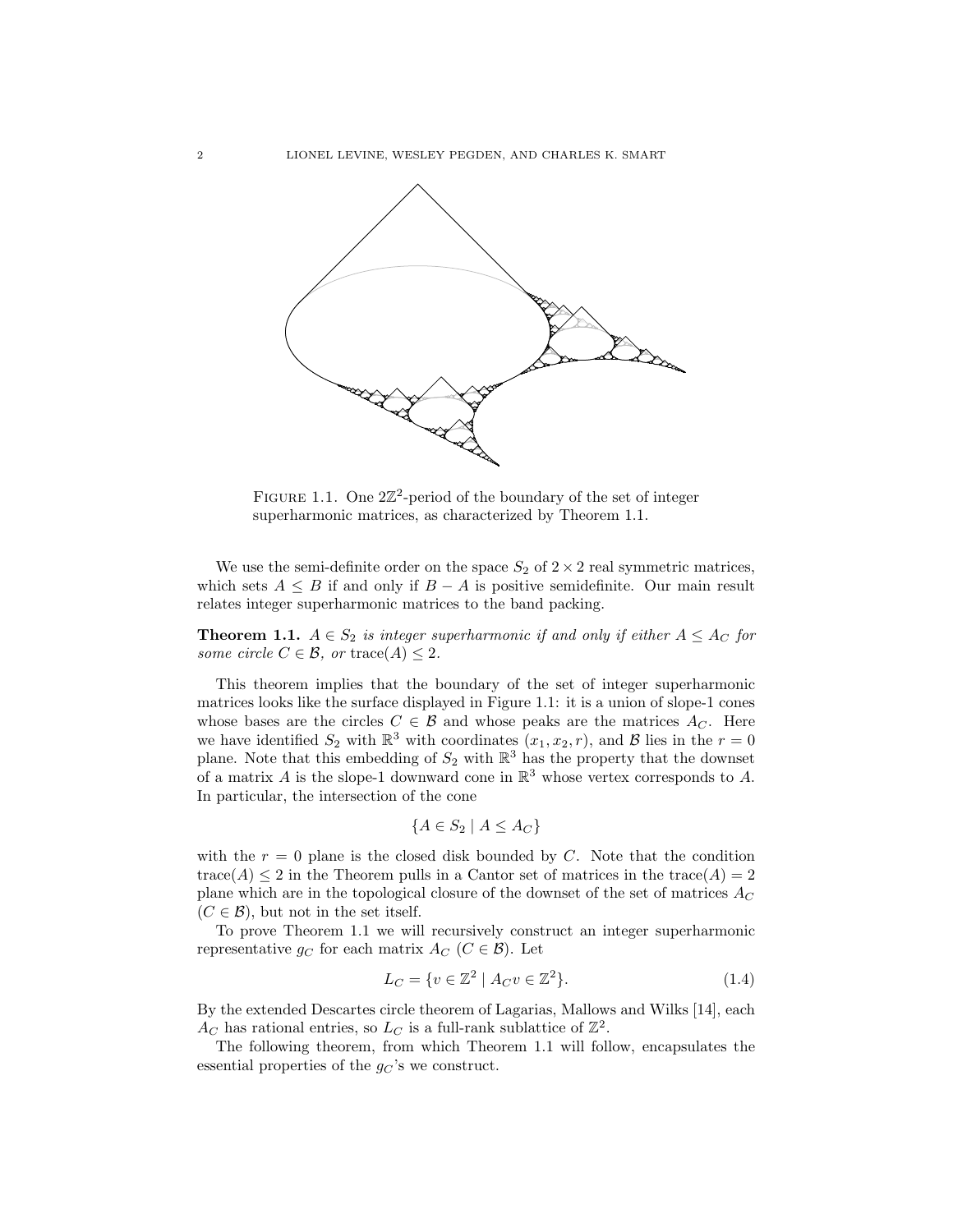FIGURE 1.1. One $2\mathbb{Z}^2$-period of the boundary of the set of integer superharmonic matrices, as characterized by Theorem 1.1.

We use the semi-definite order on the space $S_2$ of $2 \times 2$ real symmetric matrices, which sets $A \leq B$ if and only if $B - A$ is positive semidefinite. Our main result relates integer superharmonic matrices to the band packing.

**Theorem 1.1.** *$A \in S_2$ is integer superharmonic if and only if either $A \leq A_C$ for some circle $C \in \mathcal{B}$, or $\operatorname{trace}(A) \leq 2$.*

This theorem implies that the boundary of the set of integer superharmonic matrices looks like the surface displayed in Figure 1.1: it is a union of slope-1 cones whose bases are the circles $C \in \mathcal{B}$ and whose peaks are the matrices $A_C$. Here we have identified $S_2$ with $\mathbb{R}^3$ with coordinates $(x_1, x_2, r)$, and $\mathcal{B}$ lies in the $r = 0$ plane. Note that this embedding of $S_2$ with $\mathbb{R}^3$ has the property that the downset of a matrix $A$ is the slope-1 downward cone in $\mathbb{R}^3$ whose vertex corresponds to $A$. In particular, the intersection of the cone

$$\{A \in S_2 \mid A \leq A_C\}$$

with the $r = 0$ plane is the closed disk bounded by $C$. Note that the condition $\operatorname{trace}(A) \leq 2$ in the Theorem pulls in a Cantor set of matrices in the $\operatorname{trace}(A) = 2$ plane which are in the topological closure of the downset of the set of matrices $A_C$ ($C \in \mathcal{B}$), but not in the set itself.

To prove Theorem 1.1 we will recursively construct an integer superharmonic representative $g_C$ for each matrix $A_C$ ($C \in \mathcal{B}$). Let

$$L_C = \{v \in \mathbb{Z}^2 \mid A_C v \in \mathbb{Z}^2\}. \tag{1.4}$$

By the extended Descartes circle theorem of Lagarias, Mallows and Wilks [14], each $A_C$ has rational entries, so $L_C$ is a full-rank sublattice of $\mathbb{Z}^2$.

The following theorem, from which Theorem 1.1 will follow, encapsulates the essential properties of the $g_C$'s we construct.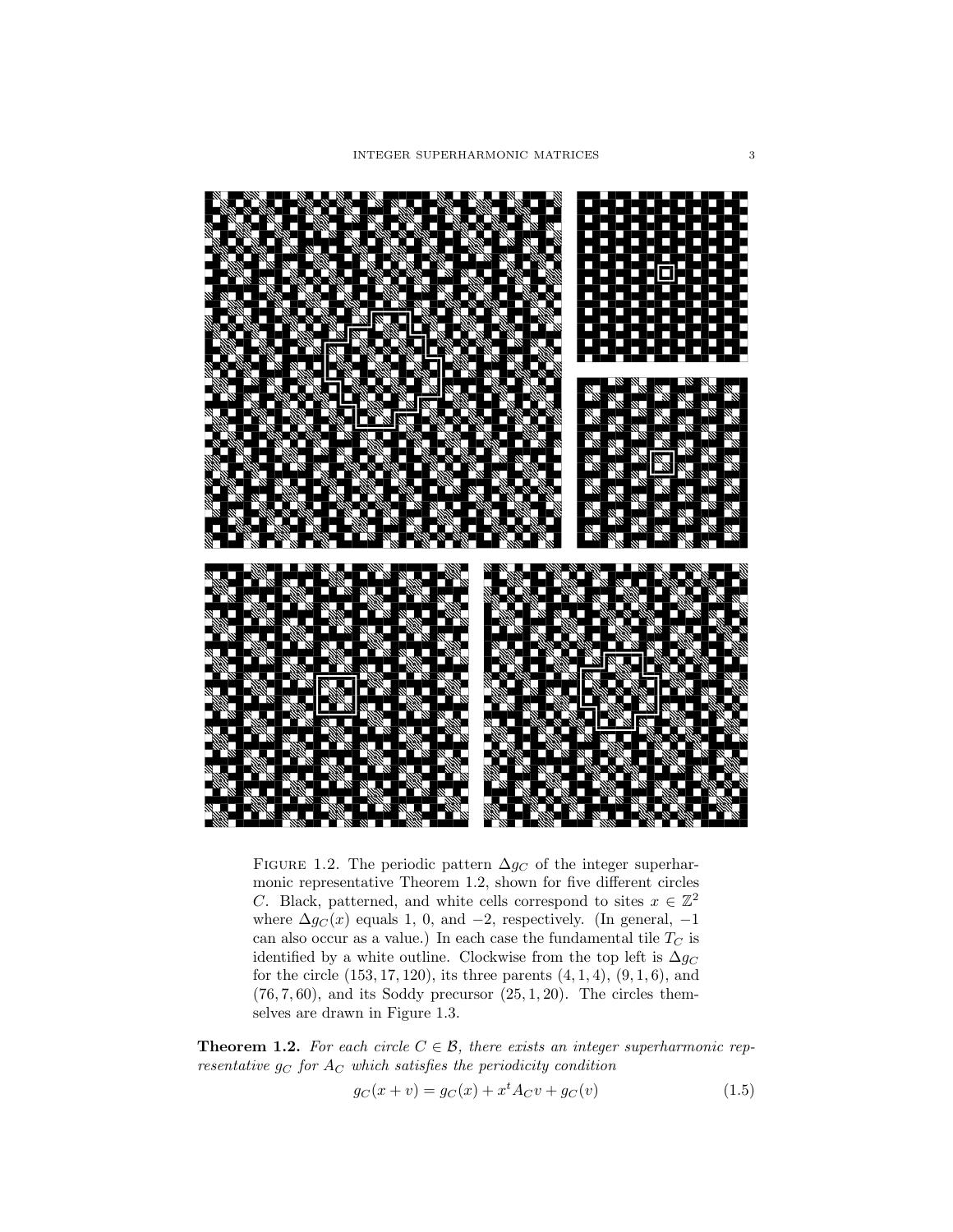FIGURE 1.2. The periodic pattern $\Delta g_C$ of the integer superharmonic representative Theorem 1.2, shown for five different circles $C$. Black, patterned, and white cells correspond to sites $x \in \mathbb{Z}^2$ where $\Delta g_C(x)$ equals 1, 0, and $-2$, respectively. (In general, $-1$ can also occur as a value.) In each case the fundamental tile $T_C$ is identified by a white outline. Clockwise from the top left is $\Delta g_C$ for the circle $(153, 17, 120)$, its three parents $(4, 1, 4)$, $(9, 1, 6)$, and $(76, 7, 60)$, and its Soddy precursor $(25, 1, 20)$. The circles themselves are drawn in Figure 1.3.

**Theorem 1.2.** *For each circle $C \in \mathcal{B}$, there exists an integer superharmonic representative $g_C$ for $A_C$ which satisfies the periodicity condition*

$$g_C(x + v) = g_C(x) + x^t A_C v + g_C(v) \tag{1.5}$$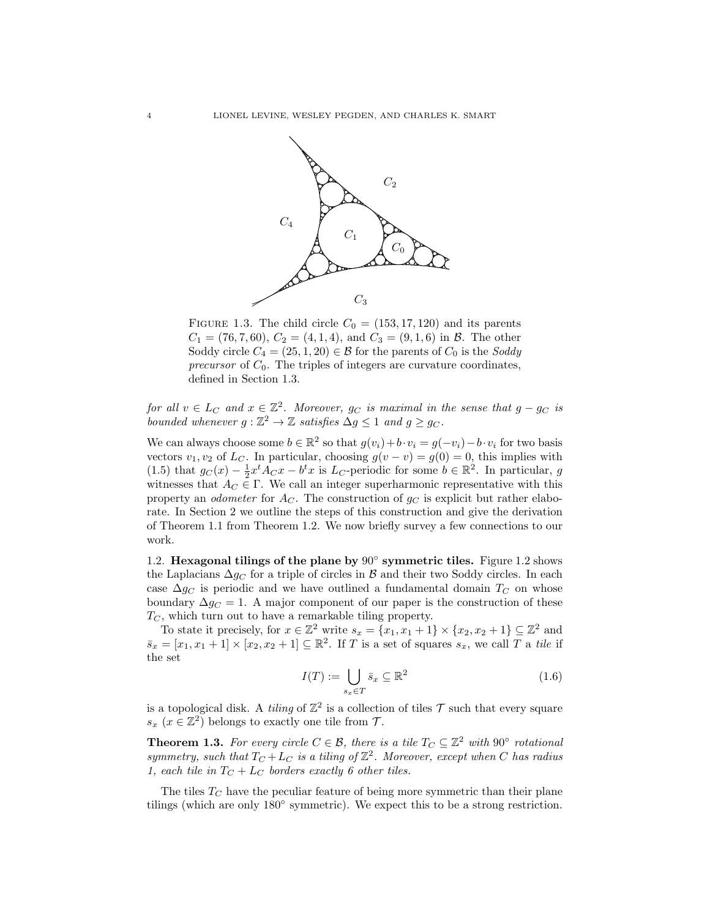FIGURE 1.3. The child circle $C_0 = (153, 17, 120)$ and its parents $C_1 = (76, 7, 60)$, $C_2 = (4, 1, 4)$, and $C_3 = (9, 1, 6)$ in $\mathcal{B}$. The other Soddy circle $C_4 = (25, 1, 20) \in \mathcal{B}$ for the parents of $C_0$ is the *Soddy precursor* of $C_0$. The triples of integers are curvature coordinates, defined in Section 1.3.

*for all $v \in L_C$ and $x \in \mathbb{Z}^2$. Moreover, $g_C$ is maximal in the sense that $g - g_C$ is bounded whenever $g : \mathbb{Z}^2 \to \mathbb{Z}$ satisfies $\Delta g \leq 1$ and $g \geq g_C$.*

We can always choose some $b \in \mathbb{R}^2$ so that $g(v_i) + b \cdot v_i = g(-v_i) - b \cdot v_i$ for two basis vectors $v_1, v_2$ of $L_C$. In particular, choosing $g(v - v) = g(0) = 0$, this implies with (1.5) that $g_C(x) - \frac{1}{2}x^t A_C x - b^t x$ is $L_C$-periodic for some $b \in \mathbb{R}^2$. In particular, $g$ witnesses that $A_C \in \Gamma$. We call an integer superharmonic representative with this property an *odometer* for $A_C$. The construction of $g_C$ is explicit but rather elaborate. In Section 2 we outline the steps of this construction and give the derivation of Theorem 1.1 from Theorem 1.2. We now briefly survey a few connections to our work.

**1.2. Hexagonal tilings of the plane by $90^\circ$ symmetric tiles.** Figure 1.2 shows the Laplacians $\Delta g_C$ for a triple of circles in $\mathcal{B}$ and their two Soddy circles. In each case $\Delta g_C$ is periodic and we have outlined a fundamental domain $T_C$ on whose boundary $\Delta g_C = 1$. A major component of our paper is the construction of these $T_C$, which turn out to have a remarkable tiling property.

To state it precisely, for $x \in \mathbb{Z}^2$ write $s_x = \{x_1, x_1 + 1\} \times \{x_2, x_2 + 1\} \subseteq \mathbb{Z}^2$ and $\bar{s}_x = [x_1, x_1 + 1] \times [x_2, x_2 + 1] \subseteq \mathbb{R}^2$. If $T$ is a set of squares $s_x$, we call $T$ a *tile* if the set

$$I(T) := \bigcup_{s_x \in T} \bar{s}_x \subseteq \mathbb{R}^2 \tag{1.6}$$

is a topological disk. A *tiling* of $\mathbb{Z}^2$ is a collection of tiles $\mathcal{T}$ such that every square $s_x$ ($x \in \mathbb{Z}^2$) belongs to exactly one tile from $\mathcal{T}$.

**Theorem 1.3.** *For every circle $C \in \mathcal{B}$, there is a tile $T_C \subseteq \mathbb{Z}^2$ with $90^\circ$ rotational symmetry, such that $T_C + L_C$ is a tiling of $\mathbb{Z}^2$. Moreover, except when $C$ has radius 1, each tile in $T_C + L_C$ borders exactly 6 other tiles.*

The tiles $T_C$ have the peculiar feature of being more symmetric than their plane tilings (which are only $180^\circ$ symmetric). We expect this to be a strong restriction.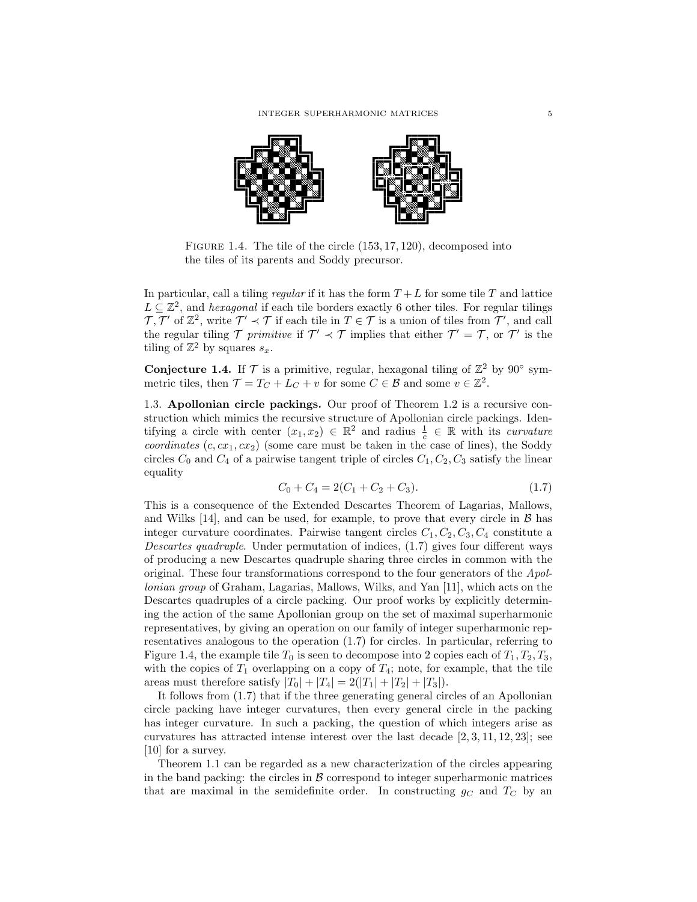FIGURE 1.4. The tile of the circle (153, 17, 120), decomposed into the tiles of its parents and Soddy precursor.

In particular, call a tiling *regular* if it has the form $T + L$ for some tile $T$ and lattice $L \subseteq \mathbb{Z}^2$, and *hexagonal* if each tile borders exactly 6 other tiles. For regular tilings $\mathcal{T}, \mathcal{T}'$ of $\mathbb{Z}^2$, write $\mathcal{T}' \prec \mathcal{T}$ if each tile in $T \in \mathcal{T}$ is a union of tiles from $\mathcal{T}'$, and call the regular tiling $\mathcal{T}$ *primitive* if $\mathcal{T}' \prec \mathcal{T}$ implies that either $\mathcal{T}' = \mathcal{T}$, or $\mathcal{T}'$ is the tiling of $\mathbb{Z}^2$ by squares $s_x$.

**Conjecture 1.4.** If $\mathcal{T}$ is a primitive, regular, hexagonal tiling of $\mathbb{Z}^2$ by $90^\circ$ symmetric tiles, then $\mathcal{T} = T_C + L_C + v$ for some $C \in \mathcal{B}$ and some $v \in \mathbb{Z}^2$.

### 1.3. Apollonian circle packings.

Our proof of Theorem 1.2 is a recursive construction which mimics the recursive structure of Apollonian circle packings. Identifying a circle with center $(x_1, x_2) \in \mathbb{R}^2$ and radius $\frac{1}{c} \in \mathbb{R}$ with its *curvature coordinates* $(c, cx_1, cx_2)$ (some care must be taken in the case of lines), the Soddy circles $C_0$ and $C_4$ of a pairwise tangent triple of circles $C_1, C_2, C_3$ satisfy the linear equality

$$C_0 + C_4 = 2(C_1 + C_2 + C_3). \tag{1.7}$$

This is a consequence of the Extended Descartes Theorem of Lagarias, Mallows, and Wilks [14], and can be used, for example, to prove that every circle in $\mathcal{B}$ has integer curvature coordinates. Pairwise tangent circles $C_1, C_2, C_3, C_4$ constitute a *Descartes quadruple*. Under permutation of indices, (1.7) gives four different ways of producing a new Descartes quadruple sharing three circles in common with the original. These four transformations correspond to the four generators of the *Apollonian group* of Graham, Lagarias, Mallows, Wilks, and Yan [11], which acts on the Descartes quadruples of a circle packing. Our proof works by explicitly determining the action of the same Apollonian group on the set of maximal superharmonic representatives, by giving an operation on our family of integer superharmonic representatives analogous to the operation (1.7) for circles. In particular, referring to Figure 1.4, the example tile $T_0$ is seen to decompose into 2 copies each of $T_1, T_2, T_3$, with the copies of $T_1$ overlapping on a copy of $T_4$; note, for example, that the tile areas must therefore satisfy $|T_0| + |T_4| = 2(|T_1| + |T_2| + |T_3|)$.

It follows from (1.7) that if the three generating general circles of an Apollonian circle packing have integer curvatures, then every general circle in the packing has integer curvature. In such a packing, the question of which integers arise as curvatures has attracted intense interest over the last decade [2, 3, 11, 12, 23]; see [10] for a survey.

Theorem 1.1 can be regarded as a new characterization of the circles appearing in the band packing: the circles in $\mathcal{B}$ correspond to integer superharmonic matrices that are maximal in the semidefinite order. In constructing $g_C$ and $T_C$ by an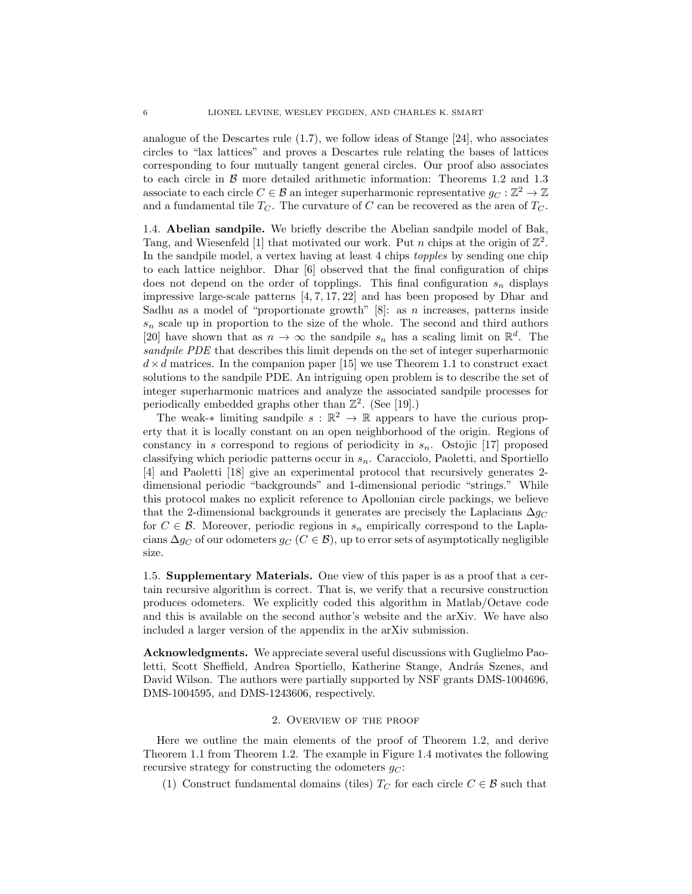analogue of the Descartes rule (1.7), we follow ideas of Stange [24], who associates circles to "lax lattices" and proves a Descartes rule relating the bases of lattices corresponding to four mutually tangent general circles. Our proof also associates to each circle in $\mathcal{B}$ more detailed arithmetic information: Theorems 1.2 and 1.3 associate to each circle $C \in \mathcal{B}$ an integer superharmonic representative $g_C : \mathbb{Z}^2 \to \mathbb{Z}$ and a fundamental tile $T_C$. The curvature of $C$ can be recovered as the area of $T_C$.

## 1.4. Abelian sandpile.

We briefly describe the Abelian sandpile model of Bak, Tang, and Wiesenfeld [1] that motivated our work. Put $n$ chips at the origin of $\mathbb{Z}^2$. In the sandpile model, a vertex having at least 4 chips *topples* by sending one chip to each lattice neighbor. Dhar [6] observed that the final configuration of chips does not depend on the order of topplings. This final configuration $s_n$ displays impressive large-scale patterns [4, 7, 17, 22] and has been proposed by Dhar and Sadhu as a model of "proportionate growth" [8]: as $n$ increases, patterns inside $s_n$ scale up in proportion to the size of the whole. The second and third authors [20] have shown that as $n \to \infty$ the sandpile $s_n$ has a scaling limit on $\mathbb{R}^d$. The *sandpile PDE* that describes this limit depends on the set of integer superharmonic $d \times d$ matrices. In the companion paper [15] we use Theorem 1.1 to construct exact solutions to the sandpile PDE. An intriguing open problem is to describe the set of integer superharmonic matrices and analyze the associated sandpile processes for periodically embedded graphs other than $\mathbb{Z}^2$. (See [19].)

The weak-$*$ limiting sandpile $s : \mathbb{R}^2 \to \mathbb{R}$ appears to have the curious property that it is locally constant on an open neighborhood of the origin. Regions of constancy in $s$ correspond to regions of periodicity in $s_n$. Ostojic [17] proposed classifying which periodic patterns occur in $s_n$. Caracciolo, Paoletti, and Sportiello [4] and Paoletti [18] give an experimental protocol that recursively generates 2-dimensional periodic "backgrounds" and 1-dimensional periodic "strings." While this protocol makes no explicit reference to Apollonian circle packings, we believe that the 2-dimensional backgrounds it generates are precisely the Laplacians $\Delta g_C$ for $C \in \mathcal{B}$. Moreover, periodic regions in $s_n$ empirically correspond to the Laplacians $\Delta g_C$ of our odometers $g_C$ ($C \in \mathcal{B}$), up to error sets of asymptotically negligible size.

## 1.5. Supplementary Materials.

One view of this paper is as a proof that a certain recursive algorithm is correct. That is, we verify that a recursive construction produces odometers. We explicitly coded this algorithm in Matlab/Octave code and this is available on the second author's website and the arXiv. We have also included a larger version of the appendix in the arXiv submission.

**Acknowledgments.** We appreciate several useful discussions with Guglielmo Paoletti, Scott Sheffield, Andrea Sportiello, Katherine Stange, András Szenes, and David Wilson. The authors were partially supported by NSF grants DMS-1004696, DMS-1004595, and DMS-1243606, respectively.

# 2. Overview of the proof

Here we outline the main elements of the proof of Theorem 1.2, and derive Theorem 1.1 from Theorem 1.2. The example in Figure 1.4 motivates the following recursive strategy for constructing the odometers $g_C$:

(1) Construct fundamental domains (tiles) $T_C$ for each circle $C \in \mathcal{B}$ such that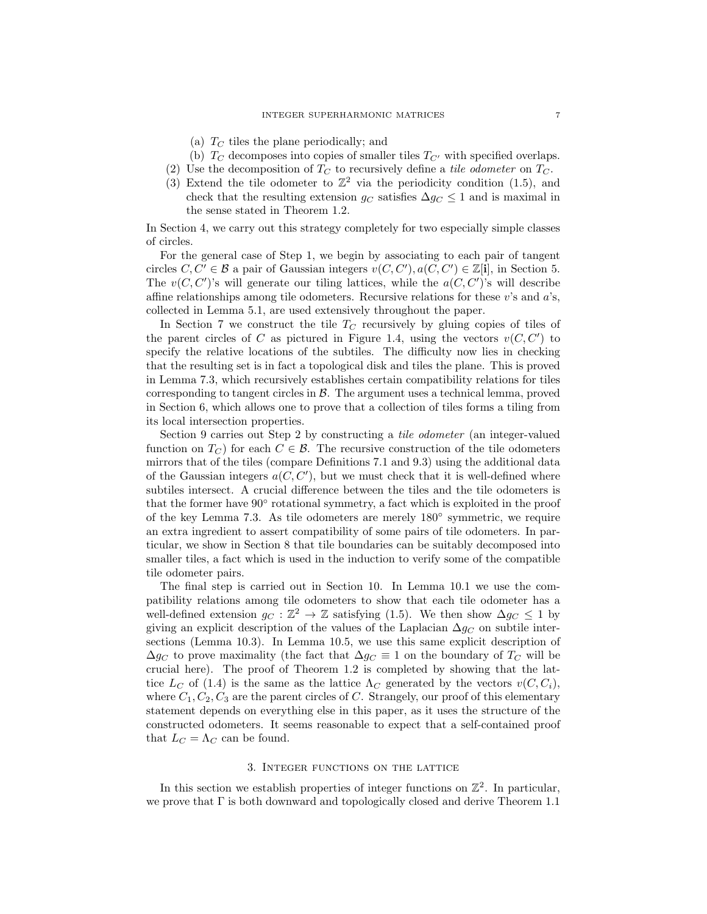(a) $T_C$ tiles the plane periodically; and
   (b) $T_C$ decomposes into copies of smaller tiles $T_{C'}$ with specified overlaps.
(2) Use the decomposition of $T_C$ to recursively define a *tile odometer* on $T_C$.
(3) Extend the tile odometer to $\mathbb{Z}^2$ via the periodicity condition (1.5), and check that the resulting extension $g_C$ satisfies $\Delta g_C \leq 1$ and is maximal in the sense stated in Theorem 1.2.

In Section 4, we carry out this strategy completely for two especially simple classes of circles.

For the general case of Step 1, we begin by associating to each pair of tangent circles $C, C' \in \mathcal{B}$ a pair of Gaussian integers $v(C, C'), a(C, C') \in \mathbb{Z}[\mathbf{i}]$, in Section 5. The $v(C, C')$'s will generate our tiling lattices, while the $a(C, C')$'s will describe affine relationships among tile odometers. Recursive relations for these $v$'s and $a$'s, collected in Lemma 5.1, are used extensively throughout the paper.

In Section 7 we construct the tile $T_C$ recursively by gluing copies of tiles of the parent circles of $C$ as pictured in Figure 1.4, using the vectors $v(C, C')$ to specify the relative locations of the subtiles. The difficulty now lies in checking that the resulting set is in fact a topological disk and tiles the plane. This is proved in Lemma 7.3, which recursively establishes certain compatibility relations for tiles corresponding to tangent circles in $\mathcal{B}$. The argument uses a technical lemma, proved in Section 6, which allows one to prove that a collection of tiles forms a tiling from its local intersection properties.

Section 9 carries out Step 2 by constructing a *tile odometer* (an integer-valued function on $T_C$) for each $C \in \mathcal{B}$. The recursive construction of the tile odometers mirrors that of the tiles (compare Definitions 7.1 and 9.3) using the additional data of the Gaussian integers $a(C, C')$, but we must check that it is well-defined where subtiles intersect. A crucial difference between the tiles and the tile odometers is that the former have $90^\circ$ rotational symmetry, a fact which is exploited in the proof of the key Lemma 7.3. As tile odometers are merely $180^\circ$ symmetric, we require an extra ingredient to assert compatibility of some pairs of tile odometers. In particular, we show in Section 8 that tile boundaries can be suitably decomposed into smaller tiles, a fact which is used in the induction to verify some of the compatible tile odometer pairs.

The final step is carried out in Section 10. In Lemma 10.1 we use the compatibility relations among tile odometers to show that each tile odometer has a well-defined extension $g_C : \mathbb{Z}^2 \to \mathbb{Z}$ satisfying (1.5). We then show $\Delta g_C \leq 1$ by giving an explicit description of the values of the Laplacian $\Delta g_C$ on subtile intersections (Lemma 10.3). In Lemma 10.5, we use this same explicit description of $\Delta g_C$ to prove maximality (the fact that $\Delta g_C \equiv 1$ on the boundary of $T_C$ will be crucial here). The proof of Theorem 1.2 is completed by showing that the lattice $L_C$ of (1.4) is the same as the lattice $\Lambda_C$ generated by the vectors $v(C, C_i)$, where $C_1, C_2, C_3$ are the parent circles of $C$. Strangely, our proof of this elementary statement depends on everything else in this paper, as it uses the structure of the constructed odometers. It seems reasonable to expect that a self-contained proof that $L_C = \Lambda_C$ can be found.

## 3. Integer functions on the lattice

In this section we establish properties of integer functions on $\mathbb{Z}^2$. In particular, we prove that $\Gamma$ is both downward and topologically closed and derive Theorem 1.1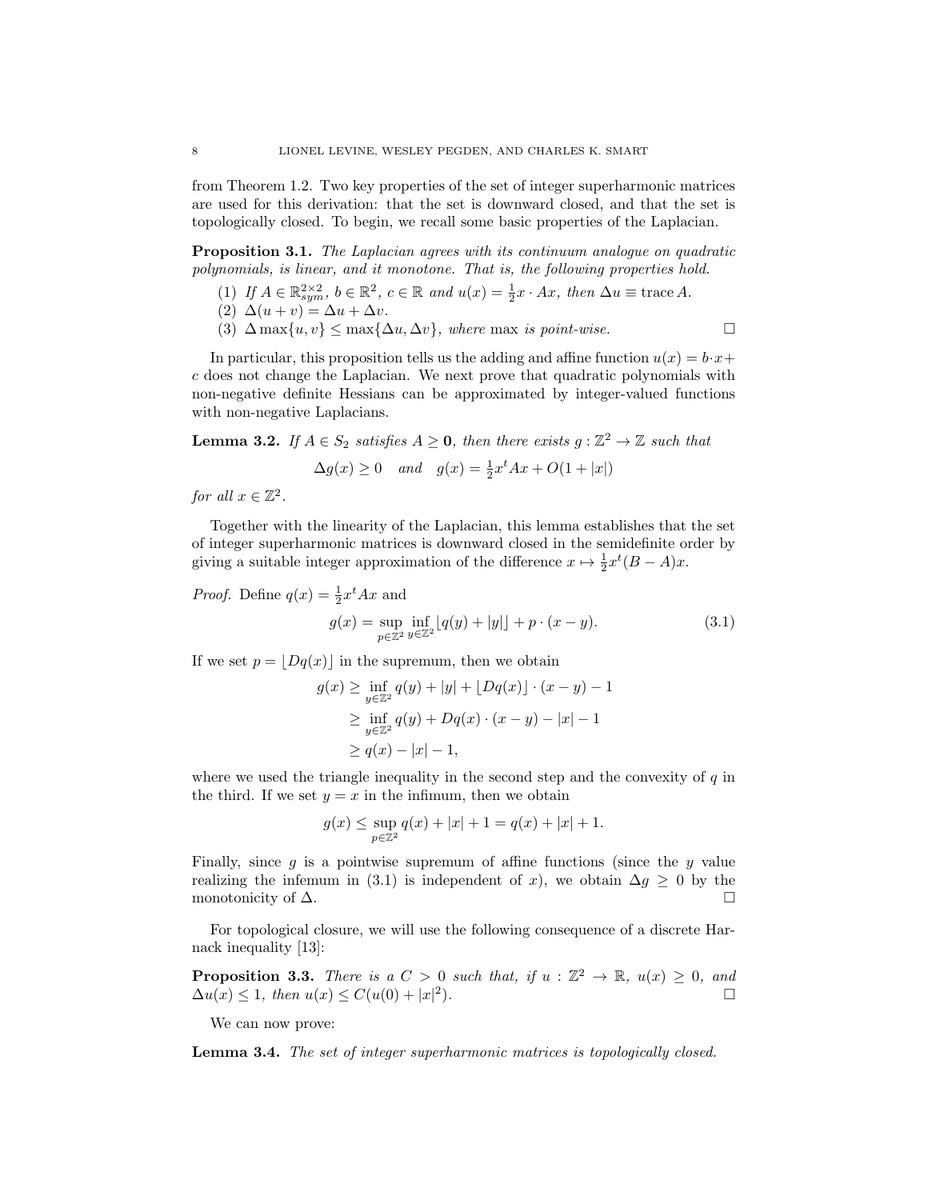from Theorem 1.2. Two key properties of the set of integer superharmonic matrices are used for this derivation: that the set is downward closed, and that the set is topologically closed. To begin, we recall some basic properties of the Laplacian.

**Proposition 3.1.** *The Laplacian agrees with its continuum analogue on quadratic polynomials, is linear, and it monotone. That is, the following properties hold.*

1. *If $A \in \mathbb{R}^{2\times 2}_{sym}$, $b \in \mathbb{R}^2$, $c \in \mathbb{R}$ and $u(x) = \frac{1}{2}x \cdot Ax$, then $\Delta u \equiv \operatorname{trace} A$.*
2. *$\Delta(u + v) = \Delta u + \Delta v$.*
3. *$\Delta \max\{u, v\} \leq \max\{\Delta u, \Delta v\}$, where $\max$ is point-wise.* □

In particular, this proposition tells us the adding and affine function $u(x) = b \cdot x + c$ does not change the Laplacian. We next prove that quadratic polynomials with non-negative definite Hessians can be approximated by integer-valued functions with non-negative Laplacians.

**Lemma 3.2.** *If $A \in S_2$ satisfies $A \geq \mathbf{0}$, then there exists $g : \mathbb{Z}^2 \to \mathbb{Z}$ such that*

$$\Delta g(x) \geq 0 \quad and \quad g(x) = \tfrac{1}{2}x^t Ax + O(1 + |x|)$$

*for all $x \in \mathbb{Z}^2$.*

Together with the linearity of the Laplacian, this lemma establishes that the set of integer superharmonic matrices is downward closed in the semidefinite order by giving a suitable integer approximation of the difference $x \mapsto \frac{1}{2}x^t(B - A)x$.

*Proof.* Define $q(x) = \frac{1}{2}x^t Ax$ and

$$g(x) = \sup_{p \in \mathbb{Z}^2} \inf_{y \in \mathbb{Z}^2} \lfloor q(y) + |y| \rfloor + p \cdot (x - y). \tag{3.1}$$

If we set $p = \lfloor Dq(x) \rfloor$ in the supremum, then we obtain

$$\begin{aligned}
g(x) &\geq \inf_{y \in \mathbb{Z}^2} q(y) + |y| + \lfloor Dq(x) \rfloor \cdot (x - y) - 1 \\
&\geq \inf_{y \in \mathbb{Z}^2} q(y) + Dq(x) \cdot (x - y) - |x| - 1 \\
&\geq q(x) - |x| - 1,
\end{aligned}$$

where we used the triangle inequality in the second step and the convexity of $q$ in the third. If we set $y = x$ in the infimum, then we obtain

$$g(x) \leq \sup_{p \in \mathbb{Z}^2} q(x) + |x| + 1 = q(x) + |x| + 1.$$

Finally, since $g$ is a pointwise supremum of affine functions (since the $y$ value realizing the infemum in (3.1) is independent of $x$), we obtain $\Delta g \geq 0$ by the monotonicity of $\Delta$. □

For topological closure, we will use the following consequence of a discrete Harnack inequality [13]:

**Proposition 3.3.** *There is a $C > 0$ such that, if $u : \mathbb{Z}^2 \to \mathbb{R}$, $u(x) \geq 0$, and $\Delta u(x) \leq 1$, then $u(x) \leq C(u(0) + |x|^2)$.* □

We can now prove:

**Lemma 3.4.** *The set of integer superharmonic matrices is topologically closed.*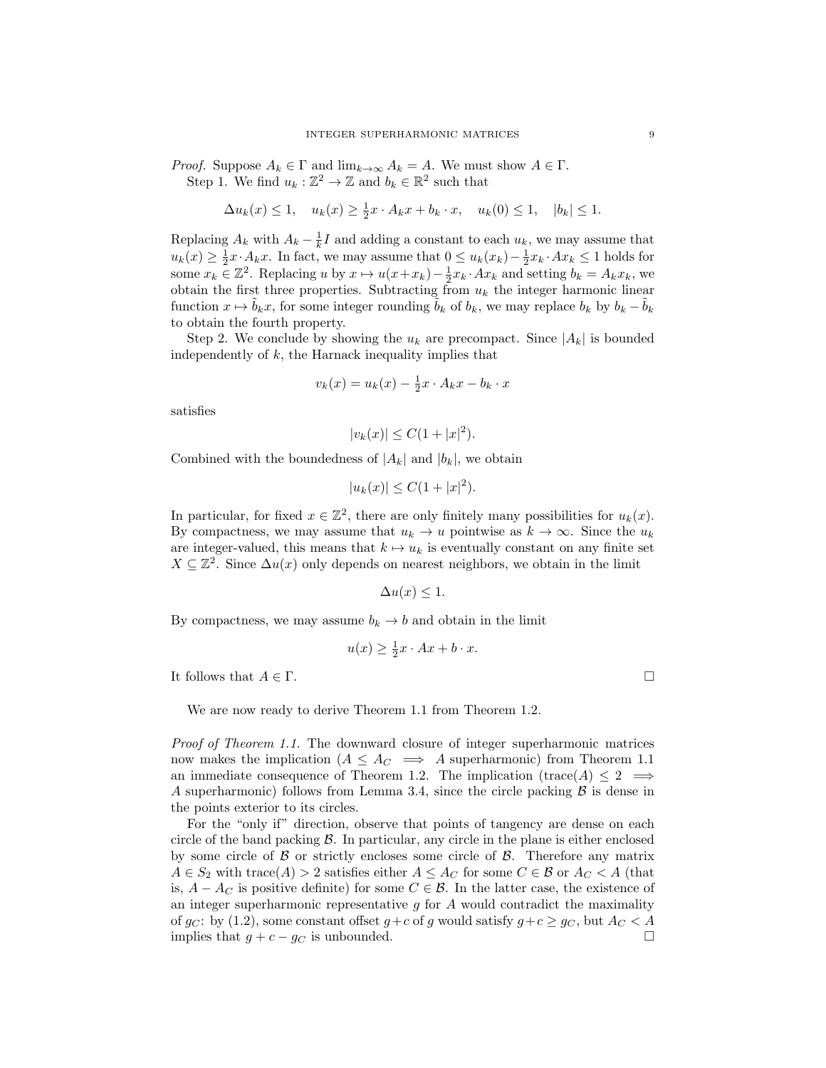*Proof.* Suppose $A_k \in \Gamma$ and $\lim_{k\to\infty} A_k = A$. We must show $A \in \Gamma$.

Step 1. We find $u_k : \mathbb{Z}^2 \to \mathbb{Z}$ and $b_k \in \mathbb{R}^2$ such that

$$\Delta u_k(x) \le 1, \quad u_k(x) \ge \tfrac{1}{2} x \cdot A_k x + b_k \cdot x, \quad u_k(0) \le 1, \quad |b_k| \le 1.$$

Replacing $A_k$ with $A_k - \frac{1}{k} I$ and adding a constant to each $u_k$, we may assume that $u_k(x) \ge \frac{1}{2} x \cdot A_k x$. In fact, we may assume that $0 \le u_k(x_k) - \frac{1}{2} x_k \cdot A x_k \le 1$ holds for some $x_k \in \mathbb{Z}^2$. Replacing $u$ by $x \mapsto u(x + x_k) - \frac{1}{2} x_k \cdot A x_k$ and setting $b_k = A_k x_k$, we obtain the first three properties. Subtracting from $u_k$ the integer harmonic linear function $x \mapsto \tilde{b}_k x$, for some integer rounding $\tilde{b}_k$ of $b_k$, we may replace $b_k$ by $b_k - \tilde{b}_k$ to obtain the fourth property.

Step 2. We conclude by showing the $u_k$ are precompact. Since $|A_k|$ is bounded independently of $k$, the Harnack inequality implies that

$$v_k(x) = u_k(x) - \tfrac{1}{2} x \cdot A_k x - b_k \cdot x$$

satisfies

$$|v_k(x)| \le C(1 + |x|^2).$$

Combined with the boundedness of $|A_k|$ and $|b_k|$, we obtain

$$|u_k(x)| \le C(1 + |x|^2).$$

In particular, for fixed $x \in \mathbb{Z}^2$, there are only finitely many possibilities for $u_k(x)$. By compactness, we may assume that $u_k \to u$ pointwise as $k \to \infty$. Since the $u_k$ are integer-valued, this means that $k \mapsto u_k$ is eventually constant on any finite set $X \subseteq \mathbb{Z}^2$. Since $\Delta u(x)$ only depends on nearest neighbors, we obtain in the limit

$$\Delta u(x) \le 1.$$

By compactness, we may assume $b_k \to b$ and obtain in the limit

$$u(x) \ge \tfrac{1}{2} x \cdot A x + b \cdot x.$$

It follows that $A \in \Gamma$. $\square$

We are now ready to derive Theorem 1.1 from Theorem 1.2.

*Proof of Theorem 1.1.* The downward closure of integer superharmonic matrices now makes the implication ($A \le A_C \implies A$ superharmonic) from Theorem 1.1 an immediate consequence of Theorem 1.2. The implication ($\operatorname{trace}(A) \le 2 \implies A$ superharmonic) follows from Lemma 3.4, since the circle packing $\mathcal{B}$ is dense in the points exterior to its circles.

For the "only if" direction, observe that points of tangency are dense on each circle of the band packing $\mathcal{B}$. In particular, any circle in the plane is either enclosed by some circle of $\mathcal{B}$ or strictly encloses some circle of $\mathcal{B}$. Therefore any matrix $A \in S_2$ with $\operatorname{trace}(A) > 2$ satisfies either $A \le A_C$ for some $C \in \mathcal{B}$ or $A_C < A$ (that is, $A - A_C$ is positive definite) for some $C \in \mathcal{B}$. In the latter case, the existence of an integer superharmonic representative $g$ for $A$ would contradict the maximality of $g_C$: by (1.2), some constant offset $g + c$ of $g$ would satisfy $g + c \ge g_C$, but $A_C < A$ implies that $g + c - g_C$ is unbounded. $\square$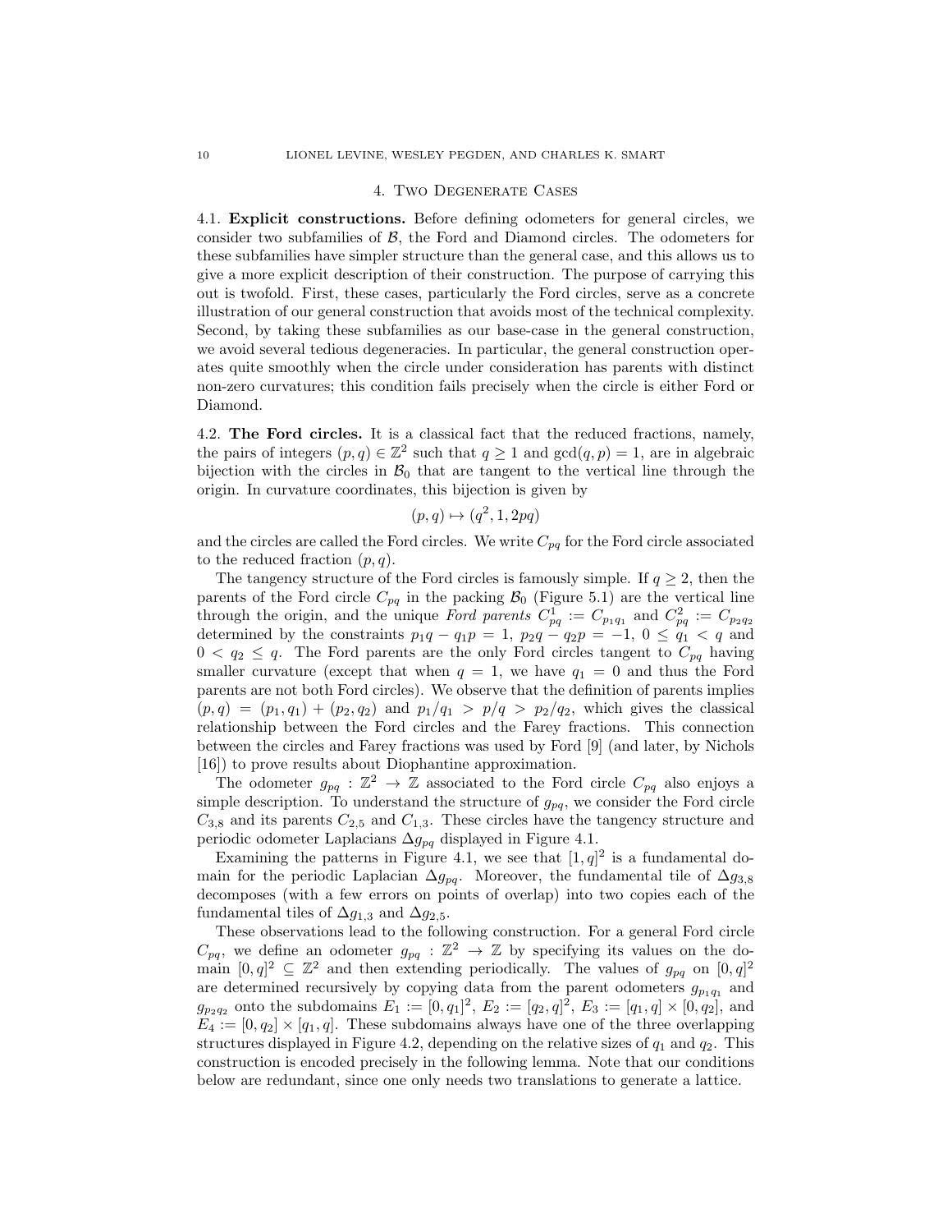## 4. Two Degenerate Cases

4.1. **Explicit constructions.** Before defining odometers for general circles, we consider two subfamilies of $\mathcal{B}$, the Ford and Diamond circles. The odometers for these subfamilies have simpler structure than the general case, and this allows us to give a more explicit description of their construction. The purpose of carrying this out is twofold. First, these cases, particularly the Ford circles, serve as a concrete illustration of our general construction that avoids most of the technical complexity. Second, by taking these subfamilies as our base-case in the general construction, we avoid several tedious degeneracies. In particular, the general construction operates quite smoothly when the circle under consideration has parents with distinct non-zero curvatures; this condition fails precisely when the circle is either Ford or Diamond.

4.2. **The Ford circles.** It is a classical fact that the reduced fractions, namely, the pairs of integers $(p, q) \in \mathbb{Z}^2$ such that $q \geq 1$ and $\gcd(q, p) = 1$, are in algebraic bijection with the circles in $\mathcal{B}_0$ that are tangent to the vertical line through the origin. In curvature coordinates, this bijection is given by

$$(p, q) \mapsto (q^2, 1, 2pq)$$

and the circles are called the Ford circles. We write $C_{pq}$ for the Ford circle associated to the reduced fraction $(p, q)$.

The tangency structure of the Ford circles is famously simple. If $q \geq 2$, then the parents of the Ford circle $C_{pq}$ in the packing $\mathcal{B}_0$ (Figure 5.1) are the vertical line through the origin, and the unique *Ford parents* $C^1_{pq} := C_{p_1q_1}$ and $C^2_{pq} := C_{p_2q_2}$ determined by the constraints $p_1q - q_1p = 1$, $p_2q - q_2p = -1$, $0 \leq q_1 < q$ and $0 < q_2 \leq q$. The Ford parents are the only Ford circles tangent to $C_{pq}$ having smaller curvature (except that when $q = 1$, we have $q_1 = 0$ and thus the Ford parents are not both Ford circles). We observe that the definition of parents implies $(p, q) = (p_1, q_1) + (p_2, q_2)$ and $p_1/q_1 > p/q > p_2/q_2$, which gives the classical relationship between the Ford circles and the Farey fractions. This connection between the circles and Farey fractions was used by Ford [9] (and later, by Nichols [16]) to prove results about Diophantine approximation.

The odometer $g_{pq} : \mathbb{Z}^2 \to \mathbb{Z}$ associated to the Ford circle $C_{pq}$ also enjoys a simple description. To understand the structure of $g_{pq}$, we consider the Ford circle $C_{3,8}$ and its parents $C_{2,5}$ and $C_{1,3}$. These circles have the tangency structure and periodic odometer Laplacians $\Delta g_{pq}$ displayed in Figure 4.1.

Examining the patterns in Figure 4.1, we see that $[1, q]^2$ is a fundamental domain for the periodic Laplacian $\Delta g_{pq}$. Moreover, the fundamental tile of $\Delta g_{3,8}$ decomposes (with a few errors on points of overlap) into two copies each of the fundamental tiles of $\Delta g_{1,3}$ and $\Delta g_{2,5}$.

These observations lead to the following construction. For a general Ford circle $C_{pq}$, we define an odometer $g_{pq} : \mathbb{Z}^2 \to \mathbb{Z}$ by specifying its values on the domain $[0, q]^2 \subseteq \mathbb{Z}^2$ and then extending periodically. The values of $g_{pq}$ on $[0, q]^2$ are determined recursively by copying data from the parent odometers $g_{p_1q_1}$ and $g_{p_2q_2}$ onto the subdomains $E_1 := [0, q_1]^2$, $E_2 := [q_2, q]^2$, $E_3 := [q_1, q] \times [0, q_2]$, and $E_4 := [0, q_2] \times [q_1, q]$. These subdomains always have one of the three overlapping structures displayed in Figure 4.2, depending on the relative sizes of $q_1$ and $q_2$. This construction is encoded precisely in the following lemma. Note that our conditions below are redundant, since one only needs two translations to generate a lattice.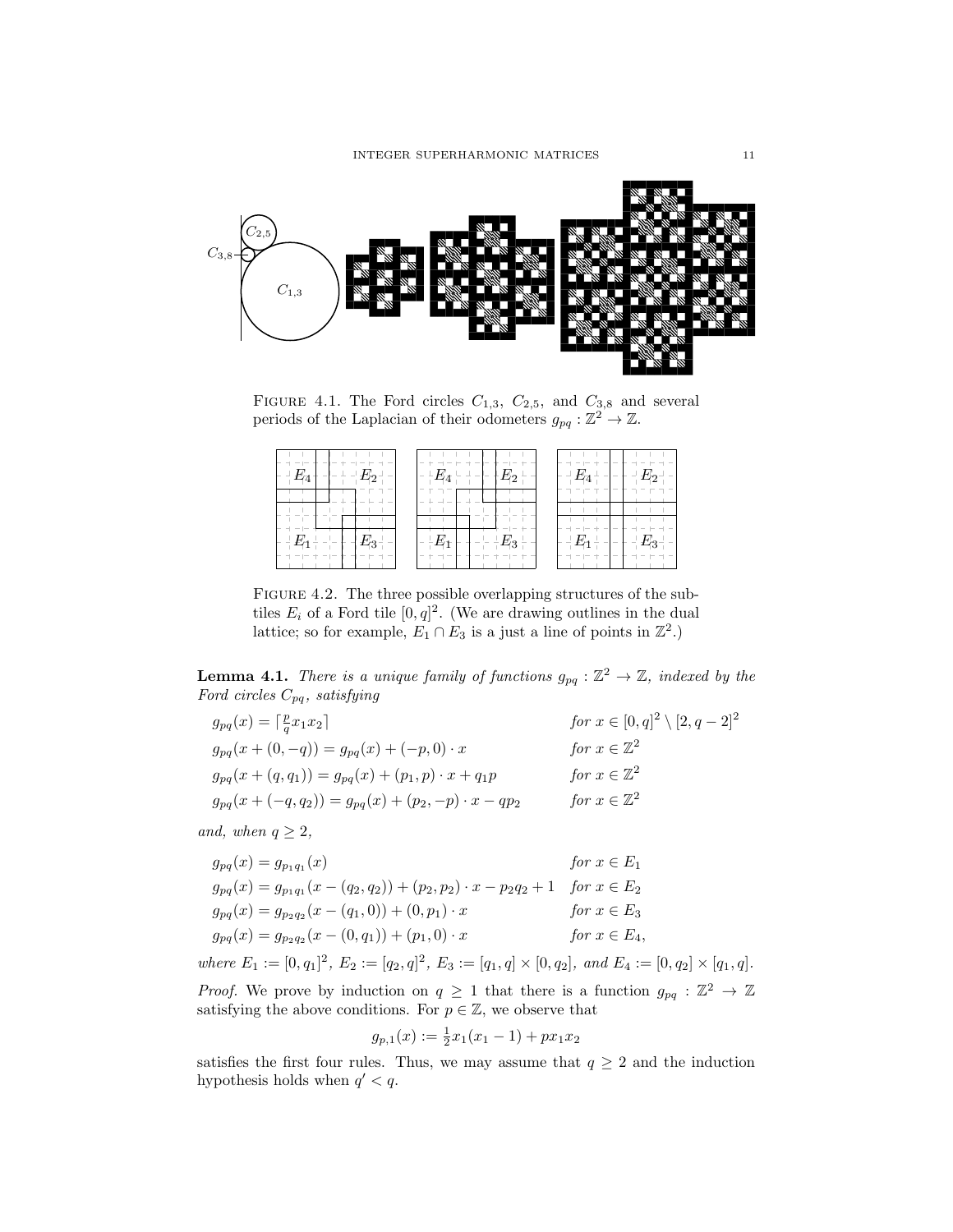FIGURE 4.1. The Ford circles $C_{1,3}$, $C_{2,5}$, and $C_{3,8}$ and several periods of the Laplacian of their odometers $g_{pq} : \mathbb{Z}^2 \to \mathbb{Z}$.

FIGURE 4.2. The three possible overlapping structures of the subtiles $E_i$ of a Ford tile $[0,q]^2$. (We are drawing outlines in the dual lattice; so for example, $E_1 \cap E_3$ is a just a line of points in $\mathbb{Z}^2$.)

**Lemma 4.1.** *There is a unique family of functions $g_{pq} : \mathbb{Z}^2 \to \mathbb{Z}$, indexed by the Ford circles $C_{pq}$, satisfying*

$$
\begin{aligned}
&g_{pq}(x) = \lceil \tfrac{p}{q} x_1 x_2 \rceil && \textit{for } x \in [0,q]^2 \setminus [2, q-2]^2 \\
&g_{pq}(x + (0,-q)) = g_{pq}(x) + (-p, 0) \cdot x && \textit{for } x \in \mathbb{Z}^2 \\
&g_{pq}(x + (q, q_1)) = g_{pq}(x) + (p_1, p) \cdot x + q_1 p && \textit{for } x \in \mathbb{Z}^2 \\
&g_{pq}(x + (-q, q_2)) = g_{pq}(x) + (p_2, -p) \cdot x - q p_2 && \textit{for } x \in \mathbb{Z}^2
\end{aligned}
$$

*and, when $q \geq 2$,*

$$
\begin{aligned}
&g_{pq}(x) = g_{p_1 q_1}(x) && \textit{for } x \in E_1 \\
&g_{pq}(x) = g_{p_1 q_1}(x - (q_2, q_2)) + (p_2, p_2) \cdot x - p_2 q_2 + 1 && \textit{for } x \in E_2 \\
&g_{pq}(x) = g_{p_2 q_2}(x - (q_1, 0)) + (0, p_1) \cdot x && \textit{for } x \in E_3 \\
&g_{pq}(x) = g_{p_2 q_2}(x - (0, q_1)) + (p_1, 0) \cdot x && \textit{for } x \in E_4,
\end{aligned}
$$

*where $E_1 := [0, q_1]^2$, $E_2 := [q_2, q]^2$, $E_3 := [q_1, q] \times [0, q_2]$, and $E_4 := [0, q_2] \times [q_1, q]$.*

*Proof.* We prove by induction on $q \geq 1$ that there is a function $g_{pq} : \mathbb{Z}^2 \to \mathbb{Z}$ satisfying the above conditions. For $p \in \mathbb{Z}$, we observe that

$$g_{p,1}(x) := \tfrac{1}{2} x_1 (x_1 - 1) + p x_1 x_2$$

satisfies the first four rules. Thus, we may assume that $q \geq 2$ and the induction hypothesis holds when $q' < q$.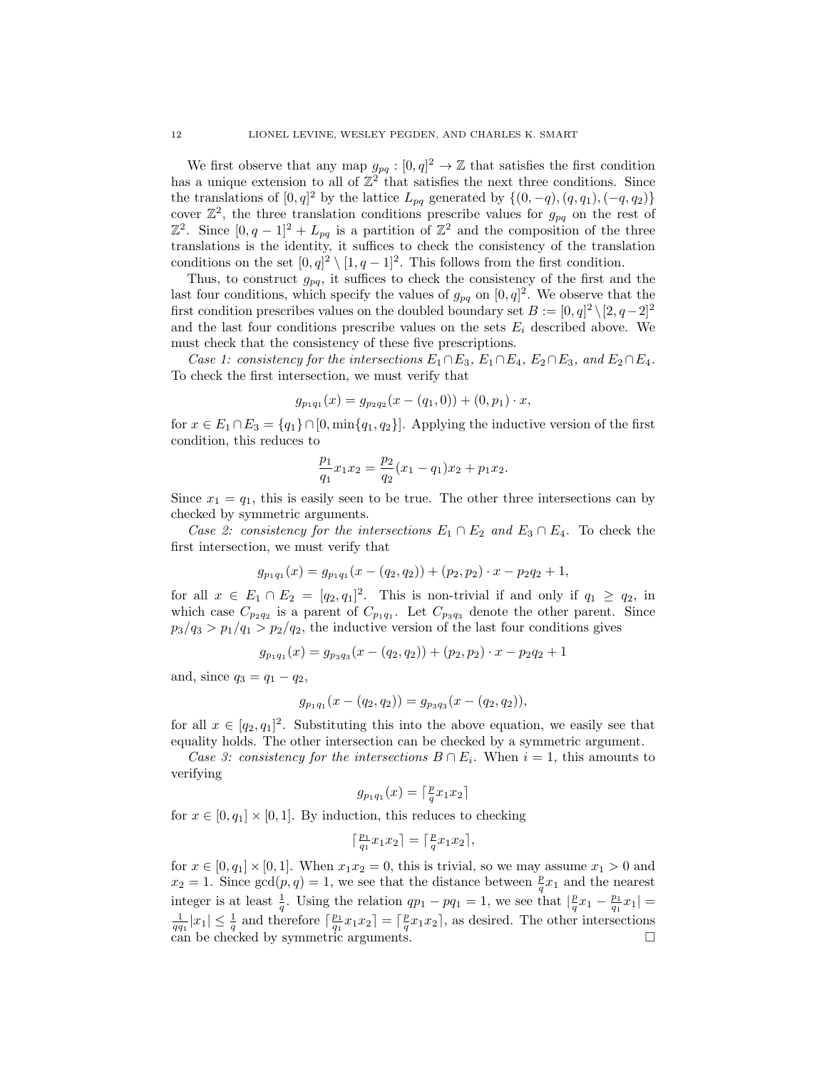We first observe that any map $g_{pq} : [0, q]^2 \to \mathbb{Z}$ that satisfies the first condition has a unique extension to all of $\mathbb{Z}^2$ that satisfies the next three conditions. Since the translations of $[0, q]^2$ by the lattice $L_{pq}$ generated by $\{(0, -q), (q, q_1), (-q, q_2)\}$ cover $\mathbb{Z}^2$, the three translation conditions prescribe values for $g_{pq}$ on the rest of $\mathbb{Z}^2$. Since $[0, q-1]^2 + L_{pq}$ is a partition of $\mathbb{Z}^2$ and the composition of the three translations is the identity, it suffices to check the consistency of the translation conditions on the set $[0, q]^2 \setminus [1, q-1]^2$. This follows from the first condition.

Thus, to construct $g_{pq}$, it suffices to check the consistency of the first and the last four conditions, which specify the values of $g_{pq}$ on $[0, q]^2$. We observe that the first condition prescribes values on the doubled boundary set $B := [0, q]^2 \setminus [2, q-2]^2$ and the last four conditions prescribe values on the sets $E_i$ described above. We must check that the consistency of these five prescriptions.

*Case 1: consistency for the intersections $E_1 \cap E_3$, $E_1 \cap E_4$, $E_2 \cap E_3$, and $E_2 \cap E_4$.* To check the first intersection, we must verify that

$$g_{p_1 q_1}(x) = g_{p_2 q_2}(x - (q_1, 0)) + (0, p_1) \cdot x,$$

for $x \in E_1 \cap E_3 = \{q_1\} \cap [0, \min\{q_1, q_2\}]$. Applying the inductive version of the first condition, this reduces to

$$\frac{p_1}{q_1} x_1 x_2 = \frac{p_2}{q_2}(x_1 - q_1) x_2 + p_1 x_2.$$

Since $x_1 = q_1$, this is easily seen to be true. The other three intersections can by checked by symmetric arguments.

*Case 2: consistency for the intersections $E_1 \cap E_2$ and $E_3 \cap E_4$.* To check the first intersection, we must verify that

$$g_{p_1 q_1}(x) = g_{p_1 q_1}(x - (q_2, q_2)) + (p_2, p_2) \cdot x - p_2 q_2 + 1,$$

for all $x \in E_1 \cap E_2 = [q_2, q_1]^2$. This is non-trivial if and only if $q_1 \geq q_2$, in which case $C_{p_2 q_2}$ is a parent of $C_{p_1 q_1}$. Let $C_{p_3 q_3}$ denote the other parent. Since $p_3/q_3 > p_1/q_1 > p_2/q_2$, the inductive version of the last four conditions gives

$$g_{p_1 q_1}(x) = g_{p_3 q_3}(x - (q_2, q_2)) + (p_2, p_2) \cdot x - p_2 q_2 + 1$$

and, since $q_3 = q_1 - q_2$,

$$g_{p_1 q_1}(x - (q_2, q_2)) = g_{p_3 q_3}(x - (q_2, q_2)),$$

for all $x \in [q_2, q_1]^2$. Substituting this into the above equation, we easily see that equality holds. The other intersection can be checked by a symmetric argument.

*Case 3: consistency for the intersections $B \cap E_i$.* When $i = 1$, this amounts to verifying

$$g_{p_1 q_1}(x) = \lceil \tfrac{p}{q} x_1 x_2 \rceil$$

for $x \in [0, q_1] \times [0, 1]$. By induction, this reduces to checking

$$\lceil \tfrac{p_1}{q_1} x_1 x_2 \rceil = \lceil \tfrac{p}{q} x_1 x_2 \rceil,$$

for $x \in [0, q_1] \times [0, 1]$. When $x_1 x_2 = 0$, this is trivial, so we may assume $x_1 > 0$ and $x_2 = 1$. Since $\gcd(p, q) = 1$, we see that the distance between $\frac{p}{q} x_1$ and the nearest integer is at least $\frac{1}{q}$. Using the relation $q p_1 - p q_1 = 1$, we see that $|\frac{p}{q} x_1 - \frac{p_1}{q_1} x_1| = \frac{1}{q q_1} |x_1| \leq \frac{1}{q}$ and therefore $\lceil \frac{p_1}{q_1} x_1 x_2 \rceil = \lceil \frac{p}{q} x_1 x_2 \rceil$, as desired. The other intersections can be checked by symmetric arguments. $\square$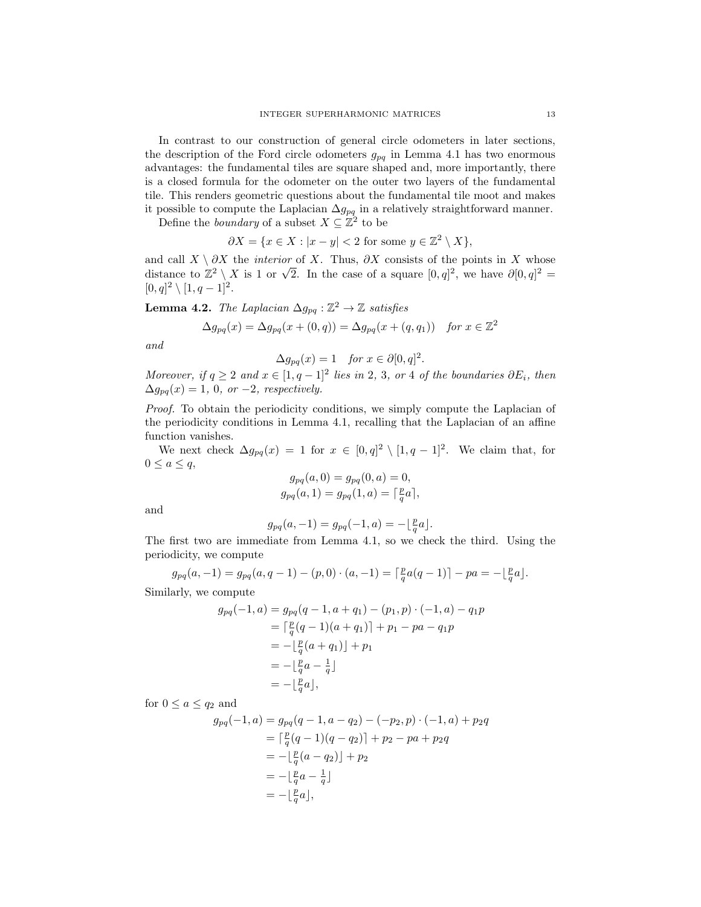In contrast to our construction of general circle odometers in later sections, the description of the Ford circle odometers $g_{pq}$ in Lemma 4.1 has two enormous advantages: the fundamental tiles are square shaped and, more importantly, there is a closed formula for the odometer on the outer two layers of the fundamental tile. This renders geometric questions about the fundamental tile moot and makes it possible to compute the Laplacian $\Delta g_{pq}$ in a relatively straightforward manner.

Define the *boundary* of a subset $X \subseteq \mathbb{Z}^2$ to be

$$\partial X = \{x \in X : |x - y| < 2 \text{ for some } y \in \mathbb{Z}^2 \setminus X\},$$

and call $X \setminus \partial X$ the *interior* of $X$. Thus, $\partial X$ consists of the points in $X$ whose distance to $\mathbb{Z}^2 \setminus X$ is 1 or $\sqrt{2}$. In the case of a square $[0, q]^2$, we have $\partial[0, q]^2 = [0, q]^2 \setminus [1, q-1]^2$.

**Lemma 4.2.** *The Laplacian $\Delta g_{pq} : \mathbb{Z}^2 \to \mathbb{Z}$ satisfies*

$$\Delta g_{pq}(x) = \Delta g_{pq}(x + (0, q)) = \Delta g_{pq}(x + (q, q_1)) \quad \text{for } x \in \mathbb{Z}^2$$

*and*

$$\Delta g_{pq}(x) = 1 \quad \text{for } x \in \partial[0, q]^2.$$

*Moreover, if $q \geq 2$ and $x \in [1, q-1]^2$ lies in 2, 3, or 4 of the boundaries $\partial E_i$, then $\Delta g_{pq}(x) = 1$, 0, or $-2$, respectively.*

*Proof.* To obtain the periodicity conditions, we simply compute the Laplacian of the periodicity conditions in Lemma 4.1, recalling that the Laplacian of an affine function vanishes.

We next check $\Delta g_{pq}(x) = 1$ for $x \in [0, q]^2 \setminus [1, q-1]^2$. We claim that, for $0 \leq a \leq q$,

$$g_{pq}(a, 0) = g_{pq}(0, a) = 0,$$
$$g_{pq}(a, 1) = g_{pq}(1, a) = \lceil \tfrac{p}{q} a \rceil,$$

and

$$g_{pq}(a, -1) = g_{pq}(-1, a) = -\lfloor \tfrac{p}{q} a \rfloor.$$

The first two are immediate from Lemma 4.1, so we check the third. Using the periodicity, we compute

$$g_{pq}(a, -1) = g_{pq}(a, q-1) - (p, 0) \cdot (a, -1) = \lceil \tfrac{p}{q} a(q-1) \rceil - pa = -\lfloor \tfrac{p}{q} a \rfloor.$$

Similarly, we compute

$$\begin{aligned}
g_{pq}(-1, a) &= g_{pq}(q-1, a+q_1) - (p_1, p) \cdot (-1, a) - q_1 p \\
&= \lceil \tfrac{p}{q}(q-1)(a+q_1) \rceil + p_1 - pa - q_1 p \\
&= -\lfloor \tfrac{p}{q}(a+q_1) \rfloor + p_1 \\
&= -\lfloor \tfrac{p}{q} a - \tfrac{1}{q} \rfloor \\
&= -\lfloor \tfrac{p}{q} a \rfloor,
\end{aligned}$$

for $0 \leq a \leq q_2$ and

$$\begin{aligned}
g_{pq}(-1, a) &= g_{pq}(q-1, a-q_2) - (-p_2, p) \cdot (-1, a) + p_2 q \\
&= \lceil \tfrac{p}{q}(q-1)(q-q_2) \rceil + p_2 - pa + p_2 q \\
&= -\lfloor \tfrac{p}{q}(a-q_2) \rfloor + p_2 \\
&= -\lfloor \tfrac{p}{q} a - \tfrac{1}{q} \rfloor \\
&= -\lfloor \tfrac{p}{q} a \rfloor,
\end{aligned}$$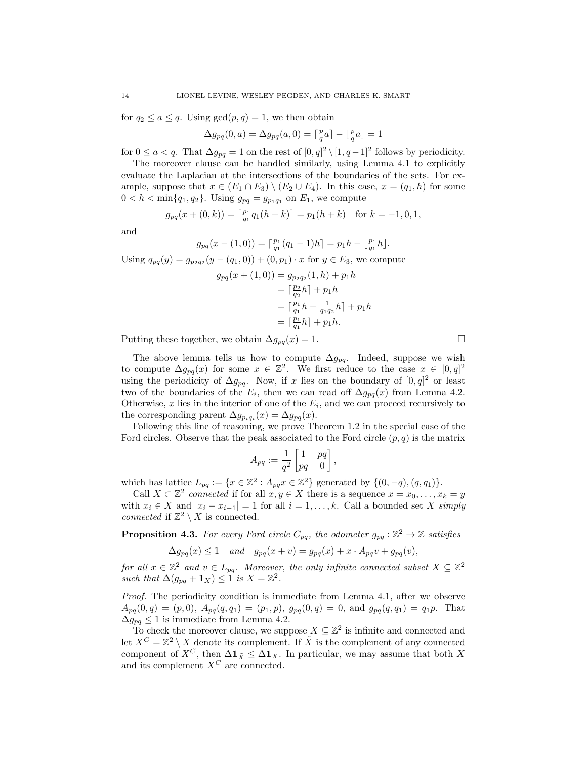for $q_2 \le a \le q$. Using $\gcd(p,q) = 1$, we then obtain

$$\Delta g_{pq}(0,a) = \Delta g_{pq}(a,0) = \lceil \tfrac{p}{q} a \rceil - \lfloor \tfrac{p}{q} a \rfloor = 1$$

for $0 \le a < q$. That $\Delta g_{pq} = 1$ on the rest of $[0,q]^2 \setminus [1, q-1]^2$ follows by periodicity.

The moreover clause can be handled similarly, using Lemma 4.1 to explicitly evaluate the Laplacian at the intersections of the boundaries of the sets. For example, suppose that $x \in (E_1 \cap E_3) \setminus (E_2 \cup E_4)$. In this case, $x = (q_1, h)$ for some $0 < h < \min\{q_1, q_2\}$. Using $g_{pq} = g_{p_1 q_1}$ on $E_1$, we compute

$$g_{pq}(x + (0,k)) = \lceil \tfrac{p_1}{q_1} q_1 (h+k) \rceil = p_1 (h+k) \quad \text{for } k = -1, 0, 1,$$

and

$$g_{pq}(x - (1,0)) = \lceil \tfrac{p_1}{q_1} (q_1 - 1) h \rceil = p_1 h - \lfloor \tfrac{p_1}{q_1} h \rfloor.$$

Using $q_{pq}(y) = g_{p_2 q_2}(y - (q_1, 0)) + (0, p_1) \cdot x$ for $y \in E_3$, we compute

$$\begin{aligned} g_{pq}(x + (1,0)) &= g_{p_2 q_2}(1, h) + p_1 h \\ &= \lceil \tfrac{p_2}{q_2} h \rceil + p_1 h \\ &= \lceil \tfrac{p_1}{q_1} h - \tfrac{1}{q_1 q_2} h \rceil + p_1 h \\ &= \lceil \tfrac{p_1}{q_1} h \rceil + p_1 h. \end{aligned}$$

Putting these together, we obtain $\Delta g_{pq}(x) = 1$. $\square$

The above lemma tells us how to compute $\Delta g_{pq}$. Indeed, suppose we wish to compute $\Delta g_{pq}(x)$ for some $x \in \mathbb{Z}^2$. We first reduce to the case $x \in [0,q]^2$ using the periodicity of $\Delta g_{pq}$. Now, if $x$ lies on the boundary of $[0,q]^2$ or least two of the boundaries of the $E_i$, then we can read off $\Delta g_{pq}(x)$ from Lemma 4.2. Otherwise, $x$ lies in the interior of one of the $E_i$, and we can proceed recursively to the corresponding parent $\Delta g_{p_i q_i}(x) = \Delta g_{pq}(x)$.

Following this line of reasoning, we prove Theorem 1.2 in the special case of the Ford circles. Observe that the peak associated to the Ford circle $(p,q)$ is the matrix

$$A_{pq} := \frac{1}{q^2} \begin{bmatrix} 1 & pq \\ pq & 0 \end{bmatrix},$$

which has lattice $L_{pq} := \{x \in \mathbb{Z}^2 : A_{pq} x \in \mathbb{Z}^2\}$ generated by $\{(0, -q), (q, q_1)\}$.

Call $X \subset \mathbb{Z}^2$ *connected* if for all $x, y \in X$ there is a sequence $x = x_0, \ldots, x_k = y$ with $x_i \in X$ and $|x_i - x_{i-1}| = 1$ for all $i = 1, \ldots, k$. Call a bounded set $X$ *simply connected* if $\mathbb{Z}^2 \setminus X$ is connected.

**Proposition 4.3.** *For every Ford circle $C_{pq}$, the odometer $g_{pq} : \mathbb{Z}^2 \to \mathbb{Z}$ satisfies*

$$\Delta g_{pq}(x) \le 1 \quad \text{and} \quad g_{pq}(x + v) = g_{pq}(x) + x \cdot A_{pq} v + g_{pq}(v),$$

*for all $x \in \mathbb{Z}^2$ and $v \in L_{pq}$. Moreover, the only infinite connected subset $X \subseteq \mathbb{Z}^2$ such that $\Delta(g_{pq} + \mathbf{1}_X) \le 1$ is $X = \mathbb{Z}^2$.*

*Proof.* The periodicity condition is immediate from Lemma 4.1, after we observe $A_{pq}(0,q) = (p, 0)$, $A_{pq}(q, q_1) = (p_1, p)$, $g_{pq}(0,q) = 0$, and $g_{pq}(q, q_1) = q_1 p$. That $\Delta g_{pq} \le 1$ is immediate from Lemma 4.2.

To check the moreover clause, we suppose $X \subseteq \mathbb{Z}^2$ is infinite and connected and let $X^C = \mathbb{Z}^2 \setminus X$ denote its complement. If $\tilde{X}$ is the complement of any connected component of $X^C$, then $\Delta \mathbf{1}_{\tilde{X}} \le \Delta \mathbf{1}_X$. In particular, we may assume that both $X$ and its complement $X^C$ are connected.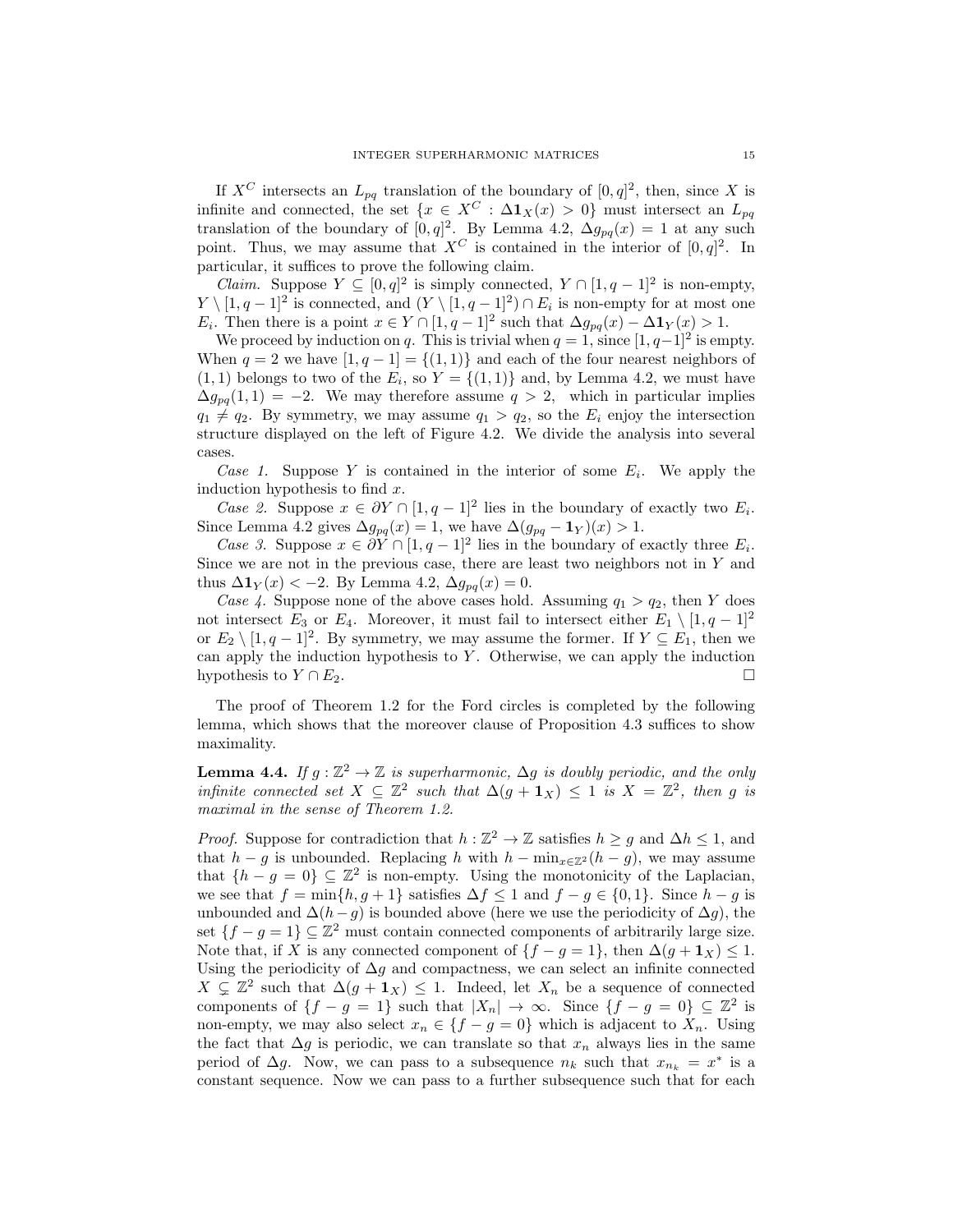If $X^C$ intersects an $L_{pq}$ translation of the boundary of $[0,q]^2$, then, since $X$ is infinite and connected, the set $\{x \in X^C : \Delta \mathbf{1}_X(x) > 0\}$ must intersect an $L_{pq}$ translation of the boundary of $[0,q]^2$. By Lemma 4.2, $\Delta g_{pq}(x) = 1$ at any such point. Thus, we may assume that $X^C$ is contained in the interior of $[0,q]^2$. In particular, it suffices to prove the following claim.

*Claim.* Suppose $Y \subseteq [0,q]^2$ is simply connected, $Y \cap [1,q-1]^2$ is non-empty, $Y \setminus [1,q-1]^2$ is connected, and $(Y \setminus [1,q-1]^2) \cap E_i$ is non-empty for at most one $E_i$. Then there is a point $x \in Y \cap [1,q-1]^2$ such that $\Delta g_{pq}(x) - \Delta \mathbf{1}_Y(x) > 1$.

We proceed by induction on $q$. This is trivial when $q = 1$, since $[1,q-1]^2$ is empty. When $q = 2$ we have $[1,q-1] = \{(1,1)\}$ and each of the four nearest neighbors of $(1,1)$ belongs to two of the $E_i$, so $Y = \{(1,1)\}$ and, by Lemma 4.2, we must have $\Delta g_{pq}(1,1) = -2$. We may therefore assume $q > 2$, which in particular implies $q_1 \neq q_2$. By symmetry, we may assume $q_1 > q_2$, so the $E_i$ enjoy the intersection structure displayed on the left of Figure 4.2. We divide the analysis into several cases.

*Case 1.* Suppose $Y$ is contained in the interior of some $E_i$. We apply the induction hypothesis to find $x$.

*Case 2.* Suppose $x \in \partial Y \cap [1,q-1]^2$ lies in the boundary of exactly two $E_i$. Since Lemma 4.2 gives $\Delta g_{pq}(x) = 1$, we have $\Delta(g_{pq} - \mathbf{1}_Y)(x) > 1$.

*Case 3.* Suppose $x \in \partial Y \cap [1,q-1]^2$ lies in the boundary of exactly three $E_i$. Since we are not in the previous case, there are least two neighbors not in $Y$ and thus $\Delta \mathbf{1}_Y(x) < -2$. By Lemma 4.2, $\Delta g_{pq}(x) = 0$.

*Case 4.* Suppose none of the above cases hold. Assuming $q_1 > q_2$, then $Y$ does not intersect $E_3$ or $E_4$. Moreover, it must fail to intersect either $E_1 \setminus [1,q-1]^2$ or $E_2 \setminus [1,q-1]^2$. By symmetry, we may assume the former. If $Y \subseteq E_1$, then we can apply the induction hypothesis to $Y$. Otherwise, we can apply the induction hypothesis to $Y \cap E_2$. □

The proof of Theorem 1.2 for the Ford circles is completed by the following lemma, which shows that the moreover clause of Proposition 4.3 suffices to show maximality.

**Lemma 4.4.** *If $g : \mathbb{Z}^2 \to \mathbb{Z}$ is superharmonic, $\Delta g$ is doubly periodic, and the only infinite connected set $X \subseteq \mathbb{Z}^2$ such that $\Delta(g + \mathbf{1}_X) \leq 1$ is $X = \mathbb{Z}^2$, then $g$ is maximal in the sense of Theorem 1.2.*

*Proof.* Suppose for contradiction that $h : \mathbb{Z}^2 \to \mathbb{Z}$ satisfies $h \geq g$ and $\Delta h \leq 1$, and that $h - g$ is unbounded. Replacing $h$ with $h - \min_{x \in \mathbb{Z}^2}(h - g)$, we may assume that $\{h - g = 0\} \subseteq \mathbb{Z}^2$ is non-empty. Using the monotonicity of the Laplacian, we see that $f = \min\{h, g + 1\}$ satisfies $\Delta f \leq 1$ and $f - g \in \{0, 1\}$. Since $h - g$ is unbounded and $\Delta(h - g)$ is bounded above (here we use the periodicity of $\Delta g$), the set $\{f - g = 1\} \subseteq \mathbb{Z}^2$ must contain connected components of arbitrarily large size. Note that, if $X$ is any connected component of $\{f - g = 1\}$, then $\Delta(g + \mathbf{1}_X) \leq 1$. Using the periodicity of $\Delta g$ and compactness, we can select an infinite connected $X \subsetneq \mathbb{Z}^2$ such that $\Delta(g + \mathbf{1}_X) \leq 1$. Indeed, let $X_n$ be a sequence of connected components of $\{f - g = 1\}$ such that $|X_n| \to \infty$. Since $\{f - g = 0\} \subseteq \mathbb{Z}^2$ is non-empty, we may also select $x_n \in \{f - g = 0\}$ which is adjacent to $X_n$. Using the fact that $\Delta g$ is periodic, we can translate so that $x_n$ always lies in the same period of $\Delta g$. Now, we can pass to a subsequence $n_k$ such that $x_{n_k} = x^*$ is a constant sequence. Now we can pass to a further subsequence such that for each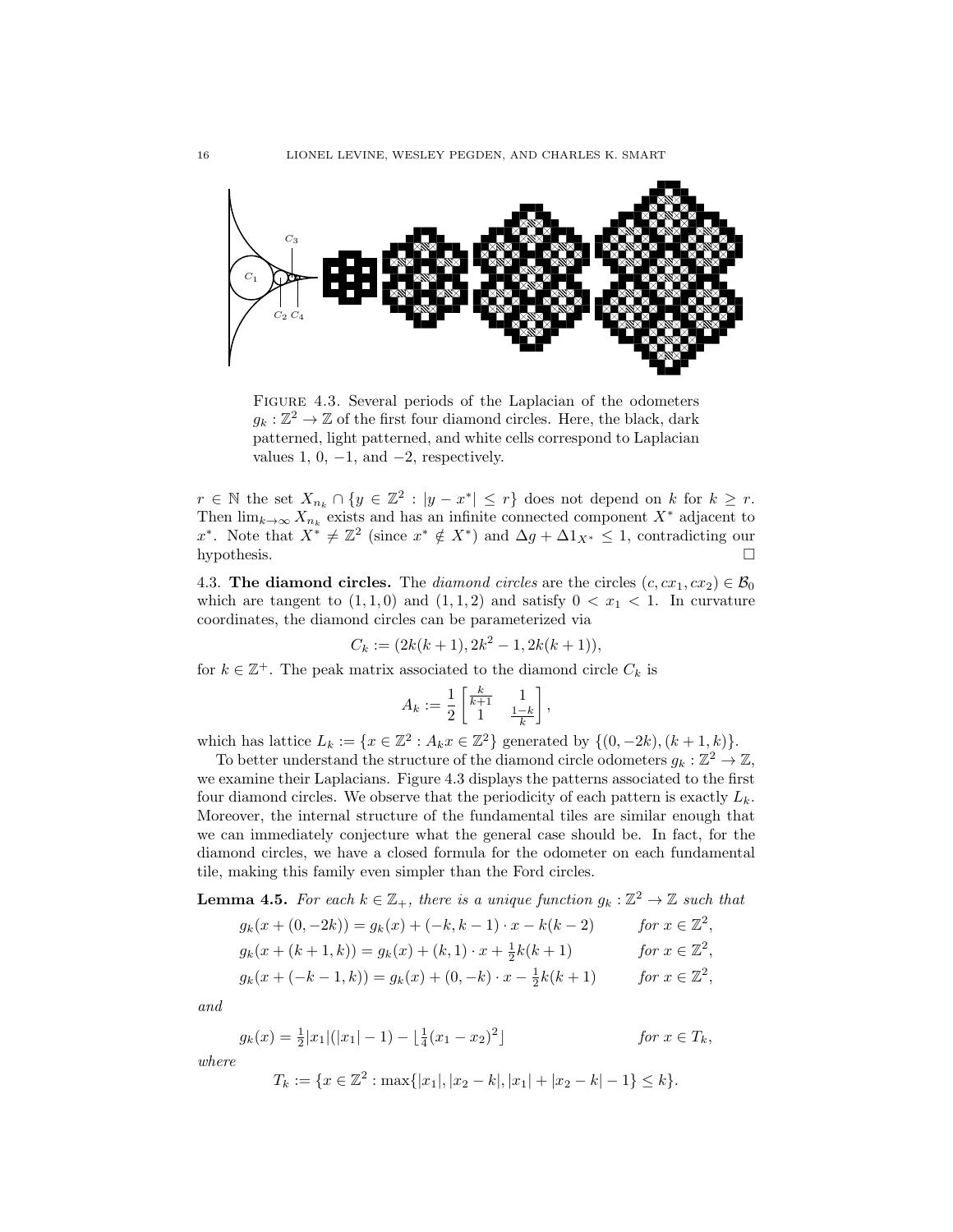FIGURE 4.3. Several periods of the Laplacian of the odometers $g_k : \mathbb{Z}^2 \to \mathbb{Z}$ of the first four diamond circles. Here, the black, dark patterned, light patterned, and white cells correspond to Laplacian values 1, 0, −1, and −2, respectively.

$r \in \mathbb{N}$ the set $X_{n_k} \cap \{y \in \mathbb{Z}^2 : |y - x^*| \le r\}$ does not depend on $k$ for $k \ge r$. Then $\lim_{k\to\infty} X_{n_k}$ exists and has an infinite connected component $X^*$ adjacent to $x^*$. Note that $X^* \neq \mathbb{Z}^2$ (since $x^* \notin X^*$) and $\Delta g + \Delta 1_{X^*} \le 1$, contradicting our hypothesis. $\square$

4.3. **The diamond circles.** The *diamond circles* are the circles $(c, cx_1, cx_2) \in \mathcal{B}_0$ which are tangent to $(1, 1, 0)$ and $(1, 1, 2)$ and satisfy $0 < x_1 < 1$. In curvature coordinates, the diamond circles can be parameterized via

$$C_k := (2k(k+1), 2k^2 - 1, 2k(k+1)),$$

for $k \in \mathbb{Z}^+$. The peak matrix associated to the diamond circle $C_k$ is

$$A_k := \frac{1}{2}\begin{bmatrix} \frac{k}{k+1} & 1 \\ 1 & \frac{1-k}{k} \end{bmatrix},$$

which has lattice $L_k := \{x \in \mathbb{Z}^2 : A_k x \in \mathbb{Z}^2\}$ generated by $\{(0, -2k), (k+1, k)\}$.

To better understand the structure of the diamond circle odometers $g_k : \mathbb{Z}^2 \to \mathbb{Z}$, we examine their Laplacians. Figure 4.3 displays the patterns associated to the first four diamond circles. We observe that the periodicity of each pattern is exactly $L_k$. Moreover, the internal structure of the fundamental tiles are similar enough that we can immediately conjecture what the general case should be. In fact, for the diamond circles, we have a closed formula for the odometer on each fundamental tile, making this family even simpler than the Ford circles.

**Lemma 4.5.** *For each $k \in \mathbb{Z}_+$, there is a unique function $g_k : \mathbb{Z}^2 \to \mathbb{Z}$ such that*

$$g_k(x + (0, -2k)) = g_k(x) + (-k, k-1) \cdot x - k(k-2) \qquad \text{for } x \in \mathbb{Z}^2,$$

$$g_k(x + (k+1, k)) = g_k(x) + (k, 1) \cdot x + \tfrac{1}{2}k(k+1) \qquad \text{for } x \in \mathbb{Z}^2,$$

$$g_k(x + (-k-1, k)) = g_k(x) + (0, -k) \cdot x - \tfrac{1}{2}k(k+1) \qquad \text{for } x \in \mathbb{Z}^2,$$

*and*

$$g_k(x) = \tfrac{1}{2}|x_1|(|x_1| - 1) - \lfloor \tfrac{1}{4}(x_1 - x_2)^2 \rfloor \qquad \text{for } x \in T_k,$$

*where*

$$T_k := \{x \in \mathbb{Z}^2 : \max\{|x_1|, |x_2 - k|, |x_1| + |x_2 - k| - 1\} \le k\}.$$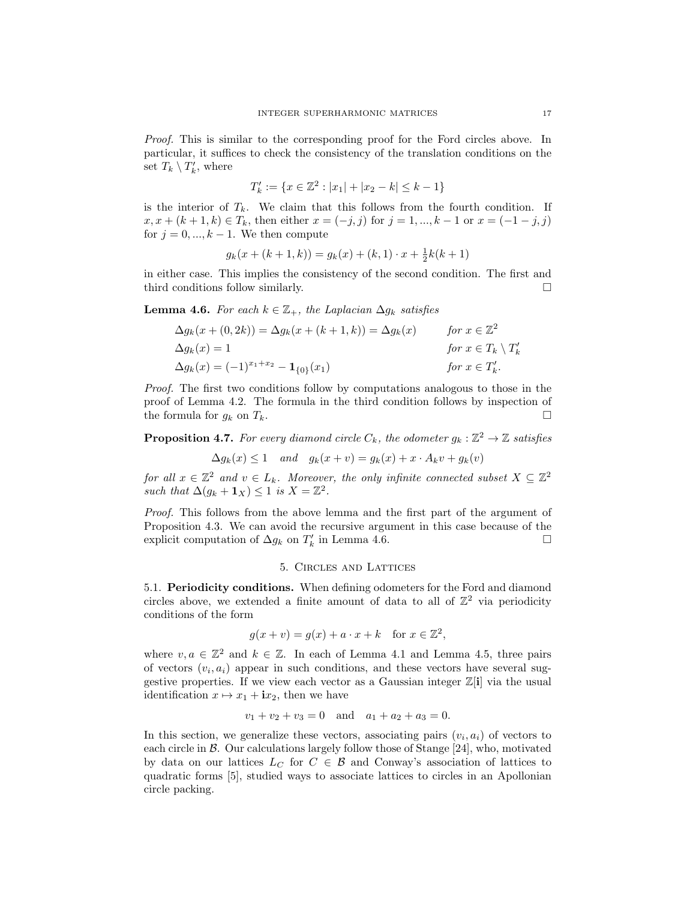*Proof.* This is similar to the corresponding proof for the Ford circles above. In particular, it suffices to check the consistency of the translation conditions on the set $T_k \setminus T_k'$, where

$$T_k' := \{x \in \mathbb{Z}^2 : |x_1| + |x_2 - k| \leq k - 1\}$$

is the interior of $T_k$. We claim that this follows from the fourth condition. If $x, x + (k+1, k) \in T_k$, then either $x = (-j, j)$ for $j = 1, ..., k-1$ or $x = (-1-j, j)$ for $j = 0, ..., k-1$. We then compute

$$g_k(x + (k+1, k)) = g_k(x) + (k, 1) \cdot x + \tfrac{1}{2}k(k+1)$$

in either case. This implies the consistency of the second condition. The first and third conditions follow similarly. $\square$

**Lemma 4.6.** *For each $k \in \mathbb{Z}_+$, the Laplacian $\Delta g_k$ satisfies*

$$\begin{aligned}
&\Delta g_k(x + (0, 2k)) = \Delta g_k(x + (k+1, k)) = \Delta g_k(x) && \text{for } x \in \mathbb{Z}^2 \\
&\Delta g_k(x) = 1 && \text{for } x \in T_k \setminus T_k' \\
&\Delta g_k(x) = (-1)^{x_1 + x_2} - \mathbf{1}_{\{0\}}(x_1) && \text{for } x \in T_k'.
\end{aligned}$$

*Proof.* The first two conditions follow by computations analogous to those in the proof of Lemma 4.2. The formula in the third condition follows by inspection of the formula for $g_k$ on $T_k$. $\square$

**Proposition 4.7.** *For every diamond circle $C_k$, the odometer $g_k : \mathbb{Z}^2 \to \mathbb{Z}$ satisfies*

$$\Delta g_k(x) \leq 1 \quad \text{and} \quad g_k(x + v) = g_k(x) + x \cdot A_k v + g_k(v)$$

*for all $x \in \mathbb{Z}^2$ and $v \in L_k$. Moreover, the only infinite connected subset $X \subseteq \mathbb{Z}^2$ such that $\Delta(g_k + \mathbf{1}_X) \leq 1$ is $X = \mathbb{Z}^2$.*

*Proof.* This follows from the above lemma and the first part of the argument of Proposition 4.3. We can avoid the recursive argument in this case because of the explicit computation of $\Delta g_k$ on $T_k'$ in Lemma 4.6. $\square$

## 5. Circles and Lattices

**5.1. Periodicity conditions.** When defining odometers for the Ford and diamond circles above, we extended a finite amount of data to all of $\mathbb{Z}^2$ via periodicity conditions of the form

$$g(x + v) = g(x) + a \cdot x + k \quad \text{for } x \in \mathbb{Z}^2,$$

where $v, a \in \mathbb{Z}^2$ and $k \in \mathbb{Z}$. In each of Lemma 4.1 and Lemma 4.5, three pairs of vectors $(v_i, a_i)$ appear in such conditions, and these vectors have several suggestive properties. If we view each vector as a Gaussian integer $\mathbb{Z}[\mathbf{i}]$ via the usual identification $x \mapsto x_1 + \mathbf{i}x_2$, then we have

$$v_1 + v_2 + v_3 = 0 \quad \text{and} \quad a_1 + a_2 + a_3 = 0.$$

In this section, we generalize these vectors, associating pairs $(v_i, a_i)$ of vectors to each circle in $\mathcal{B}$. Our calculations largely follow those of Stange [24], who, motivated by data on our lattices $L_C$ for $C \in \mathcal{B}$ and Conway's association of lattices to quadratic forms [5], studied ways to associate lattices to circles in an Apollonian circle packing.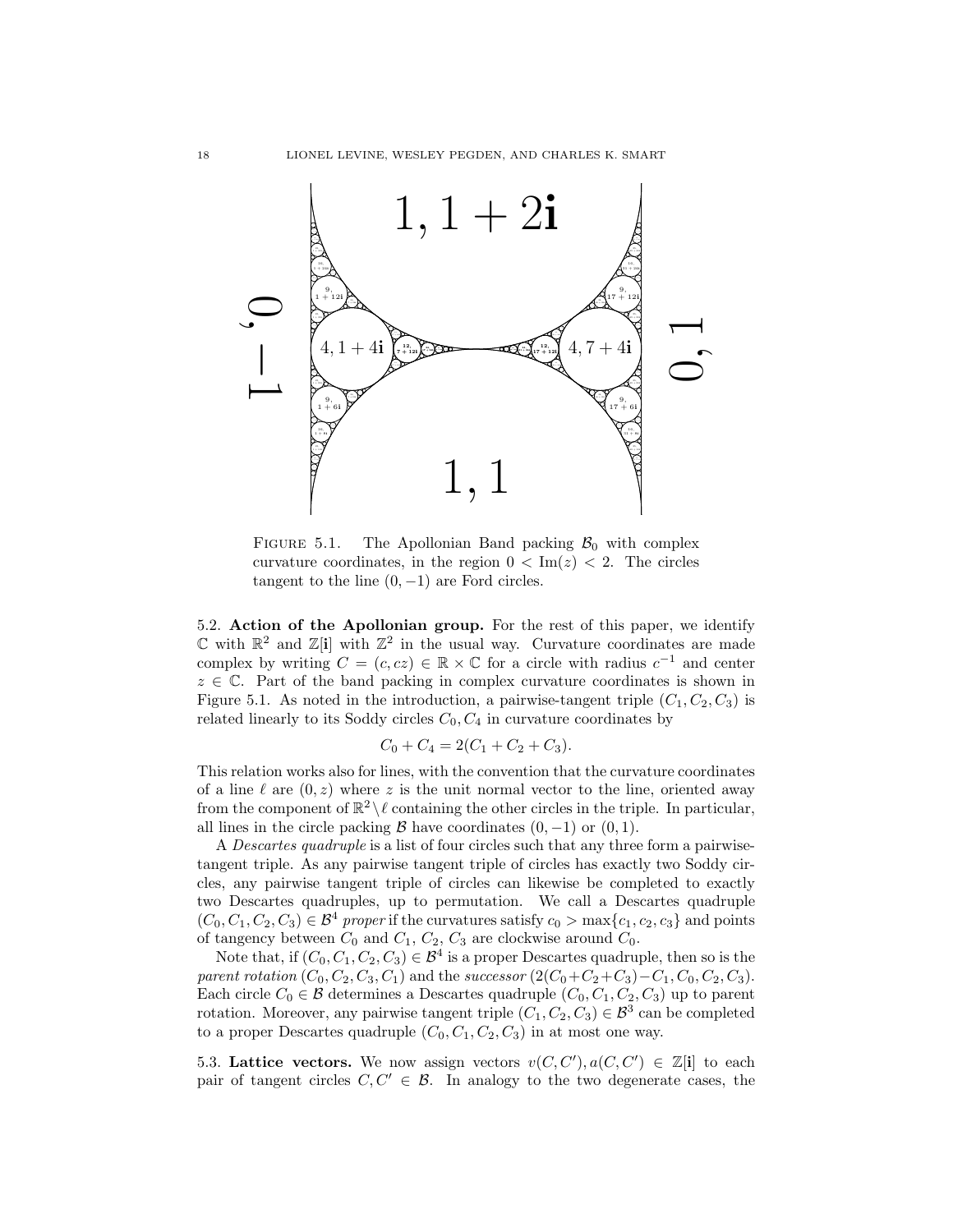FIGURE 5.1. The Apollonian Band packing $\mathcal{B}_0$ with complex curvature coordinates, in the region $0 < \operatorname{Im}(z) < 2$. The circles tangent to the line $(0, -1)$ are Ford circles.

5.2. **Action of the Apollonian group.** For the rest of this paper, we identify $\mathbb{C}$ with $\mathbb{R}^2$ and $\mathbb{Z}[\mathbf{i}]$ with $\mathbb{Z}^2$ in the usual way. Curvature coordinates are made complex by writing $C = (c, cz) \in \mathbb{R} \times \mathbb{C}$ for a circle with radius $c^{-1}$ and center $z \in \mathbb{C}$. Part of the band packing in complex curvature coordinates is shown in Figure 5.1. As noted in the introduction, a pairwise-tangent triple $(C_1, C_2, C_3)$ is related linearly to its Soddy circles $C_0, C_4$ in curvature coordinates by

$$C_0 + C_4 = 2(C_1 + C_2 + C_3).$$

This relation works also for lines, with the convention that the curvature coordinates of a line $\ell$ are $(0, z)$ where $z$ is the unit normal vector to the line, oriented away from the component of $\mathbb{R}^2 \setminus \ell$ containing the other circles in the triple. In particular, all lines in the circle packing $\mathcal{B}$ have coordinates $(0, -1)$ or $(0, 1)$.

A *Descartes quadruple* is a list of four circles such that any three form a pairwise-tangent triple. As any pairwise tangent triple of circles has exactly two Soddy circles, any pairwise tangent triple of circles can likewise be completed to exactly two Descartes quadruples, up to permutation. We call a Descartes quadruple $(C_0, C_1, C_2, C_3) \in \mathcal{B}^4$ *proper* if the curvatures satisfy $c_0 > \max\{c_1, c_2, c_3\}$ and points of tangency between $C_0$ and $C_1$, $C_2$, $C_3$ are clockwise around $C_0$.

Note that, if $(C_0, C_1, C_2, C_3) \in \mathcal{B}^4$ is a proper Descartes quadruple, then so is the *parent rotation* $(C_0, C_2, C_3, C_1)$ and the *successor* $(2(C_0+C_2+C_3)-C_1, C_0, C_2, C_3)$. Each circle $C_0 \in \mathcal{B}$ determines a Descartes quadruple $(C_0, C_1, C_2, C_3)$ up to parent rotation. Moreover, any pairwise tangent triple $(C_1, C_2, C_3) \in \mathcal{B}^3$ can be completed to a proper Descartes quadruple $(C_0, C_1, C_2, C_3)$ in at most one way.

5.3. **Lattice vectors.** We now assign vectors $v(C, C'), a(C, C') \in \mathbb{Z}[\mathbf{i}]$ to each pair of tangent circles $C, C' \in \mathcal{B}$. In analogy to the two degenerate cases, the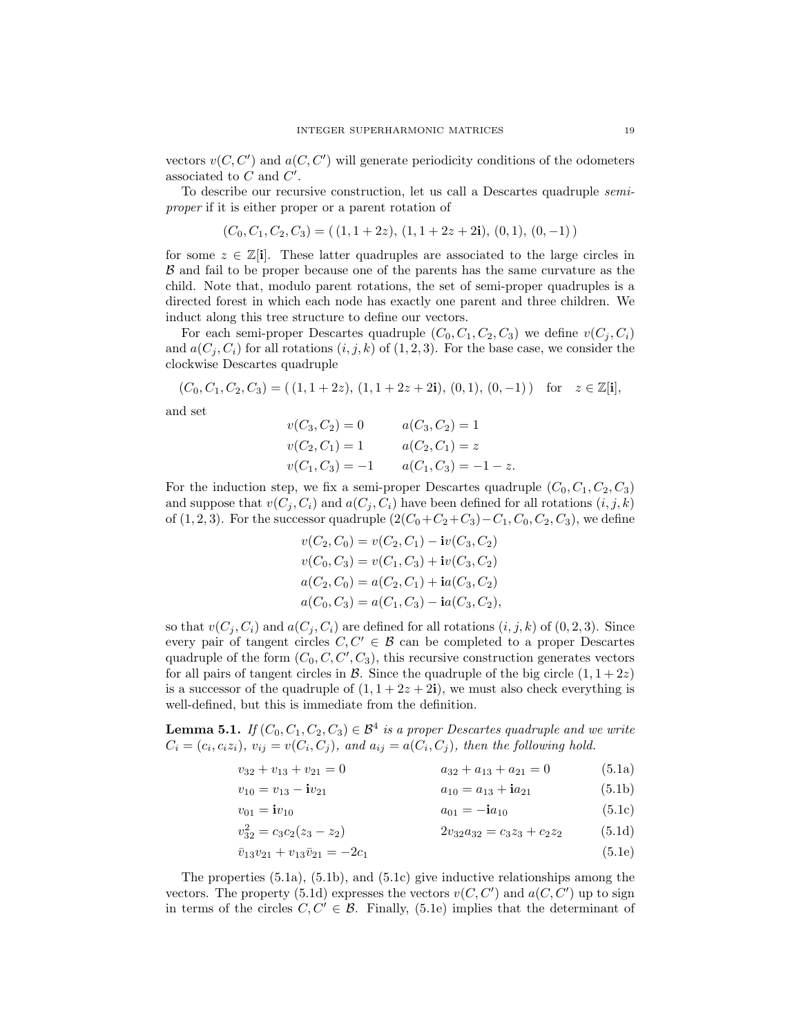vectors $v(C, C')$ and $a(C, C')$ will generate periodicity conditions of the odometers associated to $C$ and $C'$.

To describe our recursive construction, let us call a Descartes quadruple *semi-proper* if it is either proper or a parent rotation of

$$(C_0, C_1, C_2, C_3) = (\,(1, 1 + 2z),\ (1, 1 + 2z + 2\mathbf{i}),\ (0, 1),\ (0, -1)\,)$$

for some $z \in \mathbb{Z}[\mathbf{i}]$. These latter quadruples are associated to the large circles in $\mathcal{B}$ and fail to be proper because one of the parents has the same curvature as the child. Note that, modulo parent rotations, the set of semi-proper quadruples is a directed forest in which each node has exactly one parent and three children. We induct along this tree structure to define our vectors.

For each semi-proper Descartes quadruple $(C_0, C_1, C_2, C_3)$ we define $v(C_j, C_i)$ and $a(C_j, C_i)$ for all rotations $(i, j, k)$ of $(1, 2, 3)$. For the base case, we consider the clockwise Descartes quadruple

$$(C_0, C_1, C_2, C_3) = (\,(1, 1 + 2z),\ (1, 1 + 2z + 2\mathbf{i}),\ (0, 1),\ (0, -1)\,) \quad \text{for} \quad z \in \mathbb{Z}[\mathbf{i}],$$

and set

$$\begin{aligned} v(C_3, C_2) &= 0 & a(C_3, C_2) &= 1 \\ v(C_2, C_1) &= 1 & a(C_2, C_1) &= z \\ v(C_1, C_3) &= -1 & a(C_1, C_3) &= -1 - z. \end{aligned}$$

For the induction step, we fix a semi-proper Descartes quadruple $(C_0, C_1, C_2, C_3)$ and suppose that $v(C_j, C_i)$ and $a(C_j, C_i)$ have been defined for all rotations $(i, j, k)$ of $(1, 2, 3)$. For the successor quadruple $(2(C_0+C_2+C_3)-C_1, C_0, C_2, C_3)$, we define

$$\begin{aligned} v(C_2, C_0) &= v(C_2, C_1) - \mathbf{i}v(C_3, C_2) \\ v(C_0, C_3) &= v(C_1, C_3) + \mathbf{i}v(C_3, C_2) \\ a(C_2, C_0) &= a(C_2, C_1) + \mathbf{i}a(C_3, C_2) \\ a(C_0, C_3) &= a(C_1, C_3) - \mathbf{i}a(C_3, C_2), \end{aligned}$$

so that $v(C_j, C_i)$ and $a(C_j, C_i)$ are defined for all rotations $(i, j, k)$ of $(0, 2, 3)$. Since every pair of tangent circles $C, C' \in \mathcal{B}$ can be completed to a proper Descartes quadruple of the form $(C_0, C, C', C_3)$, this recursive construction generates vectors for all pairs of tangent circles in $\mathcal{B}$. Since the quadruple of the big circle $(1, 1+2z)$ is a successor of the quadruple of $(1, 1+2z+2\mathbf{i})$, we must also check everything is well-defined, but this is immediate from the definition.

**Lemma 5.1.** *If $(C_0, C_1, C_2, C_3) \in \mathcal{B}^4$ is a proper Descartes quadruple and we write $C_i = (c_i, c_i z_i)$, $v_{ij} = v(C_i, C_j)$, and $a_{ij} = a(C_i, C_j)$, then the following hold.*

$$v_{32} + v_{13} + v_{21} = 0 \qquad\qquad a_{32} + a_{13} + a_{21} = 0 \tag{5.1a}$$

$$v_{10} = v_{13} - \mathbf{i}v_{21} \qquad\qquad a_{10} = a_{13} + \mathbf{i}a_{21} \tag{5.1b}$$

$$v_{01} = \mathbf{i}v_{10} \qquad\qquad a_{01} = -\mathbf{i}a_{10} \tag{5.1c}$$

$$v_{32}^2 = c_3 c_2 (z_3 - z_2) \qquad\qquad 2v_{32}a_{32} = c_3 z_3 + c_2 z_2 \tag{5.1d}$$

$$\bar{v}_{13} v_{21} + v_{13} \bar{v}_{21} = -2c_1 \tag{5.1e}$$

The properties (5.1a), (5.1b), and (5.1c) give inductive relationships among the vectors. The property (5.1d) expresses the vectors $v(C, C')$ and $a(C, C')$ up to sign in terms of the circles $C, C' \in \mathcal{B}$. Finally, (5.1e) implies that the determinant of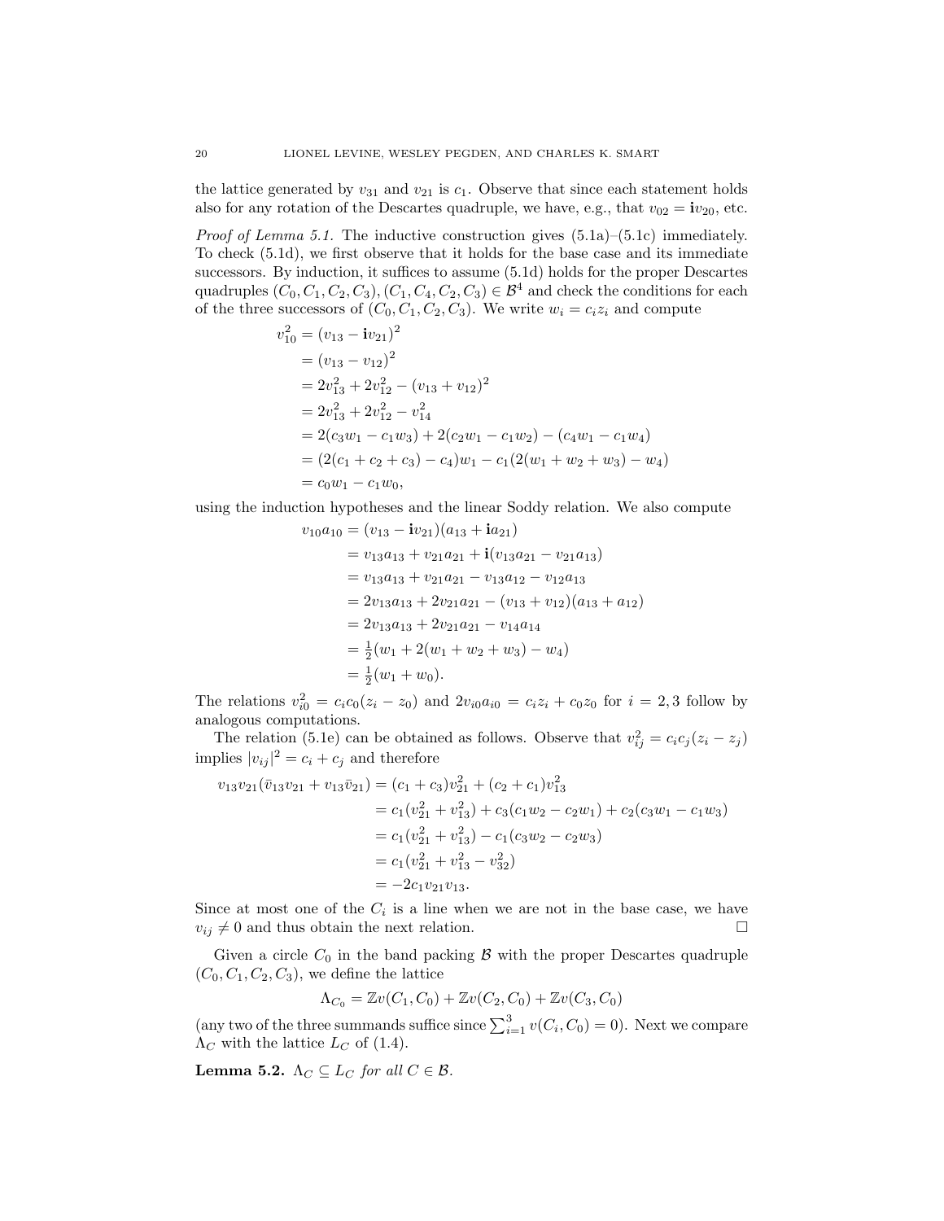the lattice generated by $v_{31}$ and $v_{21}$ is $c_1$. Observe that since each statement holds also for any rotation of the Descartes quadruple, we have, e.g., that $v_{02} = \mathbf{i}v_{20}$, etc.

*Proof of Lemma 5.1.* The inductive construction gives (5.1a)–(5.1c) immediately. To check (5.1d), we first observe that it holds for the base case and its immediate successors. By induction, it suffices to assume (5.1d) holds for the proper Descartes quadruples $(C_0, C_1, C_2, C_3), (C_1, C_4, C_2, C_3) \in \mathcal{B}^4$ and check the conditions for each of the three successors of $(C_0, C_1, C_2, C_3)$. We write $w_i = c_i z_i$ and compute

$$
\begin{aligned}
v_{10}^2 &= (v_{13} - \mathbf{i}v_{21})^2 \\
&= (v_{13} - v_{12})^2 \\
&= 2v_{13}^2 + 2v_{12}^2 - (v_{13} + v_{12})^2 \\
&= 2v_{13}^2 + 2v_{12}^2 - v_{14}^2 \\
&= 2(c_3 w_1 - c_1 w_3) + 2(c_2 w_1 - c_1 w_2) - (c_4 w_1 - c_1 w_4) \\
&= (2(c_1 + c_2 + c_3) - c_4) w_1 - c_1(2(w_1 + w_2 + w_3) - w_4) \\
&= c_0 w_1 - c_1 w_0,
\end{aligned}
$$

using the induction hypotheses and the linear Soddy relation. We also compute

$$
\begin{aligned}
v_{10} a_{10} &= (v_{13} - \mathbf{i}v_{21})(a_{13} + \mathbf{i}a_{21}) \\
&= v_{13}a_{13} + v_{21}a_{21} + \mathbf{i}(v_{13}a_{21} - v_{21}a_{13}) \\
&= v_{13}a_{13} + v_{21}a_{21} - v_{13}a_{12} - v_{12}a_{13} \\
&= 2v_{13}a_{13} + 2v_{21}a_{21} - (v_{13} + v_{12})(a_{13} + a_{12}) \\
&= 2v_{13}a_{13} + 2v_{21}a_{21} - v_{14}a_{14} \\
&= \tfrac{1}{2}(w_1 + 2(w_1 + w_2 + w_3) - w_4) \\
&= \tfrac{1}{2}(w_1 + w_0).
\end{aligned}
$$

The relations $v_{i0}^2 = c_i c_0 (z_i - z_0)$ and $2v_{i0}a_{i0} = c_i z_i + c_0 z_0$ for $i = 2, 3$ follow by analogous computations.

The relation (5.1e) can be obtained as follows. Observe that $v_{ij}^2 = c_i c_j (z_i - z_j)$ implies $|v_{ij}|^2 = c_i + c_j$ and therefore

$$
\begin{aligned}
v_{13}v_{21}(\bar{v}_{13}v_{21} + v_{13}\bar{v}_{21}) &= (c_1 + c_3)v_{21}^2 + (c_2 + c_1)v_{13}^2 \\
&= c_1(v_{21}^2 + v_{13}^2) + c_3(c_1 w_2 - c_2 w_1) + c_2(c_3 w_1 - c_1 w_3) \\
&= c_1(v_{21}^2 + v_{13}^2) - c_1(c_3 w_2 - c_2 w_3) \\
&= c_1(v_{21}^2 + v_{13}^2 - v_{32}^2) \\
&= -2c_1 v_{21} v_{13}.
\end{aligned}
$$

Since at most one of the $C_i$ is a line when we are not in the base case, we have $v_{ij} \neq 0$ and thus obtain the next relation. $\square$

Given a circle $C_0$ in the band packing $\mathcal{B}$ with the proper Descartes quadruple $(C_0, C_1, C_2, C_3)$, we define the lattice

$$
\Lambda_{C_0} = \mathbb{Z}v(C_1, C_0) + \mathbb{Z}v(C_2, C_0) + \mathbb{Z}v(C_3, C_0)
$$

(any two of the three summands suffice since $\sum_{i=1}^{3} v(C_i, C_0) = 0$). Next we compare $\Lambda_C$ with the lattice $L_C$ of (1.4).

**Lemma 5.2.** *$\Lambda_C \subseteq L_C$ for all $C \in \mathcal{B}$.*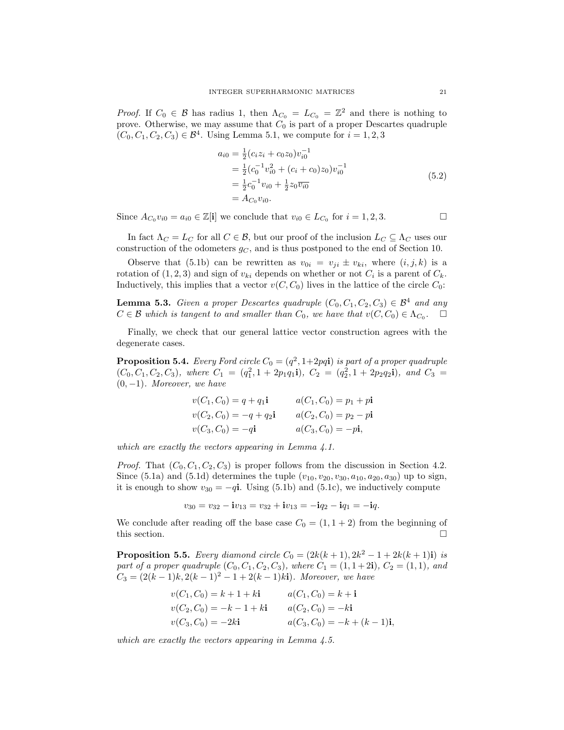*Proof.* If $C_0 \in \mathcal{B}$ has radius 1, then $\Lambda_{C_0} = L_{C_0} = \mathbb{Z}^2$ and there is nothing to prove. Otherwise, we may assume that $C_0$ is part of a proper Descartes quadruple $(C_0, C_1, C_2, C_3) \in \mathcal{B}^4$. Using Lemma 5.1, we compute for $i = 1, 2, 3$

$$
\begin{aligned}
a_{i0} &= \tfrac{1}{2}(c_i z_i + c_0 z_0) v_{i0}^{-1} \\
&= \tfrac{1}{2}(c_0^{-1} v_{i0}^2 + (c_i + c_0) z_0) v_{i0}^{-1} \\
&= \tfrac{1}{2} c_0^{-1} v_{i0} + \tfrac{1}{2} z_0 \overline{v_{i0}} \\
&= A_{C_0} v_{i0}.
\end{aligned}
\tag{5.2}
$$

Since $A_{C_0} v_{i0} = a_{i0} \in \mathbb{Z}[\mathbf{i}]$ we conclude that $v_{i0} \in L_{C_0}$ for $i = 1, 2, 3$. □

In fact $\Lambda_C = L_C$ for all $C \in \mathcal{B}$, but our proof of the inclusion $L_C \subseteq \Lambda_C$ uses our construction of the odometers $g_C$, and is thus postponed to the end of Section 10.

Observe that (5.1b) can be rewritten as $v_{0i} = v_{ji} \pm v_{ki}$, where $(i, j, k)$ is a rotation of $(1, 2, 3)$ and sign of $v_{ki}$ depends on whether or not $C_i$ is a parent of $C_k$. Inductively, this implies that a vector $v(C, C_0)$ lives in the lattice of the circle $C_0$:

**Lemma 5.3.** *Given a proper Descartes quadruple $(C_0, C_1, C_2, C_3) \in \mathcal{B}^4$ and any $C \in \mathcal{B}$ which is tangent to and smaller than $C_0$, we have that $v(C, C_0) \in \Lambda_{C_0}$.* □

Finally, we check that our general lattice vector construction agrees with the degenerate cases.

**Proposition 5.4.** *Every Ford circle $C_0 = (q^2, 1 + 2pq\mathbf{i})$ is part of a proper quadruple $(C_0, C_1, C_2, C_3)$, where $C_1 = (q_1^2, 1 + 2p_1 q_1 \mathbf{i})$, $C_2 = (q_2^2, 1 + 2p_2 q_2 \mathbf{i})$, and $C_3 = (0, -1)$. Moreover, we have*

$$
\begin{aligned}
v(C_1, C_0) &= q + q_1 \mathbf{i} & \qquad a(C_1, C_0) &= p_1 + p\mathbf{i} \\
v(C_2, C_0) &= -q + q_2 \mathbf{i} & \qquad a(C_2, C_0) &= p_2 - p\mathbf{i} \\
v(C_3, C_0) &= -q\mathbf{i} & \qquad a(C_3, C_0) &= -p\mathbf{i},
\end{aligned}
$$

*which are exactly the vectors appearing in Lemma 4.1.*

*Proof.* That $(C_0, C_1, C_2, C_3)$ is proper follows from the discussion in Section 4.2. Since (5.1a) and (5.1d) determines the tuple $(v_{10}, v_{20}, v_{30}, a_{10}, a_{20}, a_{30})$ up to sign, it is enough to show $v_{30} = -q\mathbf{i}$. Using (5.1b) and (5.1c), we inductively compute

$$
v_{30} = v_{32} - \mathbf{i} v_{13} = v_{32} + \mathbf{i} v_{13} = -\mathbf{i} q_2 - \mathbf{i} q_1 = -\mathbf{i} q.
$$

We conclude after reading off the base case $C_0 = (1, 1 + 2)$ from the beginning of this section. □

**Proposition 5.5.** *Every diamond circle $C_0 = (2k(k+1), 2k^2 - 1 + 2k(k+1)\mathbf{i})$ is part of a proper quadruple $(C_0, C_1, C_2, C_3)$, where $C_1 = (1, 1 + 2\mathbf{i})$, $C_2 = (1, 1)$, and $C_3 = (2(k-1)k, 2(k-1)^2 - 1 + 2(k-1)k\mathbf{i})$. Moreover, we have*

$$
\begin{aligned}
v(C_1, C_0) &= k + 1 + k\mathbf{i} & \qquad a(C_1, C_0) &= k + \mathbf{i} \\
v(C_2, C_0) &= -k - 1 + k\mathbf{i} & \qquad a(C_2, C_0) &= -k\mathbf{i} \\
v(C_3, C_0) &= -2k\mathbf{i} & \qquad a(C_3, C_0) &= -k + (k-1)\mathbf{i},
\end{aligned}
$$

*which are exactly the vectors appearing in Lemma 4.5.*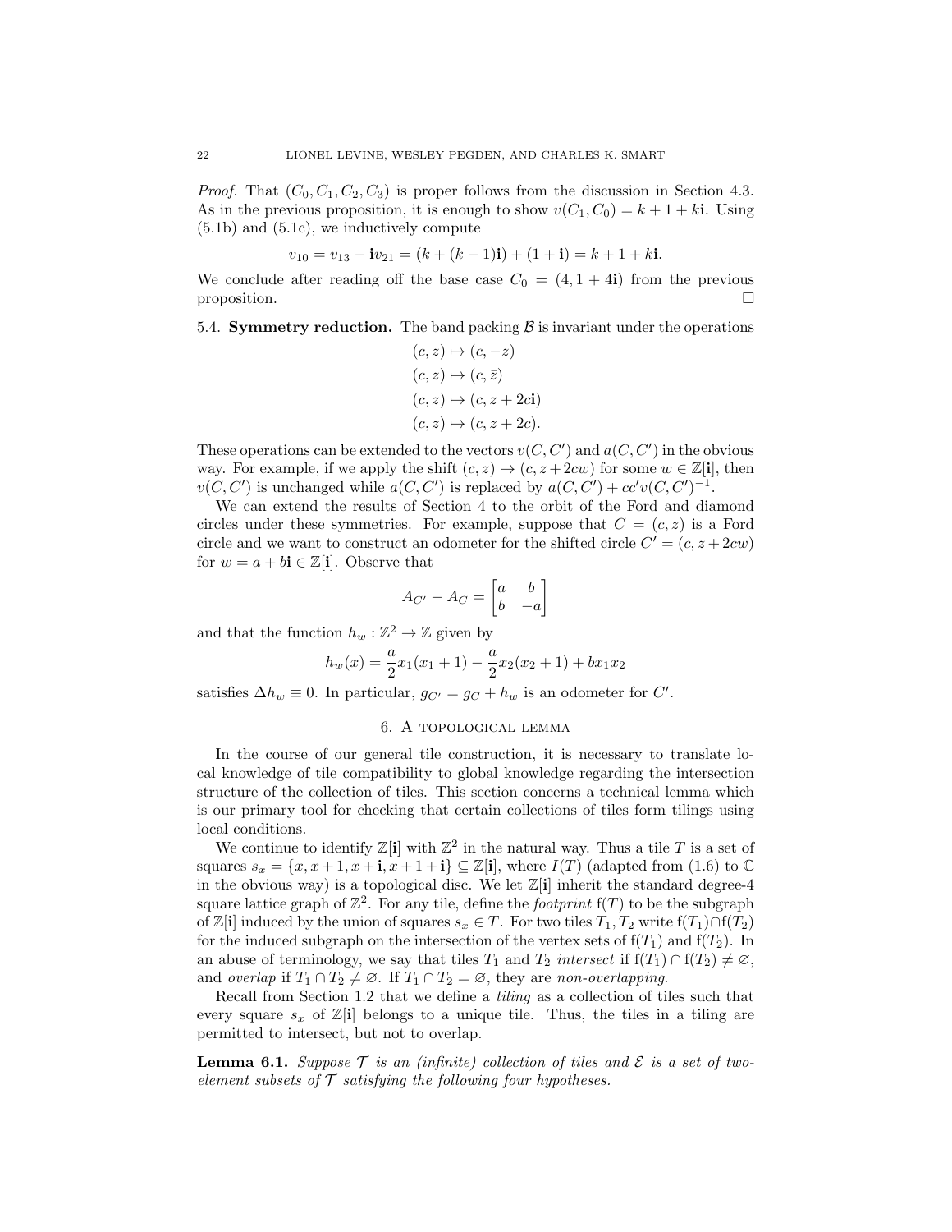*Proof.* That $(C_0, C_1, C_2, C_3)$ is proper follows from the discussion in Section 4.3. As in the previous proposition, it is enough to show $v(C_1, C_0) = k + 1 + k\mathbf{i}$. Using (5.1b) and (5.1c), we inductively compute

$$v_{10} = v_{13} - \mathbf{i}v_{21} = (k + (k-1)\mathbf{i}) + (1 + \mathbf{i}) = k + 1 + k\mathbf{i}.$$

We conclude after reading off the base case $C_0 = (4, 1 + 4\mathbf{i})$ from the previous proposition. $\square$

5.4. **Symmetry reduction.** The band packing $\mathcal{B}$ is invariant under the operations

$$\begin{aligned}
(c, z) &\mapsto (c, -z) \\
(c, z) &\mapsto (c, \bar{z}) \\
(c, z) &\mapsto (c, z + 2c\mathbf{i}) \\
(c, z) &\mapsto (c, z + 2c).
\end{aligned}$$

These operations can be extended to the vectors $v(C, C')$ and $a(C, C')$ in the obvious way. For example, if we apply the shift $(c, z) \mapsto (c, z + 2cw)$ for some $w \in \mathbb{Z}[\mathbf{i}]$, then $v(C, C')$ is unchanged while $a(C, C')$ is replaced by $a(C, C') + cc'v(C, C')^{-1}$.

We can extend the results of Section 4 to the orbit of the Ford and diamond circles under these symmetries. For example, suppose that $C = (c, z)$ is a Ford circle and we want to construct an odometer for the shifted circle $C' = (c, z + 2cw)$ for $w = a + b\mathbf{i} \in \mathbb{Z}[\mathbf{i}]$. Observe that

$$A_{C'} - A_C = \begin{bmatrix} a & b \\ b & -a \end{bmatrix}$$

and that the function $h_w : \mathbb{Z}^2 \to \mathbb{Z}$ given by

$$h_w(x) = \frac{a}{2}x_1(x_1 + 1) - \frac{a}{2}x_2(x_2 + 1) + bx_1x_2$$

satisfies $\Delta h_w \equiv 0$. In particular, $g_{C'} = g_C + h_w$ is an odometer for $C'$.

## 6. A topological lemma

In the course of our general tile construction, it is necessary to translate local knowledge of tile compatibility to global knowledge regarding the intersection structure of the collection of tiles. This section concerns a technical lemma which is our primary tool for checking that certain collections of tiles form tilings using local conditions.

We continue to identify $\mathbb{Z}[\mathbf{i}]$ with $\mathbb{Z}^2$ in the natural way. Thus a tile $T$ is a set of squares $s_x = \{x, x + 1, x + \mathbf{i}, x + 1 + \mathbf{i}\} \subseteq \mathbb{Z}[\mathbf{i}]$, where $I(T)$ (adapted from (1.6) to $\mathbb{C}$ in the obvious way) is a topological disc. We let $\mathbb{Z}[\mathbf{i}]$ inherit the standard degree-4 square lattice graph of $\mathbb{Z}^2$. For any tile, define the *footprint* $\mathrm{f}(T)$ to be the subgraph of $\mathbb{Z}[\mathbf{i}]$ induced by the union of squares $s_x \in T$. For two tiles $T_1, T_2$ write $\mathrm{f}(T_1) \cap \mathrm{f}(T_2)$ for the induced subgraph on the intersection of the vertex sets of $\mathrm{f}(T_1)$ and $\mathrm{f}(T_2)$. In an abuse of terminology, we say that tiles $T_1$ and $T_2$ *intersect* if $\mathrm{f}(T_1) \cap \mathrm{f}(T_2) \neq \varnothing$, and *overlap* if $T_1 \cap T_2 \neq \varnothing$. If $T_1 \cap T_2 = \varnothing$, they are *non-overlapping*.

Recall from Section 1.2 that we define a *tiling* as a collection of tiles such that every square $s_x$ of $\mathbb{Z}[\mathbf{i}]$ belongs to a unique tile. Thus, the tiles in a tiling are permitted to intersect, but not to overlap.

**Lemma 6.1.** *Suppose $\mathcal{T}$ is an (infinite) collection of tiles and $\mathcal{E}$ is a set of two-element subsets of $\mathcal{T}$ satisfying the following four hypotheses.*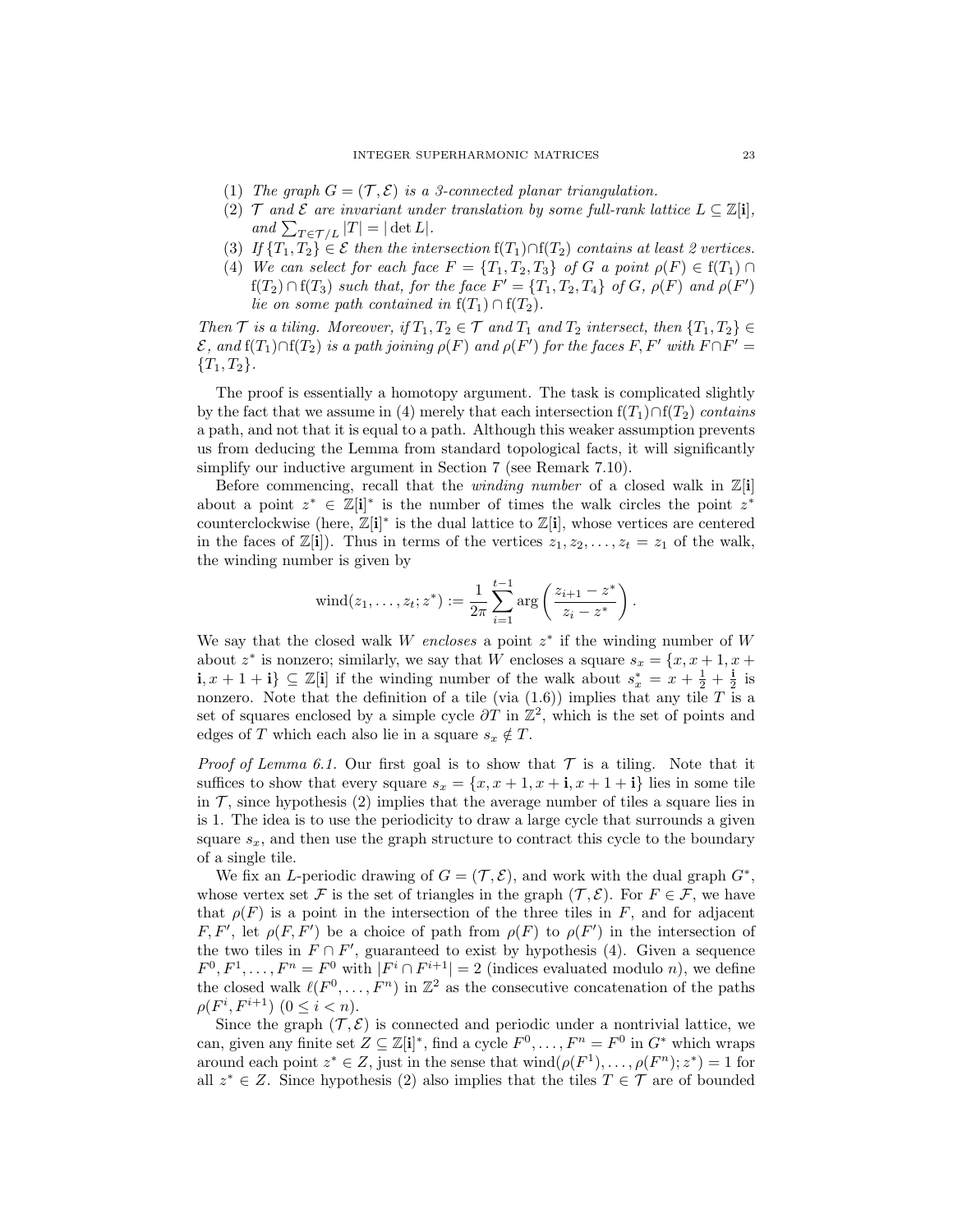(1) *The graph $G = (\mathcal{T}, \mathcal{E})$ is a 3-connected planar triangulation.*
(2) *$\mathcal{T}$ and $\mathcal{E}$ are invariant under translation by some full-rank lattice $L \subseteq \mathbb{Z}[\mathbf{i}]$, and $\sum_{T \in \mathcal{T}/L} |T| = |\det L|$.*
(3) *If $\{T_1, T_2\} \in \mathcal{E}$ then the intersection $\mathrm{f}(T_1) \cap \mathrm{f}(T_2)$ contains at least 2 vertices.*
(4) *We can select for each face $F = \{T_1, T_2, T_3\}$ of $G$ a point $\rho(F) \in \mathrm{f}(T_1) \cap \mathrm{f}(T_2) \cap \mathrm{f}(T_3)$ such that, for the face $F' = \{T_1, T_2, T_4\}$ of $G$, $\rho(F)$ and $\rho(F')$ lie on some path contained in $\mathrm{f}(T_1) \cap \mathrm{f}(T_2)$.*

*Then $\mathcal{T}$ is a tiling. Moreover, if $T_1, T_2 \in \mathcal{T}$ and $T_1$ and $T_2$ intersect, then $\{T_1, T_2\} \in \mathcal{E}$, and $\mathrm{f}(T_1) \cap \mathrm{f}(T_2)$ is a path joining $\rho(F)$ and $\rho(F')$ for the faces $F, F'$ with $F \cap F' = \{T_1, T_2\}$.*

The proof is essentially a homotopy argument. The task is complicated slightly by the fact that we assume in (4) merely that each intersection $\mathrm{f}(T_1) \cap \mathrm{f}(T_2)$ *contains* a path, and not that it is equal to a path. Although this weaker assumption prevents us from deducing the Lemma from standard topological facts, it will significantly simplify our inductive argument in Section 7 (see Remark 7.10).

Before commencing, recall that the *winding number* of a closed walk in $\mathbb{Z}[\mathbf{i}]$ about a point $z^* \in \mathbb{Z}[\mathbf{i}]^*$ is the number of times the walk circles the point $z^*$ counterclockwise (here, $\mathbb{Z}[\mathbf{i}]^*$ is the dual lattice to $\mathbb{Z}[\mathbf{i}]$, whose vertices are centered in the faces of $\mathbb{Z}[\mathbf{i}]$). Thus in terms of the vertices $z_1, z_2, \ldots, z_t = z_1$ of the walk, the winding number is given by

$$\mathrm{wind}(z_1, \ldots, z_t; z^*) := \frac{1}{2\pi} \sum_{i=1}^{t-1} \arg\left(\frac{z_{i+1} - z^*}{z_i - z^*}\right).$$

We say that the closed walk $W$ *encloses* a point $z^*$ if the winding number of $W$ about $z^*$ is nonzero; similarly, we say that $W$ encloses a square $s_x = \{x, x+1, x+\mathbf{i}, x+1+\mathbf{i}\} \subseteq \mathbb{Z}[\mathbf{i}]$ if the winding number of the walk about $s_x^* = x + \frac{1}{2} + \frac{\mathbf{i}}{2}$ is nonzero. Note that the definition of a tile (via (1.6)) implies that any tile $T$ is a set of squares enclosed by a simple cycle $\partial T$ in $\mathbb{Z}^2$, which is the set of points and edges of $T$ which each also lie in a square $s_x \notin T$.

*Proof of Lemma 6.1.* Our first goal is to show that $\mathcal{T}$ is a tiling. Note that it suffices to show that every square $s_x = \{x, x+1, x+\mathbf{i}, x+1+\mathbf{i}\}$ lies in some tile in $\mathcal{T}$, since hypothesis (2) implies that the average number of tiles a square lies in is 1. The idea is to use the periodicity to draw a large cycle that surrounds a given square $s_x$, and then use the graph structure to contract this cycle to the boundary of a single tile.

We fix an $L$-periodic drawing of $G = (\mathcal{T}, \mathcal{E})$, and work with the dual graph $G^*$, whose vertex set $\mathcal{F}$ is the set of triangles in the graph $(\mathcal{T}, \mathcal{E})$. For $F \in \mathcal{F}$, we have that $\rho(F)$ is a point in the intersection of the three tiles in $F$, and for adjacent $F, F'$, let $\rho(F, F')$ be a choice of path from $\rho(F)$ to $\rho(F')$ in the intersection of the two tiles in $F \cap F'$, guaranteed to exist by hypothesis (4). Given a sequence $F^0, F^1, \ldots, F^n = F^0$ with $|F^i \cap F^{i+1}| = 2$ (indices evaluated modulo $n$), we define the closed walk $\ell(F^0, \ldots, F^n)$ in $\mathbb{Z}^2$ as the consecutive concatenation of the paths $\rho(F^i, F^{i+1})$ $(0 \le i < n)$.

Since the graph $(\mathcal{T}, \mathcal{E})$ is connected and periodic under a nontrivial lattice, we can, given any finite set $Z \subseteq \mathbb{Z}[\mathbf{i}]^*$, find a cycle $F^0, \ldots, F^n = F^0$ in $G^*$ which wraps around each point $z^* \in Z$, just in the sense that $\mathrm{wind}(\rho(F^1), \ldots, \rho(F^n); z^*) = 1$ for all $z^* \in Z$. Since hypothesis (2) also implies that the tiles $T \in \mathcal{T}$ are of bounded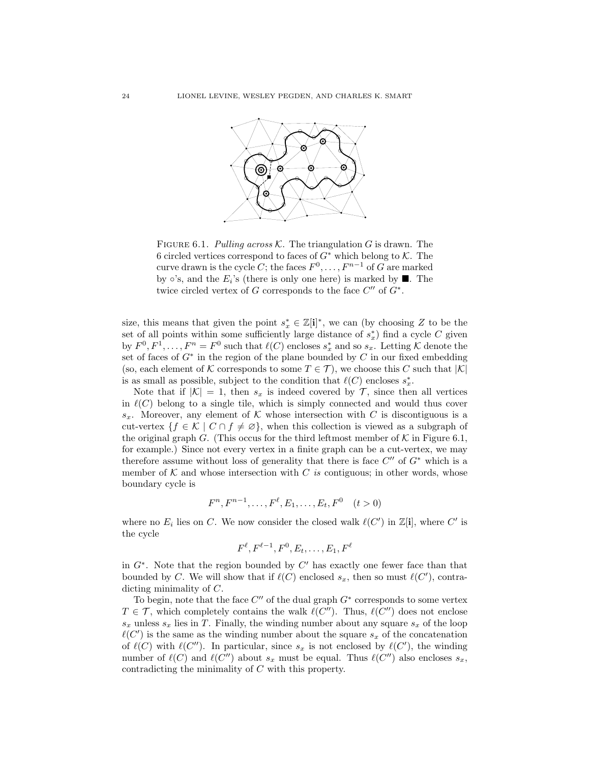FIGURE 6.1. *Pulling across* $\mathcal{K}$. The triangulation $G$ is drawn. The 6 circled vertices correspond to faces of $G^*$ which belong to $\mathcal{K}$. The curve drawn is the cycle $C$; the faces $F^0, \ldots, F^{n-1}$ of $G$ are marked by $\circ$'s, and the $E_i$'s (there is only one here) is marked by $\blacksquare$. The twice circled vertex of $G$ corresponds to the face $C''$ of $G^*$.

size, this means that given the point $s_x^* \in \mathbb{Z}[\mathbf{i}]^*$, we can (by choosing $Z$ to be the set of all points within some sufficiently large distance of $s_x^*$) find a cycle $C$ given by $F^0, F^1, \ldots, F^n = F^0$ such that $\ell(C)$ encloses $s_x^*$ and so $s_x$. Letting $\mathcal{K}$ denote the set of faces of $G^*$ in the region of the plane bounded by $C$ in our fixed embedding (so, each element of $\mathcal{K}$ corresponds to some $T \in \mathcal{T}$), we choose this $C$ such that $|\mathcal{K}|$ is as small as possible, subject to the condition that $\ell(C)$ encloses $s_x^*$.

Note that if $|\mathcal{K}| = 1$, then $s_x$ is indeed covered by $\mathcal{T}$, since then all vertices in $\ell(C)$ belong to a single tile, which is simply connected and would thus cover $s_x$. Moreover, any element of $\mathcal{K}$ whose intersection with $C$ is discontiguous is a cut-vertex $\{f \in \mathcal{K} \mid C \cap f \neq \varnothing\}$, when this collection is viewed as a subgraph of the original graph $G$. (This occus for the third leftmost member of $\mathcal{K}$ in Figure 6.1, for example.) Since not every vertex in a finite graph can be a cut-vertex, we may therefore assume without loss of generality that there is face $C''$ of $G^*$ which is a member of $\mathcal{K}$ and whose intersection with $C$ *is* contiguous; in other words, whose boundary cycle is

$$F^n, F^{n-1}, \ldots, F^\ell, E_1, \ldots, E_t, F^0 \quad (t > 0)$$

where no $E_i$ lies on $C$. We now consider the closed walk $\ell(C')$ in $\mathbb{Z}[\mathbf{i}]$, where $C'$ is the cycle

$$F^\ell, F^{\ell-1}, F^0, E_t, \ldots, E_1, F^\ell$$

in $G^*$. Note that the region bounded by $C'$ has exactly one fewer face than that bounded by $C$. We will show that if $\ell(C)$ enclosed $s_x$, then so must $\ell(C')$, contradicting minimality of $C$.

To begin, note that the face $C''$ of the dual graph $G^*$ corresponds to some vertex $T \in \mathcal{T}$, which completely contains the walk $\ell(C'')$. Thus, $\ell(C'')$ does not enclose $s_x$ unless $s_x$ lies in $T$. Finally, the winding number about any square $s_x$ of the loop $\ell(C')$ is the same as the winding number about the square $s_x$ of the concatenation of $\ell(C)$ with $\ell(C'')$. In particular, since $s_x$ is not enclosed by $\ell(C')$, the winding number of $\ell(C)$ and $\ell(C'')$ about $s_x$ must be equal. Thus $\ell(C'')$ also encloses $s_x$, contradicting the minimality of $C$ with this property.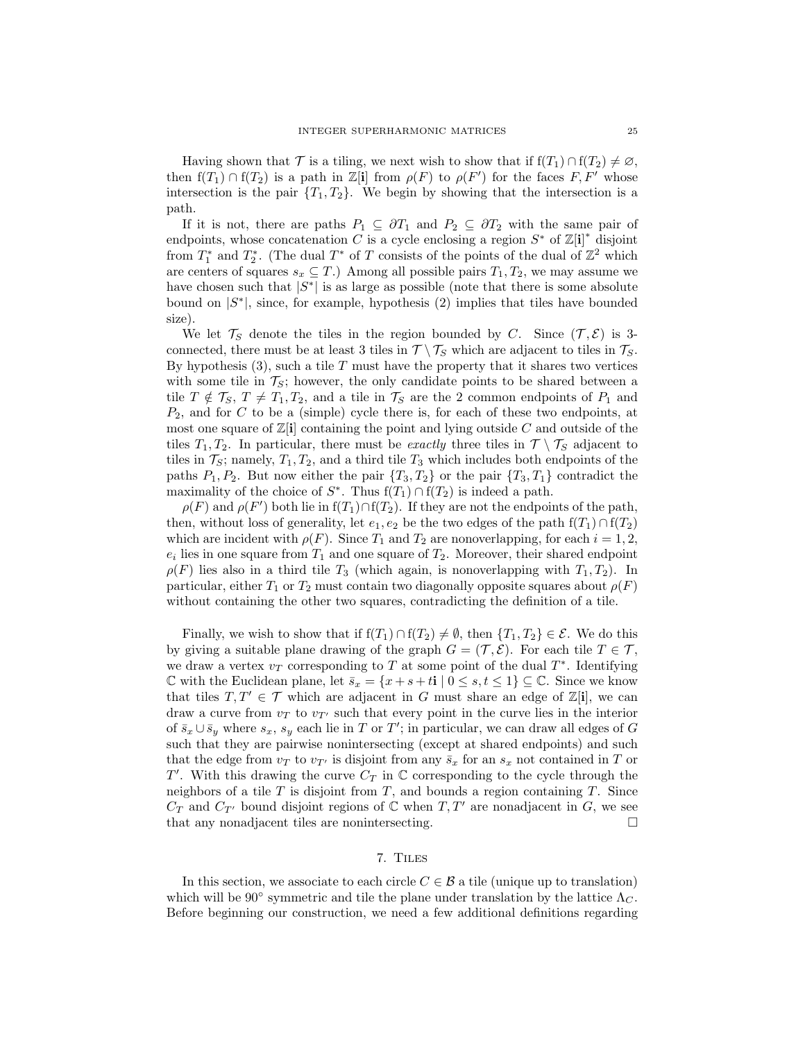Having shown that $\mathcal{T}$ is a tiling, we next wish to show that if $\mathrm{f}(T_1) \cap \mathrm{f}(T_2) \neq \varnothing$, then $\mathrm{f}(T_1) \cap \mathrm{f}(T_2)$ is a path in $\mathbb{Z}[\mathbf{i}]$ from $\rho(F)$ to $\rho(F')$ for the faces $F, F'$ whose intersection is the pair $\{T_1, T_2\}$. We begin by showing that the intersection is a path.

If it is not, there are paths $P_1 \subseteq \partial T_1$ and $P_2 \subseteq \partial T_2$ with the same pair of endpoints, whose concatenation $C$ is a cycle enclosing a region $S^*$ of $\mathbb{Z}[\mathbf{i}]^*$ disjoint from $T_1^*$ and $T_2^*$. (The dual $T^*$ of $T$ consists of the points of the dual of $\mathbb{Z}^2$ which are centers of squares $s_x \subseteq T$.) Among all possible pairs $T_1, T_2$, we may assume we have chosen such that $|S^*|$ is as large as possible (note that there is some absolute bound on $|S^*|$, since, for example, hypothesis (2) implies that tiles have bounded size).

We let $\mathcal{T}_S$ denote the tiles in the region bounded by $C$. Since $(\mathcal{T}, \mathcal{E})$ is 3-connected, there must be at least 3 tiles in $\mathcal{T} \setminus \mathcal{T}_S$ which are adjacent to tiles in $\mathcal{T}_S$. By hypothesis (3), such a tile $T$ must have the property that it shares two vertices with some tile in $\mathcal{T}_S$; however, the only candidate points to be shared between a tile $T \notin \mathcal{T}_S$, $T \neq T_1, T_2$, and a tile in $\mathcal{T}_S$ are the 2 common endpoints of $P_1$ and $P_2$, and for $C$ to be a (simple) cycle there is, for each of these two endpoints, at most one square of $\mathbb{Z}[\mathbf{i}]$ containing the point and lying outside $C$ and outside of the tiles $T_1, T_2$. In particular, there must be *exactly* three tiles in $\mathcal{T} \setminus \mathcal{T}_S$ adjacent to tiles in $\mathcal{T}_S$; namely, $T_1, T_2$, and a third tile $T_3$ which includes both endpoints of the paths $P_1, P_2$. But now either the pair $\{T_3, T_2\}$ or the pair $\{T_3, T_1\}$ contradict the maximality of the choice of $S^*$. Thus $\mathrm{f}(T_1) \cap \mathrm{f}(T_2)$ is indeed a path.

$\rho(F)$ and $\rho(F')$ both lie in $\mathrm{f}(T_1) \cap \mathrm{f}(T_2)$. If they are not the endpoints of the path, then, without loss of generality, let $e_1, e_2$ be the two edges of the path $\mathrm{f}(T_1) \cap \mathrm{f}(T_2)$ which are incident with $\rho(F)$. Since $T_1$ and $T_2$ are nonoverlapping, for each $i = 1, 2$, $e_i$ lies in one square from $T_1$ and one square of $T_2$. Moreover, their shared endpoint $\rho(F)$ lies also in a third tile $T_3$ (which again, is nonoverlapping with $T_1, T_2$). In particular, either $T_1$ or $T_2$ must contain two diagonally opposite squares about $\rho(F)$ without containing the other two squares, contradicting the definition of a tile.

Finally, we wish to show that if $\mathrm{f}(T_1) \cap \mathrm{f}(T_2) \neq \emptyset$, then $\{T_1, T_2\} \in \mathcal{E}$. We do this by giving a suitable plane drawing of the graph $G = (\mathcal{T}, \mathcal{E})$. For each tile $T \in \mathcal{T}$, we draw a vertex $v_T$ corresponding to $T$ at some point of the dual $T^*$. Identifying $\mathbb{C}$ with the Euclidean plane, let $\bar{s}_x = \{x + s + t\mathbf{i} \mid 0 \leq s, t \leq 1\} \subseteq \mathbb{C}$. Since we know that tiles $T, T' \in \mathcal{T}$ which are adjacent in $G$ must share an edge of $\mathbb{Z}[\mathbf{i}]$, we can draw a curve from $v_T$ to $v_{T'}$ such that every point in the curve lies in the interior of $\bar{s}_x \cup \bar{s}_y$ where $s_x$, $s_y$ each lie in $T$ or $T'$; in particular, we can draw all edges of $G$ such that they are pairwise nonintersecting (except at shared endpoints) and such that the edge from $v_T$ to $v_{T'}$ is disjoint from any $\bar{s}_x$ for an $s_x$ not contained in $T$ or $T'$. With this drawing the curve $C_T$ in $\mathbb{C}$ corresponding to the cycle through the neighbors of a tile $T$ is disjoint from $T$, and bounds a region containing $T$. Since $C_T$ and $C_{T'}$ bound disjoint regions of $\mathbb{C}$ when $T, T'$ are nonadjacent in $G$, we see that any nonadjacent tiles are nonintersecting. $\square$

## 7. Tiles

In this section, we associate to each circle $C \in \mathcal{B}$ a tile (unique up to translation) which will be $90^\circ$ symmetric and tile the plane under translation by the lattice $\Lambda_C$. Before beginning our construction, we need a few additional definitions regarding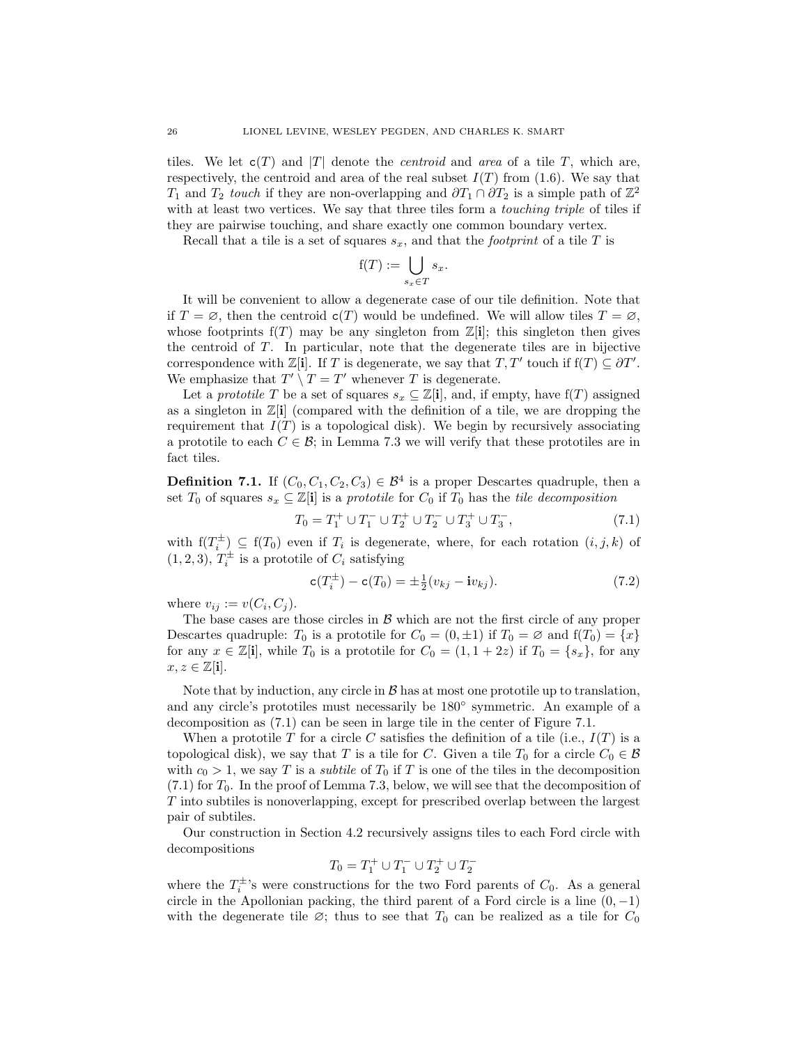tiles. We let $\mathsf{c}(T)$ and $|T|$ denote the *centroid* and *area* of a tile $T$, which are, respectively, the centroid and area of the real subset $I(T)$ from (1.6). We say that $T_1$ and $T_2$ *touch* if they are non-overlapping and $\partial T_1 \cap \partial T_2$ is a simple path of $\mathbb{Z}^2$ with at least two vertices. We say that three tiles form a *touching triple* of tiles if they are pairwise touching, and share exactly one common boundary vertex.

Recall that a tile is a set of squares $s_x$, and that the *footprint* of a tile $T$ is

$$\mathrm{f}(T) := \bigcup_{s_x \in T} s_x.$$

It will be convenient to allow a degenerate case of our tile definition. Note that if $T = \varnothing$, then the centroid $\mathsf{c}(T)$ would be undefined. We will allow tiles $T = \varnothing$, whose footprints $\mathrm{f}(T)$ may be any singleton from $\mathbb{Z}[\mathbf{i}]$; this singleton then gives the centroid of $T$. In particular, note that the degenerate tiles are in bijective correspondence with $\mathbb{Z}[\mathbf{i}]$. If $T$ is degenerate, we say that $T, T'$ touch if $\mathrm{f}(T) \subseteq \partial T'$. We emphasize that $T' \setminus T = T'$ whenever $T$ is degenerate.

Let a *prototile* $T$ be a set of squares $s_x \subseteq \mathbb{Z}[\mathbf{i}]$, and, if empty, have $\mathrm{f}(T)$ assigned as a singleton in $\mathbb{Z}[\mathbf{i}]$ (compared with the definition of a tile, we are dropping the requirement that $I(T)$ is a topological disk). We begin by recursively associating a prototile to each $C \in \mathcal{B}$; in Lemma 7.3 we will verify that these prototiles are in fact tiles.

**Definition 7.1.** If $(C_0, C_1, C_2, C_3) \in \mathcal{B}^4$ is a proper Descartes quadruple, then a set $T_0$ of squares $s_x \subseteq \mathbb{Z}[\mathbf{i}]$ is a *prototile* for $C_0$ if $T_0$ has the *tile decomposition*

$$T_0 = T_1^+ \cup T_1^- \cup T_2^+ \cup T_2^- \cup T_3^+ \cup T_3^-, \tag{7.1}$$

with $\mathrm{f}(T_i^\pm) \subseteq \mathrm{f}(T_0)$ even if $T_i$ is degenerate, where, for each rotation $(i, j, k)$ of $(1, 2, 3)$, $T_i^\pm$ is a prototile of $C_i$ satisfying

$$\mathsf{c}(T_i^\pm) - \mathsf{c}(T_0) = \pm\tfrac{1}{2}(v_{kj} - \mathbf{i}v_{kj}). \tag{7.2}$$

where $v_{ij} := v(C_i, C_j)$.

The base cases are those circles in $\mathcal{B}$ which are not the first circle of any proper Descartes quadruple: $T_0$ is a prototile for $C_0 = (0, \pm 1)$ if $T_0 = \varnothing$ and $\mathrm{f}(T_0) = \{x\}$ for any $x \in \mathbb{Z}[\mathbf{i}]$, while $T_0$ is a prototile for $C_0 = (1, 1 + 2z)$ if $T_0 = \{s_x\}$, for any $x, z \in \mathbb{Z}[\mathbf{i}]$.

Note that by induction, any circle in $\mathcal{B}$ has at most one prototile up to translation, and any circle's prototiles must necessarily be $180^\circ$ symmetric. An example of a decomposition as (7.1) can be seen in large tile in the center of Figure 7.1.

When a prototile $T$ for a circle $C$ satisfies the definition of a tile (i.e., $I(T)$ is a topological disk), we say that $T$ is a tile for $C$. Given a tile $T_0$ for a circle $C_0 \in \mathcal{B}$ with $c_0 > 1$, we say $T$ is a *subtile* of $T_0$ if $T$ is one of the tiles in the decomposition (7.1) for $T_0$. In the proof of Lemma 7.3, below, we will see that the decomposition of $T$ into subtiles is nonoverlapping, except for prescribed overlap between the largest pair of subtiles.

Our construction in Section 4.2 recursively assigns tiles to each Ford circle with decompositions

$$T_0 = T_1^+ \cup T_1^- \cup T_2^+ \cup T_2^-$$

where the $T_i^\pm$'s were constructions for the two Ford parents of $C_0$. As a general circle in the Apollonian packing, the third parent of a Ford circle is a line $(0, -1)$ with the degenerate tile $\varnothing$; thus to see that $T_0$ can be realized as a tile for $C_0$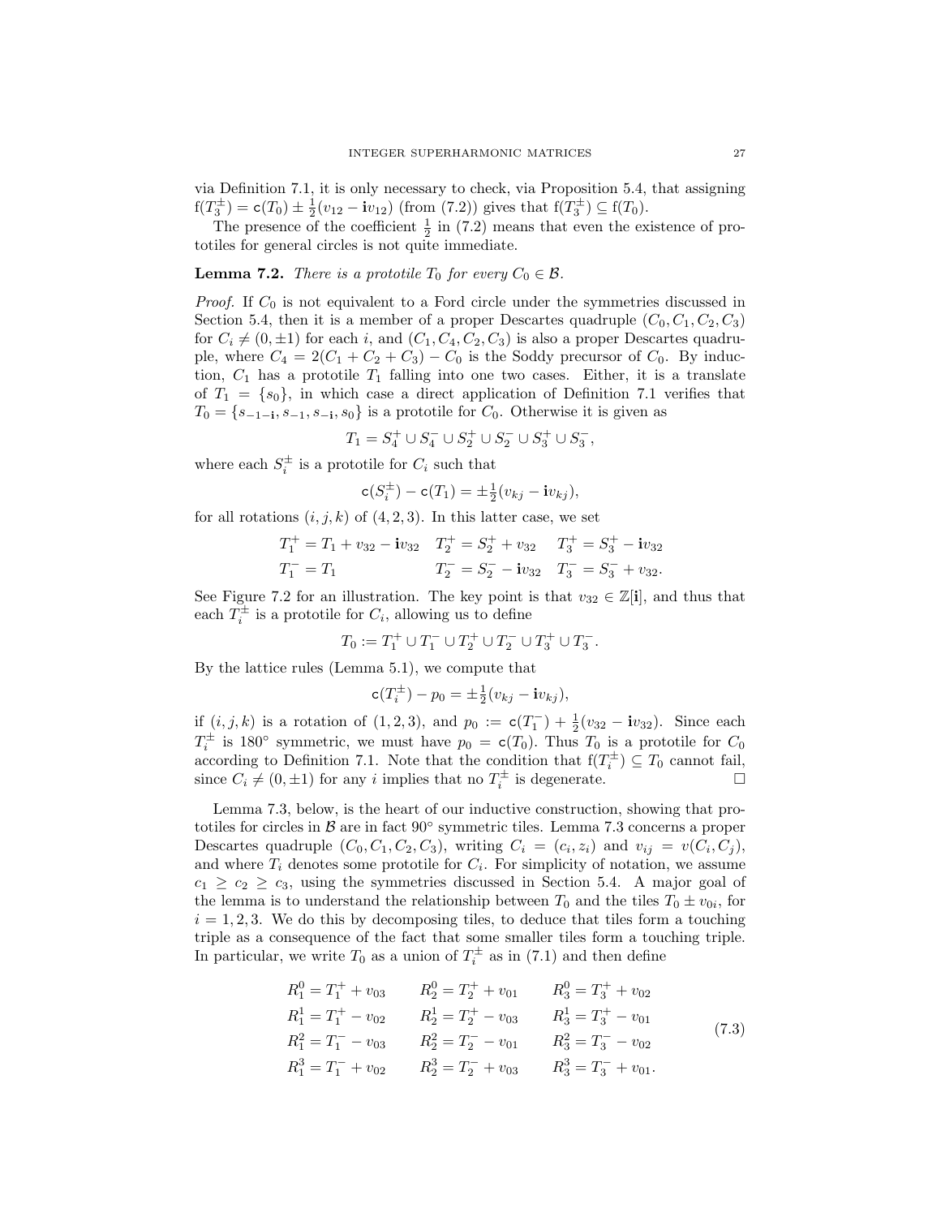via Definition 7.1, it is only necessary to check, via Proposition 5.4, that assigning $\mathrm{f}(T_3^{\pm}) = \mathsf{c}(T_0) \pm \frac{1}{2}(v_{12} - \mathbf{i}v_{12})$ (from (7.2)) gives that $\mathrm{f}(T_3^{\pm}) \subseteq \mathrm{f}(T_0)$.

The presence of the coefficient $\frac{1}{2}$ in (7.2) means that even the existence of prototiles for general circles is not quite immediate.

**Lemma 7.2.** *There is a prototile $T_0$ for every $C_0 \in \mathcal{B}$.*

*Proof.* If $C_0$ is not equivalent to a Ford circle under the symmetries discussed in Section 5.4, then it is a member of a proper Descartes quadruple $(C_0, C_1, C_2, C_3)$ for $C_i \neq (0, \pm 1)$ for each $i$, and $(C_1, C_4, C_2, C_3)$ is also a proper Descartes quadruple, where $C_4 = 2(C_1 + C_2 + C_3) - C_0$ is the Soddy precursor of $C_0$. By induction, $C_1$ has a prototile $T_1$ falling into one two cases. Either, it is a translate of $T_1 = \{s_0\}$, in which case a direct application of Definition 7.1 verifies that $T_0 = \{s_{-1-\mathbf{i}}, s_{-1}, s_{-\mathbf{i}}, s_0\}$ is a prototile for $C_0$. Otherwise it is given as

$$T_1 = S_4^+ \cup S_4^- \cup S_2^+ \cup S_2^- \cup S_3^+ \cup S_3^-,$$

where each $S_i^{\pm}$ is a prototile for $C_i$ such that

$$\mathsf{c}(S_i^{\pm}) - \mathsf{c}(T_1) = \pm\tfrac{1}{2}(v_{kj} - \mathbf{i}v_{kj}),$$

for all rotations $(i, j, k)$ of $(4, 2, 3)$. In this latter case, we set

$$\begin{aligned}
T_1^+ &= T_1 + v_{32} - \mathbf{i}v_{32} \quad & T_2^+ &= S_2^+ + v_{32} \quad & T_3^+ &= S_3^+ - \mathbf{i}v_{32} \\
T_1^- &= T_1 & T_2^- &= S_2^- - \mathbf{i}v_{32} \quad & T_3^- &= S_3^- + v_{32}.
\end{aligned}$$

See Figure 7.2 for an illustration. The key point is that $v_{32} \in \mathbb{Z}[\mathbf{i}]$, and thus that each $T_i^{\pm}$ is a prototile for $C_i$, allowing us to define

$$T_0 := T_1^+ \cup T_1^- \cup T_2^+ \cup T_2^- \cup T_3^+ \cup T_3^-.$$

By the lattice rules (Lemma 5.1), we compute that

$$\mathsf{c}(T_i^{\pm}) - p_0 = \pm\tfrac{1}{2}(v_{kj} - \mathbf{i}v_{kj}),$$

if $(i, j, k)$ is a rotation of $(1, 2, 3)$, and $p_0 := \mathsf{c}(T_1^-) + \frac{1}{2}(v_{32} - \mathbf{i}v_{32})$. Since each $T_i^{\pm}$ is $180°$ symmetric, we must have $p_0 = \mathsf{c}(T_0)$. Thus $T_0$ is a prototile for $C_0$ according to Definition 7.1. Note that the condition that $\mathrm{f}(T_i^{\pm}) \subseteq T_0$ cannot fail, since $C_i \neq (0, \pm 1)$ for any $i$ implies that no $T_i^{\pm}$ is degenerate. $\square$

Lemma 7.3, below, is the heart of our inductive construction, showing that prototiles for circles in $\mathcal{B}$ are in fact $90°$ symmetric tiles. Lemma 7.3 concerns a proper Descartes quadruple $(C_0, C_1, C_2, C_3)$, writing $C_i = (c_i, z_i)$ and $v_{ij} = v(C_i, C_j)$, and where $T_i$ denotes some prototile for $C_i$. For simplicity of notation, we assume $c_1 \geq c_2 \geq c_3$, using the symmetries discussed in Section 5.4. A major goal of the lemma is to understand the relationship between $T_0$ and the tiles $T_0 \pm v_{0i}$, for $i = 1, 2, 3$. We do this by decomposing tiles, to deduce that tiles form a touching triple as a consequence of the fact that some smaller tiles form a touching triple. In particular, we write $T_0$ as a union of $T_i^{\pm}$ as in (7.1) and then define

$$\begin{aligned}
R_1^0 &= T_1^+ + v_{03} \qquad & R_2^0 &= T_2^+ + v_{01} \qquad & R_3^0 &= T_3^+ + v_{02} \\
R_1^1 &= T_1^+ - v_{02} & R_2^1 &= T_2^+ - v_{03} & R_3^1 &= T_3^+ - v_{01} \\
R_1^2 &= T_1^- - v_{03} & R_2^2 &= T_2^- - v_{01} & R_3^2 &= T_3^- - v_{02} \\
R_1^3 &= T_1^- + v_{02} & R_2^3 &= T_2^- + v_{03} & R_3^3 &= T_3^- + v_{01}.
\end{aligned} \tag{7.3}$$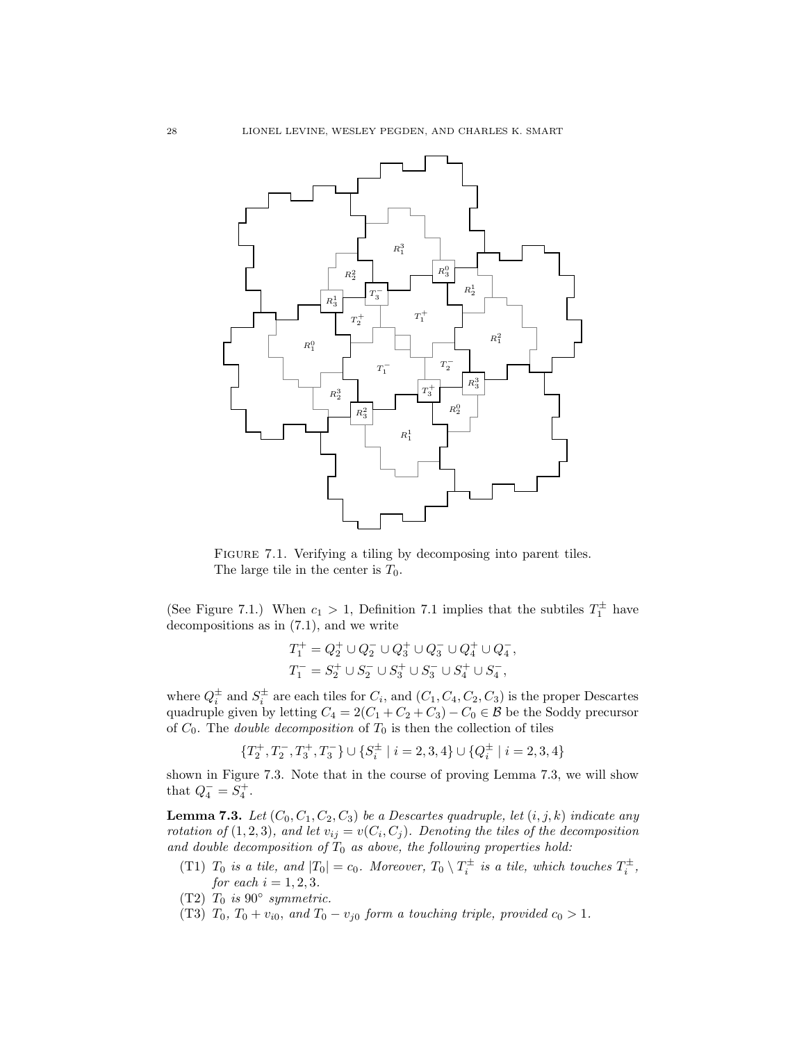FIGURE 7.1. Verifying a tiling by decomposing into parent tiles. The large tile in the center is $T_0$.

(See Figure 7.1.) When $c_1 > 1$, Definition 7.1 implies that the subtiles $T_1^\pm$ have decompositions as in (7.1), and we write

$$T_1^+ = Q_2^+ \cup Q_2^- \cup Q_3^+ \cup Q_3^- \cup Q_4^+ \cup Q_4^-,$$
$$T_1^- = S_2^+ \cup S_2^- \cup S_3^+ \cup S_3^- \cup S_4^+ \cup S_4^-,$$

where $Q_i^\pm$ and $S_i^\pm$ are each tiles for $C_i$, and $(C_1, C_4, C_2, C_3)$ is the proper Descartes quadruple given by letting $C_4 = 2(C_1 + C_2 + C_3) - C_0 \in \mathcal{B}$ be the Soddy precursor of $C_0$. The *double decomposition* of $T_0$ is then the collection of tiles

$$\{T_2^+, T_2^-, T_3^+, T_3^-\} \cup \{S_i^\pm \mid i = 2, 3, 4\} \cup \{Q_i^\pm \mid i = 2, 3, 4\}$$

shown in Figure 7.3. Note that in the course of proving Lemma 7.3, we will show that $Q_4^- = S_4^+$.

**Lemma 7.3.** *Let $(C_0, C_1, C_2, C_3)$ be a Descartes quadruple, let $(i, j, k)$ indicate any rotation of $(1, 2, 3)$, and let $v_{ij} = v(C_i, C_j)$. Denoting the tiles of the decomposition and double decomposition of $T_0$ as above, the following properties hold:*

- (T1) *$T_0$ is a tile, and $|T_0| = c_0$. Moreover, $T_0 \setminus T_i^\pm$ is a tile, which touches $T_i^\pm$, for each $i = 1, 2, 3$.*
- (T2) *$T_0$ is $90°$ symmetric.*
- (T3) *$T_0$, $T_0 + v_{i0}$, and $T_0 - v_{j0}$ form a touching triple, provided $c_0 > 1$.*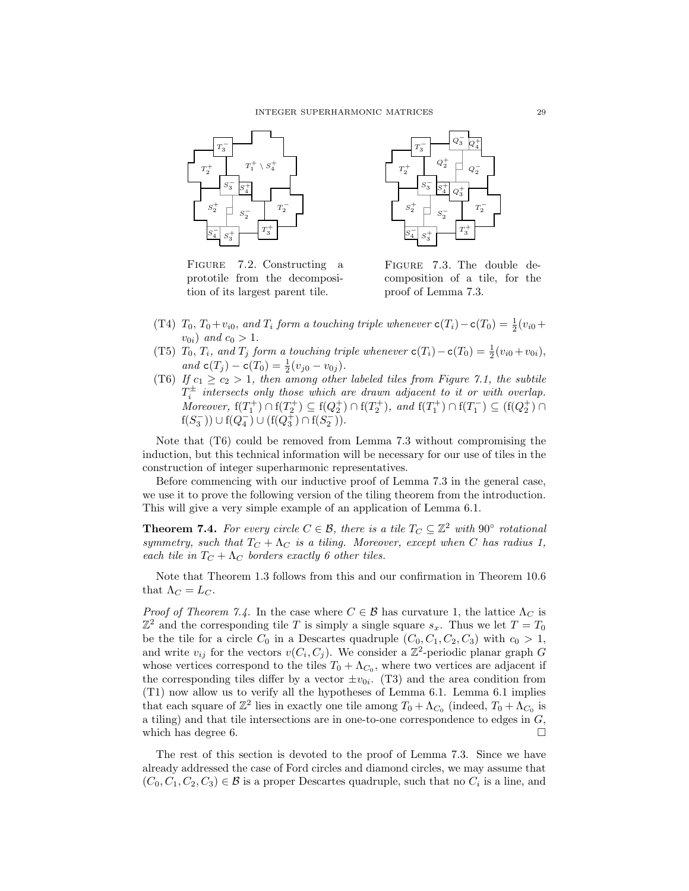FIGURE 7.2. Constructing a prototile from the decomposition of its largest parent tile.

FIGURE 7.3. The double decomposition of a tile, for the proof of Lemma 7.3.

(T4) $T_0$, $T_0 + v_{i0}$, *and* $T_i$ *form a touching triple whenever* $\mathsf{c}(T_i) - \mathsf{c}(T_0) = \frac{1}{2}(v_{i0} + v_{0i})$ *and* $c_0 > 1$.

(T5) $T_0$, $T_i$, *and* $T_j$ *form a touching triple whenever* $\mathsf{c}(T_i) - \mathsf{c}(T_0) = \frac{1}{2}(v_{i0} + v_{0i})$, *and* $\mathsf{c}(T_j) - \mathsf{c}(T_0) = \frac{1}{2}(v_{j0} - v_{0j})$.

(T6) *If* $c_1 \geq c_2 > 1$, *then among other labeled tiles from Figure 7.1, the subtile* $T_i^{\pm}$ *intersects only those which are drawn adjacent to it or with overlap. Moreover,* $\mathrm{f}(T_1^+) \cap \mathrm{f}(T_2^+) \subseteq \mathrm{f}(Q_2^+) \cap \mathrm{f}(T_2^+)$, *and* $\mathrm{f}(T_1^+) \cap \mathrm{f}(T_1^-) \subseteq (\mathrm{f}(Q_2^+) \cap \mathrm{f}(S_3^-)) \cup \mathrm{f}(Q_4^-) \cup (\mathrm{f}(Q_3^+) \cap \mathrm{f}(S_2^-))$.

Note that (T6) could be removed from Lemma 7.3 without compromising the induction, but this technical information will be necessary for our use of tiles in the construction of integer superharmonic representatives.

Before commencing with our inductive proof of Lemma 7.3 in the general case, we use it to prove the following version of the tiling theorem from the introduction. This will give a very simple example of an application of Lemma 6.1.

**Theorem 7.4.** *For every circle* $C \in \mathcal{B}$, *there is a tile* $T_C \subseteq \mathbb{Z}^2$ *with* $90^\circ$ *rotational symmetry, such that* $T_C + \Lambda_C$ *is a tiling. Moreover, except when* $C$ *has radius 1, each tile in* $T_C + \Lambda_C$ *borders exactly 6 other tiles.*

Note that Theorem 1.3 follows from this and our confirmation in Theorem 10.6 that $\Lambda_C = L_C$.

*Proof of Theorem 7.4.* In the case where $C \in \mathcal{B}$ has curvature 1, the lattice $\Lambda_C$ is $\mathbb{Z}^2$ and the corresponding tile $T$ is simply a single square $s_x$. Thus we let $T = T_0$ be the tile for a circle $C_0$ in a Descartes quadruple $(C_0, C_1, C_2, C_3)$ with $c_0 > 1$, and write $v_{ij}$ for the vectors $v(C_i, C_j)$. We consider a $\mathbb{Z}^2$-periodic planar graph $G$ whose vertices correspond to the tiles $T_0 + \Lambda_{C_0}$, where two vertices are adjacent if the corresponding tiles differ by a vector $\pm v_{0i}$. (T3) and the area condition from (T1) now allow us to verify all the hypotheses of Lemma 6.1. Lemma 6.1 implies that each square of $\mathbb{Z}^2$ lies in exactly one tile among $T_0 + \Lambda_{C_0}$ (indeed, $T_0 + \Lambda_{C_0}$ is a tiling) and that tile intersections are in one-to-one correspondence to edges in $G$, which has degree 6. $\square$

The rest of this section is devoted to the proof of Lemma 7.3. Since we have already addressed the case of Ford circles and diamond circles, we may assume that $(C_0, C_1, C_2, C_3) \in \mathcal{B}$ is a proper Descartes quadruple, such that no $C_i$ is a line, and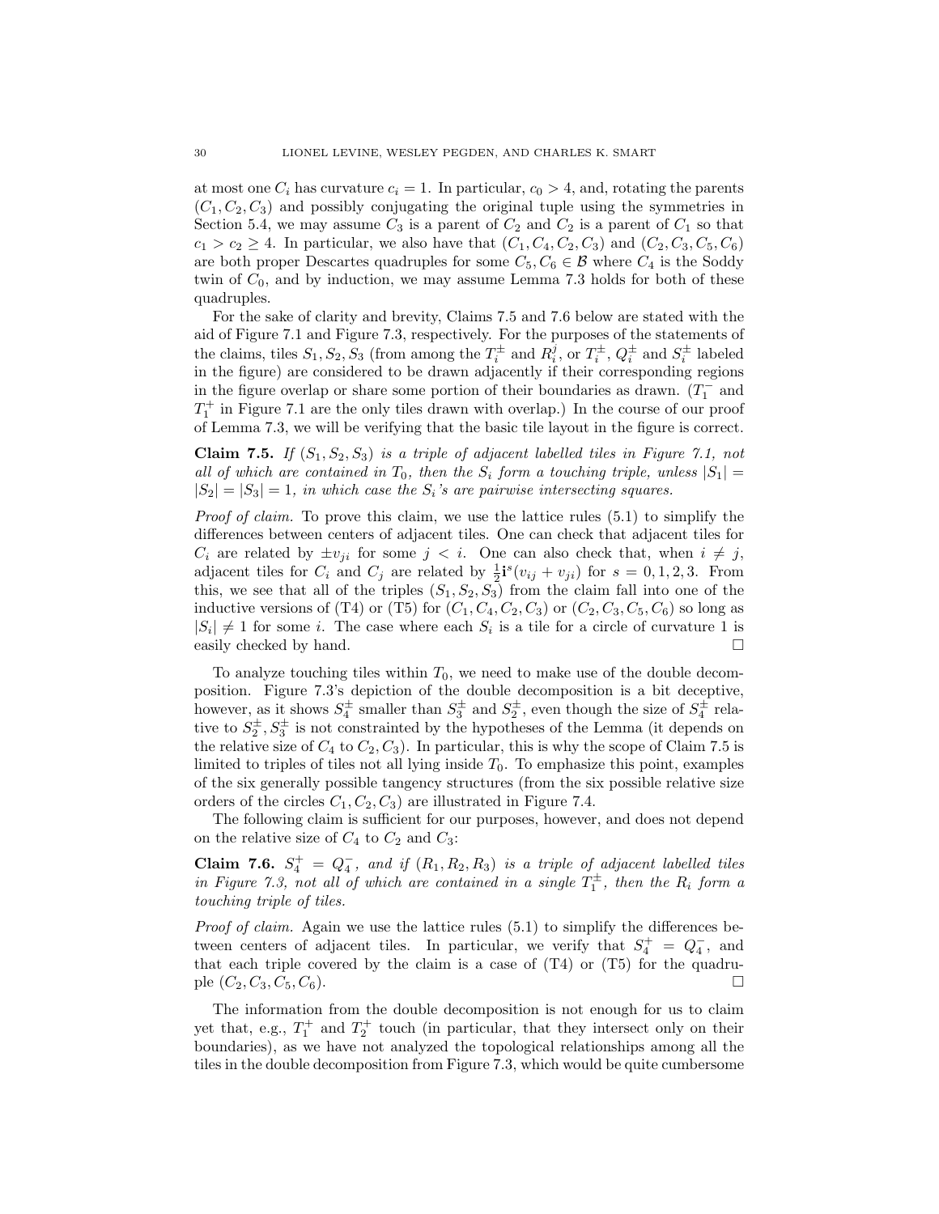at most one $C_i$ has curvature $c_i = 1$. In particular, $c_0 > 4$, and, rotating the parents $(C_1, C_2, C_3)$ and possibly conjugating the original tuple using the symmetries in Section 5.4, we may assume $C_3$ is a parent of $C_2$ and $C_2$ is a parent of $C_1$ so that $c_1 > c_2 \geq 4$. In particular, we also have that $(C_1, C_4, C_2, C_3)$ and $(C_2, C_3, C_5, C_6)$ are both proper Descartes quadruples for some $C_5, C_6 \in \mathcal{B}$ where $C_4$ is the Soddy twin of $C_0$, and by induction, we may assume Lemma 7.3 holds for both of these quadruples.

For the sake of clarity and brevity, Claims 7.5 and 7.6 below are stated with the aid of Figure 7.1 and Figure 7.3, respectively. For the purposes of the statements of the claims, tiles $S_1, S_2, S_3$ (from among the $T_i^\pm$ and $R_i^j$, or $T_i^\pm$, $Q_i^\pm$ and $S_i^\pm$ labeled in the figure) are considered to be drawn adjacently if their corresponding regions in the figure overlap or share some portion of their boundaries as drawn. ($T_1^-$ and $T_1^+$ in Figure 7.1 are the only tiles drawn with overlap.) In the course of our proof of Lemma 7.3, we will be verifying that the basic tile layout in the figure is correct.

**Claim 7.5.** *If $(S_1, S_2, S_3)$ is a triple of adjacent labelled tiles in Figure 7.1, not all of which are contained in $T_0$, then the $S_i$ form a touching triple, unless $|S_1| = |S_2| = |S_3| = 1$, in which case the $S_i$'s are pairwise intersecting squares.*

*Proof of claim.* To prove this claim, we use the lattice rules (5.1) to simplify the differences between centers of adjacent tiles. One can check that adjacent tiles for $C_i$ are related by $\pm v_{ji}$ for some $j < i$. One can also check that, when $i \neq j$, adjacent tiles for $C_i$ and $C_j$ are related by $\frac{1}{2}\mathbf{i}^s(v_{ij} + v_{ji})$ for $s = 0, 1, 2, 3$. From this, we see that all of the triples $(S_1, S_2, S_3)$ from the claim fall into one of the inductive versions of (T4) or (T5) for $(C_1, C_4, C_2, C_3)$ or $(C_2, C_3, C_5, C_6)$ so long as $|S_i| \neq 1$ for some $i$. The case where each $S_i$ is a tile for a circle of curvature 1 is easily checked by hand. $\square$

To analyze touching tiles within $T_0$, we need to make use of the double decomposition. Figure 7.3's depiction of the double decomposition is a bit deceptive, however, as it shows $S_4^\pm$ smaller than $S_3^\pm$ and $S_2^\pm$, even though the size of $S_4^\pm$ relative to $S_2^\pm, S_3^\pm$ is not constrainted by the hypotheses of the Lemma (it depends on the relative size of $C_4$ to $C_2, C_3$). In particular, this is why the scope of Claim 7.5 is limited to triples of tiles not all lying inside $T_0$. To emphasize this point, examples of the six generally possible tangency structures (from the six possible relative size orders of the circles $C_1, C_2, C_3$) are illustrated in Figure 7.4.

The following claim is sufficient for our purposes, however, and does not depend on the relative size of $C_4$ to $C_2$ and $C_3$:

**Claim 7.6.** *$S_4^+ = Q_4^-$, and if $(R_1, R_2, R_3)$ is a triple of adjacent labelled tiles in Figure 7.3, not all of which are contained in a single $T_1^\pm$, then the $R_i$ form a touching triple of tiles.*

*Proof of claim.* Again we use the lattice rules (5.1) to simplify the differences between centers of adjacent tiles. In particular, we verify that $S_4^+ = Q_4^-$, and that each triple covered by the claim is a case of (T4) or (T5) for the quadruple $(C_2, C_3, C_5, C_6)$. $\square$

The information from the double decomposition is not enough for us to claim yet that, e.g., $T_1^+$ and $T_2^+$ touch (in particular, that they intersect only on their boundaries), as we have not analyzed the topological relationships among all the tiles in the double decomposition from Figure 7.3, which would be quite cumbersome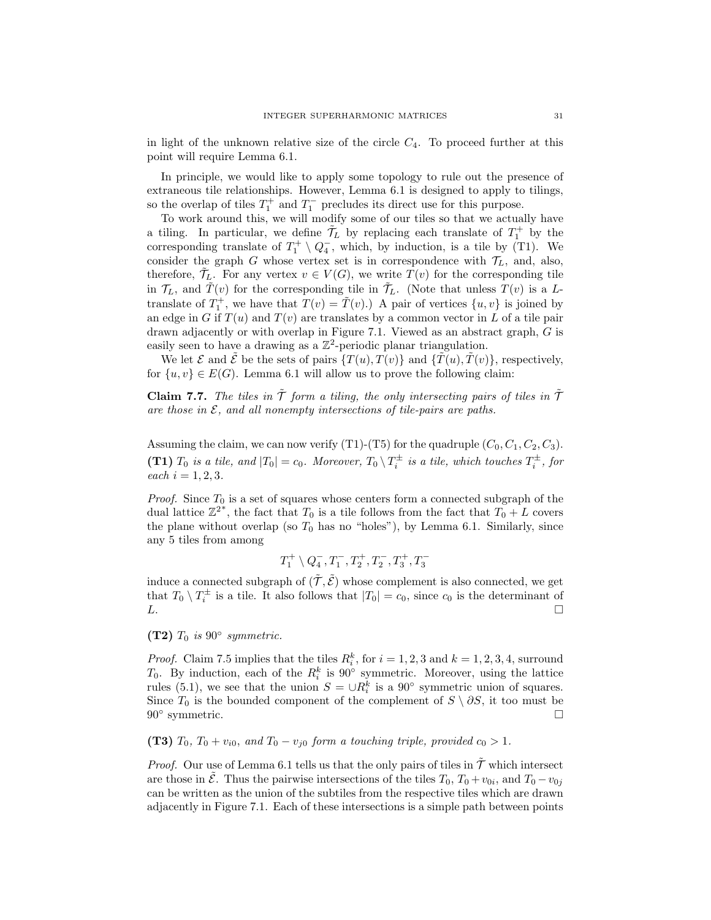in light of the unknown relative size of the circle $C_4$. To proceed further at this point will require Lemma 6.1.

In principle, we would like to apply some topology to rule out the presence of extraneous tile relationships. However, Lemma 6.1 is designed to apply to tilings, so the overlap of tiles $T_1^+$ and $T_1^-$ precludes its direct use for this purpose.

To work around this, we will modify some of our tiles so that we actually have a tiling. In particular, we define $\tilde{\mathcal{T}}_L$ by replacing each translate of $T_1^+$ by the corresponding translate of $T_1^+ \setminus Q_4^-$, which, by induction, is a tile by (T1). We consider the graph $G$ whose vertex set is in correspondence with $\mathcal{T}_L$, and, also, therefore, $\tilde{\mathcal{T}}_L$. For any vertex $v \in V(G)$, we write $T(v)$ for the corresponding tile in $\mathcal{T}_L$, and $\tilde{T}(v)$ for the corresponding tile in $\tilde{\mathcal{T}}_L$. (Note that unless $T(v)$ is a $L$-translate of $T_1^+$, we have that $T(v) = \tilde{T}(v)$.) A pair of vertices $\{u, v\}$ is joined by an edge in $G$ if $T(u)$ and $T(v)$ are translates by a common vector in $L$ of a tile pair drawn adjacently or with overlap in Figure 7.1. Viewed as an abstract graph, $G$ is easily seen to have a drawing as a $\mathbb{Z}^2$-periodic planar triangulation.

We let $\mathcal{E}$ and $\tilde{\mathcal{E}}$ be the sets of pairs $\{T(u), T(v)\}$ and $\{\tilde{T}(u), \tilde{T}(v)\}$, respectively, for $\{u, v\} \in E(G)$. Lemma 6.1 will allow us to prove the following claim:

**Claim 7.7.** *The tiles in $\tilde{\mathcal{T}}$ form a tiling, the only intersecting pairs of tiles in $\tilde{\mathcal{T}}$ are those in $\mathcal{E}$, and all nonempty intersections of tile-pairs are paths.*

Assuming the claim, we can now verify (T1)-(T5) for the quadruple $(C_0, C_1, C_2, C_3)$.

**(T1)** *$T_0$ is a tile, and $|T_0| = c_0$. Moreover, $T_0 \setminus T_i^\pm$ is a tile, which touches $T_i^\pm$, for each $i = 1, 2, 3$.*

*Proof.* Since $T_0$ is a set of squares whose centers form a connected subgraph of the dual lattice $\mathbb{Z}^{2*}$, the fact that $T_0$ is a tile follows from the fact that $T_0 + L$ covers the plane without overlap (so $T_0$ has no "holes"), by Lemma 6.1. Similarly, since any 5 tiles from among

$$T_1^+ \setminus Q_4^-, T_1^-, T_2^+, T_2^-, T_3^+, T_3^-$$

induce a connected subgraph of $(\tilde{\mathcal{T}}, \tilde{\mathcal{E}})$ whose complement is also connected, we get that $T_0 \setminus T_i^\pm$ is a tile. It also follows that $|T_0| = c_0$, since $c_0$ is the determinant of $L$. $\square$

**(T2)** *$T_0$ is $90°$ symmetric.*

*Proof.* Claim 7.5 implies that the tiles $R_i^k$, for $i = 1, 2, 3$ and $k = 1, 2, 3, 4$, surround $T_0$. By induction, each of the $R_i^k$ is $90°$ symmetric. Moreover, using the lattice rules (5.1), we see that the union $S = \cup R_i^k$ is a $90°$ symmetric union of squares. Since $T_0$ is the bounded component of the complement of $S \setminus \partial S$, it too must be $90°$ symmetric. $\square$

**(T3)** *$T_0$, $T_0 + v_{i0}$, and $T_0 - v_{j0}$ form a touching triple, provided $c_0 > 1$.*

*Proof.* Our use of Lemma 6.1 tells us that the only pairs of tiles in $\tilde{\mathcal{T}}$ which intersect are those in $\tilde{\mathcal{E}}$. Thus the pairwise intersections of the tiles $T_0$, $T_0 + v_{0i}$, and $T_0 - v_{0j}$ can be written as the union of the subtiles from the respective tiles which are drawn adjacently in Figure 7.1. Each of these intersections is a simple path between points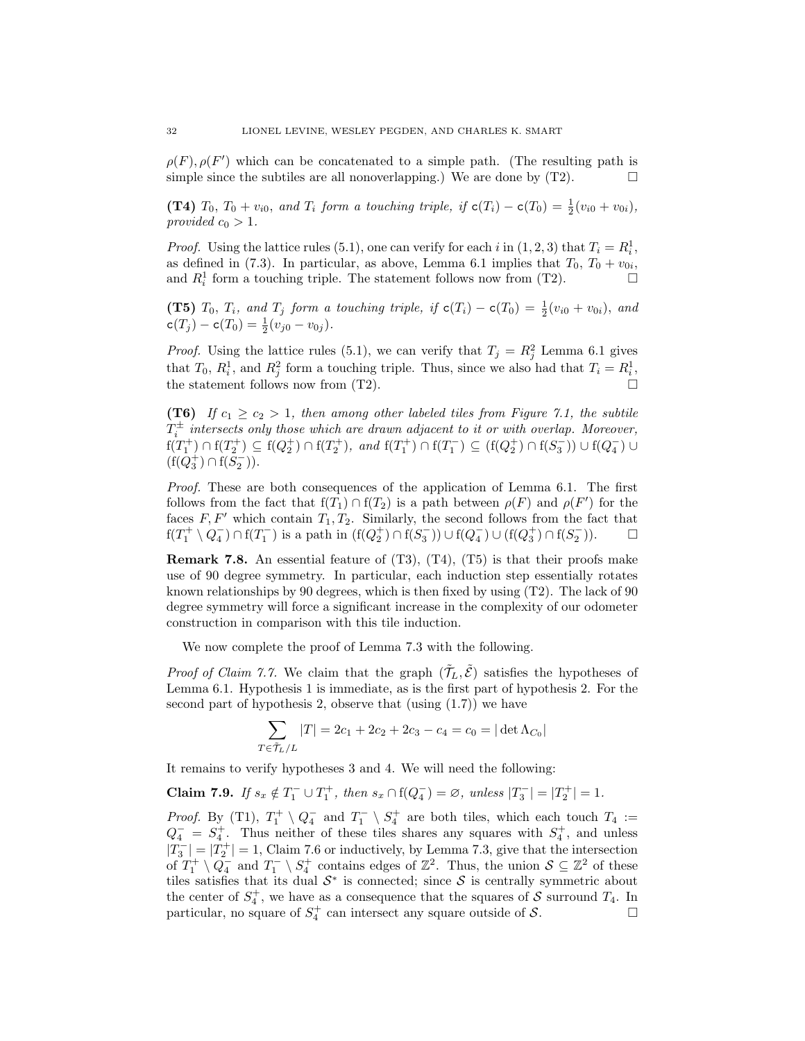$\rho(F), \rho(F')$ which can be concatenated to a simple path. (The resulting path is simple since the subtiles are all nonoverlapping.) We are done by (T2). $\square$

**(T4)** *$T_0$, $T_0 + v_{i0}$, and $T_i$ form a touching triple, if $\mathsf{c}(T_i) - \mathsf{c}(T_0) = \frac{1}{2}(v_{i0} + v_{0i})$, provided $c_0 > 1$.*

*Proof.* Using the lattice rules (5.1), one can verify for each $i$ in $(1, 2, 3)$ that $T_i = R_i^1$, as defined in (7.3). In particular, as above, Lemma 6.1 implies that $T_0$, $T_0 + v_{0i}$, and $R_i^1$ form a touching triple. The statement follows now from (T2). $\square$

**(T5)** *$T_0$, $T_i$, and $T_j$ form a touching triple, if $\mathsf{c}(T_i) - \mathsf{c}(T_0) = \frac{1}{2}(v_{i0} + v_{0i})$, and $\mathsf{c}(T_j) - \mathsf{c}(T_0) = \frac{1}{2}(v_{j0} - v_{0j})$.*

*Proof.* Using the lattice rules (5.1), we can verify that $T_j = R_j^2$ Lemma 6.1 gives that $T_0$, $R_i^1$, and $R_j^2$ form a touching triple. Thus, since we also had that $T_i = R_i^1$, the statement follows now from (T2). $\square$

**(T6)** *If $c_1 \geq c_2 > 1$, then among other labeled tiles from Figure 7.1, the subtile $T_i^{\pm}$ intersects only those which are drawn adjacent to it or with overlap. Moreover, $\mathrm{f}(T_1^+) \cap \mathrm{f}(T_2^+) \subseteq \mathrm{f}(Q_2^+) \cap \mathrm{f}(T_2^+)$, and $\mathrm{f}(T_1^+) \cap \mathrm{f}(T_1^-) \subseteq (\mathrm{f}(Q_2^+) \cap \mathrm{f}(S_3^-)) \cup \mathrm{f}(Q_4^-) \cup (\mathrm{f}(Q_3^+) \cap \mathrm{f}(S_2^-))$.*

*Proof.* These are both consequences of the application of Lemma 6.1. The first follows from the fact that $\mathrm{f}(T_1) \cap \mathrm{f}(T_2)$ is a path between $\rho(F)$ and $\rho(F')$ for the faces $F, F'$ which contain $T_1, T_2$. Similarly, the second follows from the fact that $\mathrm{f}(T_1^+ \setminus Q_4^-) \cap \mathrm{f}(T_1^-)$ is a path in $(\mathrm{f}(Q_2^+) \cap \mathrm{f}(S_3^-)) \cup \mathrm{f}(Q_4^-) \cup (\mathrm{f}(Q_3^+) \cap \mathrm{f}(S_2^-))$. $\square$

**Remark 7.8.** An essential feature of (T3), (T4), (T5) is that their proofs make use of 90 degree symmetry. In particular, each induction step essentially rotates known relationships by 90 degrees, which is then fixed by using (T2). The lack of 90 degree symmetry will force a significant increase in the complexity of our odometer construction in comparison with this tile induction.

We now complete the proof of Lemma 7.3 with the following.

*Proof of Claim 7.7.* We claim that the graph $(\tilde{\mathcal{T}}_L, \tilde{\mathcal{E}})$ satisfies the hypotheses of Lemma 6.1. Hypothesis 1 is immediate, as is the first part of hypothesis 2. For the second part of hypothesis 2, observe that (using (1.7)) we have

$$\sum_{T \in \tilde{\mathcal{T}}_L / L} |T| = 2c_1 + 2c_2 + 2c_3 - c_4 = c_0 = |\det \Lambda_{C_0}|$$

It remains to verify hypotheses 3 and 4. We will need the following:

**Claim 7.9.** *If $s_x \notin T_1^- \cup T_1^+$, then $s_x \cap \mathrm{f}(Q_4^-) = \varnothing$, unless $|T_3^-| = |T_2^+| = 1$.*

*Proof.* By (T1), $T_1^+ \setminus Q_4^-$ and $T_1^- \setminus S_4^+$ are both tiles, which each touch $T_4 := Q_4^- = S_4^+$. Thus neither of these tiles shares any squares with $S_4^+$, and unless $|T_3^-| = |T_2^+| = 1$, Claim 7.6 or inductively, by Lemma 7.3, give that the intersection of $T_1^+ \setminus Q_4^-$ and $T_1^- \setminus S_4^+$ contains edges of $\mathbb{Z}^2$. Thus, the union $\mathcal{S} \subseteq \mathbb{Z}^2$ of these tiles satisfies that its dual $\mathcal{S}^*$ is connected; since $\mathcal{S}$ is centrally symmetric about the center of $S_4^+$, we have as a consequence that the squares of $\mathcal{S}$ surround $T_4$. In particular, no square of $S_4^+$ can intersect any square outside of $\mathcal{S}$. $\square$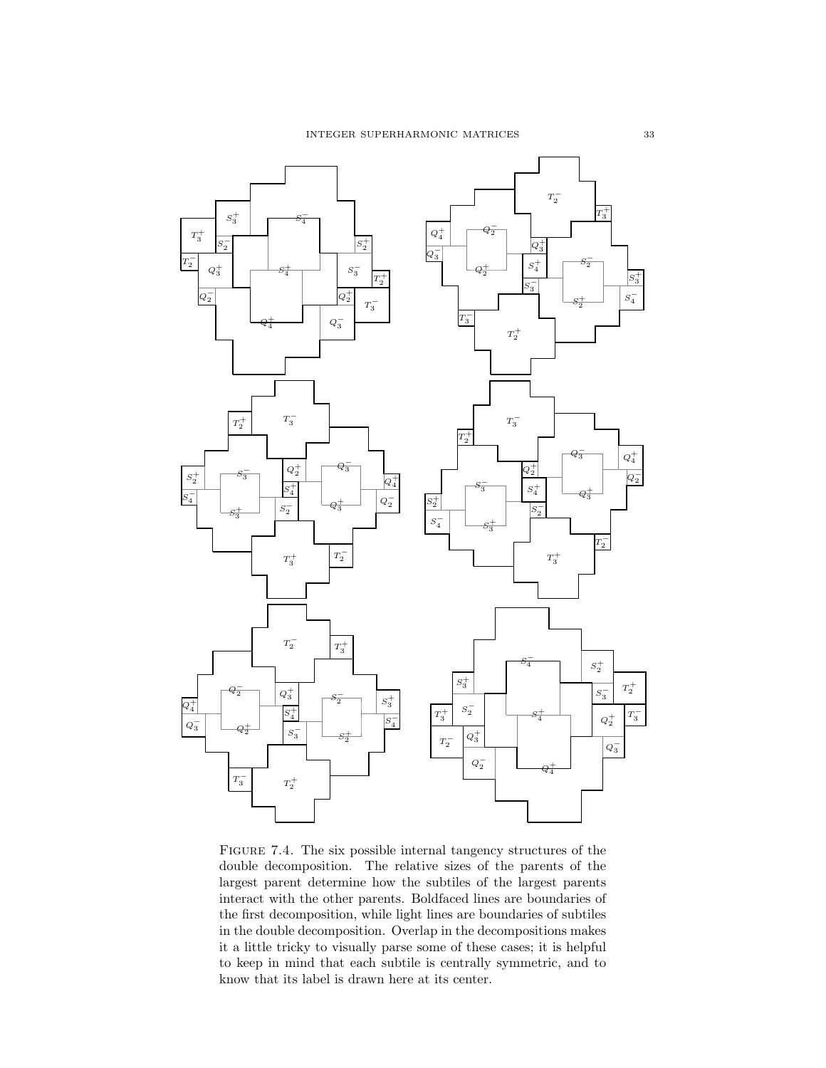FIGURE 7.4. The six possible internal tangency structures of the double decomposition. The relative sizes of the parents of the largest parent determine how the subtiles of the largest parents interact with the other parents. Boldfaced lines are boundaries of the first decomposition, while light lines are boundaries of subtiles in the double decomposition. Overlap in the decompositions makes it a little tricky to visually parse some of these cases; it is helpful to keep in mind that each subtile is centrally symmetric, and to know that its label is drawn here at its center.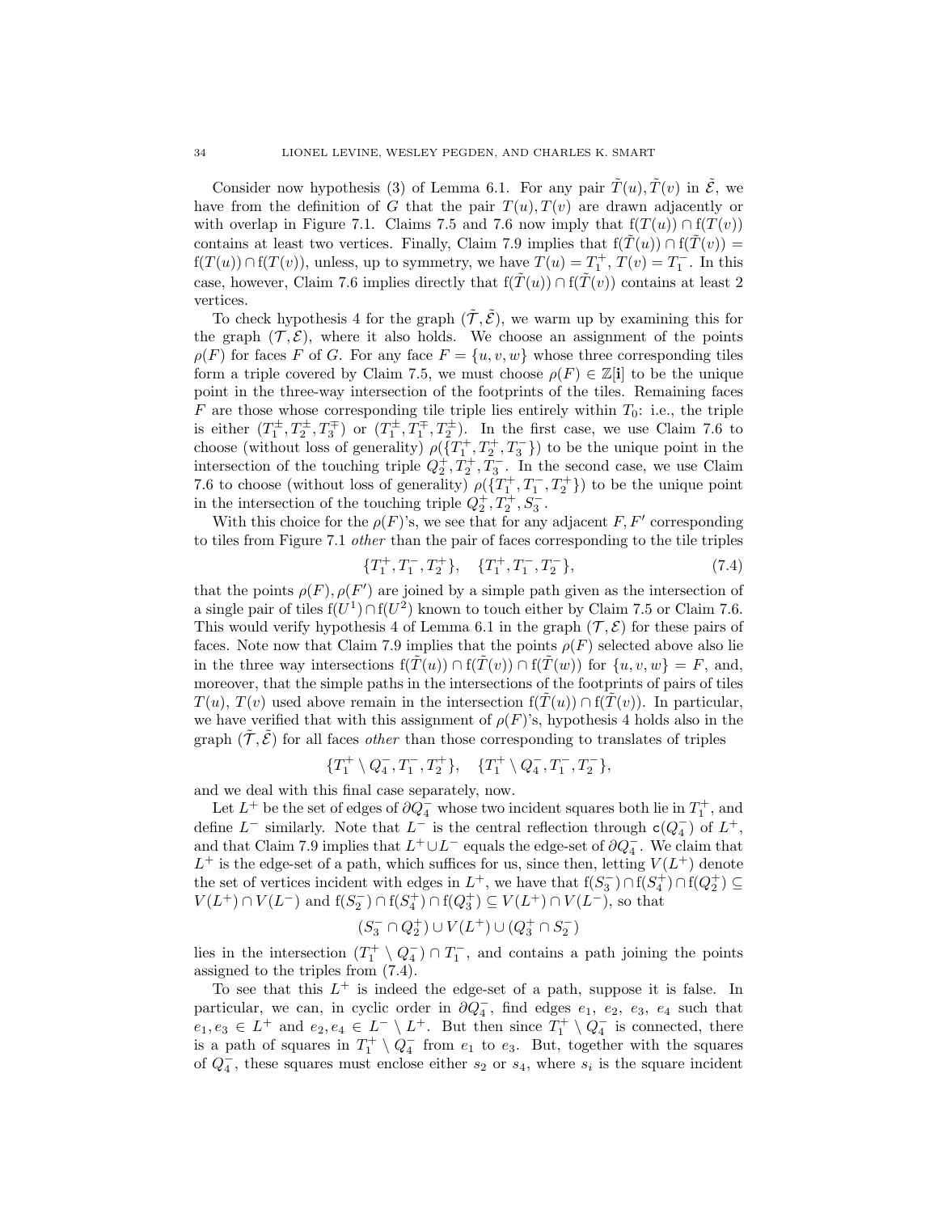Consider now hypothesis (3) of Lemma 6.1. For any pair $\tilde{T}(u), \tilde{T}(v)$ in $\tilde{\mathcal{E}}$, we have from the definition of $G$ that the pair $T(u), T(v)$ are drawn adjacently or with overlap in Figure 7.1. Claims 7.5 and 7.6 now imply that $\mathrm{f}(T(u)) \cap \mathrm{f}(T(v))$ contains at least two vertices. Finally, Claim 7.9 implies that $\mathrm{f}(\tilde{T}(u)) \cap \mathrm{f}(\tilde{T}(v)) = \mathrm{f}(T(u)) \cap \mathrm{f}(T(v))$, unless, up to symmetry, we have $T(u) = T_1^+$, $T(v) = T_1^-$. In this case, however, Claim 7.6 implies directly that $\mathrm{f}(\tilde{T}(u)) \cap \mathrm{f}(\tilde{T}(v))$ contains at least 2 vertices.

To check hypothesis 4 for the graph $(\tilde{\mathcal{T}}, \tilde{\mathcal{E}})$, we warm up by examining this for the graph $(\mathcal{T}, \mathcal{E})$, where it also holds. We choose an assignment of the points $\rho(F)$ for faces $F$ of $G$. For any face $F = \{u, v, w\}$ whose three corresponding tiles form a triple covered by Claim 7.5, we must choose $\rho(F) \in \mathbb{Z}[\mathbf{i}]$ to be the unique point in the three-way intersection of the footprints of the tiles. Remaining faces $F$ are those whose corresponding tile triple lies entirely within $T_0$: i.e., the triple is either $(T_1^\pm, T_2^\pm, T_3^\mp)$ or $(T_1^\pm, T_1^\mp, T_2^\pm)$. In the first case, we use Claim 7.6 to choose (without loss of generality) $\rho(\{T_1^+, T_2^+, T_3^-\})$ to be the unique point in the intersection of the touching triple $Q_2^+, T_2^+, T_3^-$. In the second case, we use Claim 7.6 to choose (without loss of generality) $\rho(\{T_1^+, T_1^-, T_2^+\})$ to be the unique point in the intersection of the touching triple $Q_2^+, T_2^+, S_3^-$.

With this choice for the $\rho(F)$'s, we see that for any adjacent $F, F'$ corresponding to tiles from Figure 7.1 *other* than the pair of faces corresponding to the tile triples

$$\{T_1^+, T_1^-, T_2^+\}, \quad \{T_1^+, T_1^-, T_2^-\}, \tag{7.4}$$

that the points $\rho(F), \rho(F')$ are joined by a simple path given as the intersection of a single pair of tiles $\mathrm{f}(U^1) \cap \mathrm{f}(U^2)$ known to touch either by Claim 7.5 or Claim 7.6. This would verify hypothesis 4 of Lemma 6.1 in the graph $(\mathcal{T}, \mathcal{E})$ for these pairs of faces. Note now that Claim 7.9 implies that the points $\rho(F)$ selected above also lie in the three way intersections $\mathrm{f}(\tilde{T}(u)) \cap \mathrm{f}(\tilde{T}(v)) \cap \mathrm{f}(\tilde{T}(w))$ for $\{u, v, w\} = F$, and, moreover, that the simple paths in the intersections of the footprints of pairs of tiles $T(u)$, $T(v)$ used above remain in the intersection $\mathrm{f}(\tilde{T}(u)) \cap \mathrm{f}(\tilde{T}(v))$. In particular, we have verified that with this assignment of $\rho(F)$'s, hypothesis 4 holds also in the graph $(\tilde{\mathcal{T}}, \tilde{\mathcal{E}})$ for all faces *other* than those corresponding to translates of triples

$$\{T_1^+ \setminus Q_4^-, T_1^-, T_2^+\}, \quad \{T_1^+ \setminus Q_4^-, T_1^-, T_2^-\},$$

and we deal with this final case separately, now.

Let $L^+$ be the set of edges of $\partial Q_4^-$ whose two incident squares both lie in $T_1^+$, and define $L^-$ similarly. Note that $L^-$ is the central reflection through $\mathsf{c}(Q_4^-)$ of $L^+$, and that Claim 7.9 implies that $L^+ \cup L^-$ equals the edge-set of $\partial Q_4^-$. We claim that $L^+$ is the edge-set of a path, which suffices for us, since then, letting $V(L^+)$ denote the set of vertices incident with edges in $L^+$, we have that $\mathrm{f}(S_3^-) \cap \mathrm{f}(S_4^+) \cap \mathrm{f}(Q_2^+) \subseteq V(L^+) \cap V(L^-)$ and $\mathrm{f}(S_2^-) \cap \mathrm{f}(S_4^+) \cap \mathrm{f}(Q_3^+) \subseteq V(L^+) \cap V(L^-)$, so that

$$(S_3^- \cap Q_2^+) \cup V(L^+) \cup (Q_3^+ \cap S_2^-)$$

lies in the intersection $(T_1^+ \setminus Q_4^-) \cap T_1^-$, and contains a path joining the points assigned to the triples from (7.4).

To see that this $L^+$ is indeed the edge-set of a path, suppose it is false. In particular, we can, in cyclic order in $\partial Q_4^-$, find edges $e_1$, $e_2$, $e_3$, $e_4$ such that $e_1, e_3 \in L^+$ and $e_2, e_4 \in L^- \setminus L^+$. But then since $T_1^+ \setminus Q_4^-$ is connected, there is a path of squares in $T_1^+ \setminus Q_4^-$ from $e_1$ to $e_3$. But, together with the squares of $Q_4^-$, these squares must enclose either $s_2$ or $s_4$, where $s_i$ is the square incident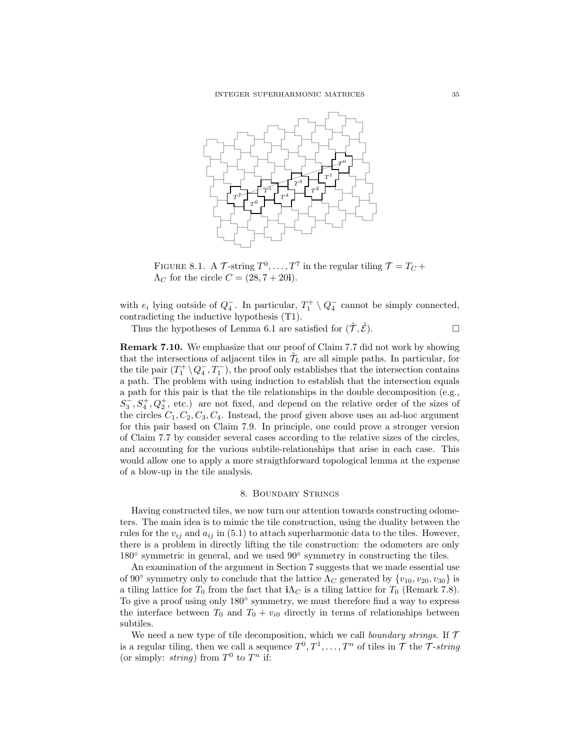FIGURE 8.1. A $\mathcal{T}$-string $T^0, \ldots, T^7$ in the regular tiling $\mathcal{T} = T_C + \Lambda_C$ for the circle $C = (28, 7 + 20\mathbf{i})$.

with $e_i$ lying outside of $Q_4^-$. In particular, $T_1^+ \setminus Q_4^-$ cannot be simply connected, contradicting the inductive hypothesis (T1).

Thus the hypotheses of Lemma 6.1 are satisfied for $(\tilde{\mathcal{T}}, \tilde{\mathcal{E}})$. $\square$

**Remark 7.10.** We emphasize that our proof of Claim 7.7 did not work by showing that the intersections of adjacent tiles in $\tilde{\mathcal{T}}_L$ are all simple paths. In particular, for the tile pair $(T_1^+ \setminus Q_4^-, T_1^-)$, the proof only establishes that the intersection contains a path. The problem with using induction to establish that the intersection equals a path for this pair is that the tile relationships in the double decomposition (e.g., $S_3^-, S_4^+, Q_2^+$, etc.) are not fixed, and depend on the relative order of the sizes of the circles $C_1, C_2, C_3, C_4$. Instead, the proof given above uses an ad-hoc argument for this pair based on Claim 7.9. In principle, one could prove a stronger version of Claim 7.7 by consider several cases according to the relative sizes of the circles, and accounting for the various subtile-relationships that arise in each case. This would allow one to apply a more straigthforward topological lemma at the expense of a blow-up in the tile analysis.

## 8. Boundary Strings

Having constructed tiles, we now turn our attention towards constructing odometers. The main idea is to mimic the tile construction, using the duality between the rules for the $v_{ij}$ and $a_{ij}$ in (5.1) to attach superharmonic data to the tiles. However, there is a problem in directly lifting the tile construction: the odometers are only $180^\circ$ symmetric in general, and we used $90^\circ$ symmetry in constructing the tiles.

An examination of the argument in Section 7 suggests that we made essential use of $90^\circ$ symmetry only to conclude that the lattice $\Lambda_C$ generated by $\{v_{10}, v_{20}, v_{30}\}$ is a tiling lattice for $T_0$ from the fact that $\mathbf{i}\Lambda_C$ is a tiling lattice for $T_0$ (Remark 7.8). To give a proof using only $180^\circ$ symmetry, we must therefore find a way to express the interface between $T_0$ and $T_0 + v_{i0}$ directly in terms of relationships between subtiles.

We need a new type of tile decomposition, which we call *boundary strings*. If $\mathcal{T}$ is a regular tiling, then we call a sequence $T^0, T^1, \ldots, T^n$ of tiles in $\mathcal{T}$ the *$\mathcal{T}$-string* (or simply: *string*) from $T^0$ to $T^n$ if: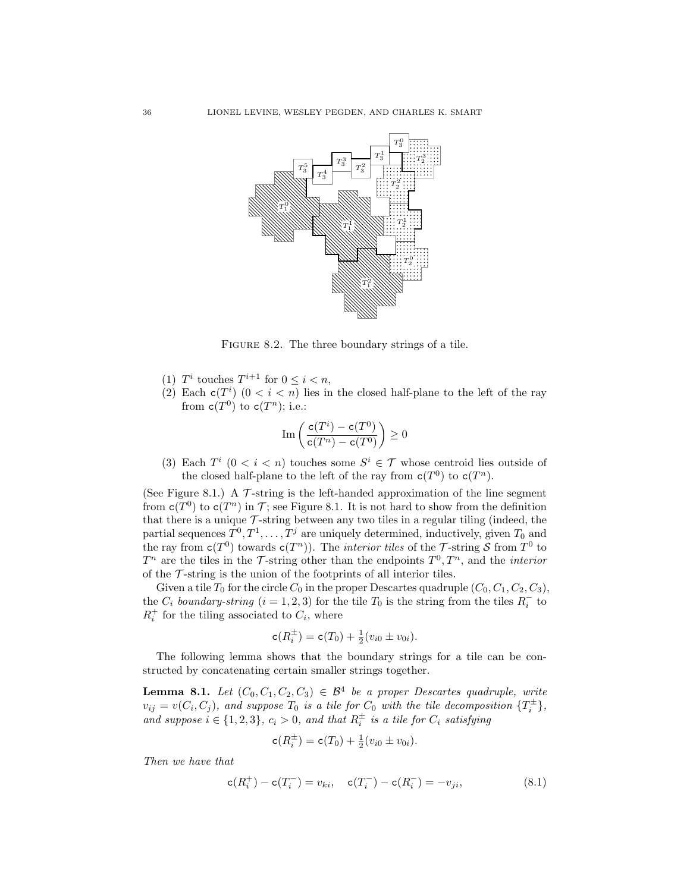FIGURE 8.2. The three boundary strings of a tile.

(1) $T^i$ touches $T^{i+1}$ for $0 \le i < n$,
(2) Each $\mathsf{c}(T^i)$ $(0 < i < n)$ lies in the closed half-plane to the left of the ray from $\mathsf{c}(T^0)$ to $\mathsf{c}(T^n)$; i.e.:

$$\operatorname{Im}\left(\frac{\mathsf{c}(T^i) - \mathsf{c}(T^0)}{\mathsf{c}(T^n) - \mathsf{c}(T^0)}\right) \ge 0$$

(3) Each $T^i$ $(0 < i < n)$ touches some $S^i \in \mathcal{T}$ whose centroid lies outside of the closed half-plane to the left of the ray from $\mathsf{c}(T^0)$ to $\mathsf{c}(T^n)$.

(See Figure 8.1.) A $\mathcal{T}$-string is the left-handed approximation of the line segment from $\mathsf{c}(T^0)$ to $\mathsf{c}(T^n)$ in $\mathcal{T}$; see Figure 8.1. It is not hard to show from the definition that there is a unique $\mathcal{T}$-string between any two tiles in a regular tiling (indeed, the partial sequences $T^0, T^1, \dots, T^j$ are uniquely determined, inductively, given $T_0$ and the ray from $\mathsf{c}(T^0)$ towards $\mathsf{c}(T^n)$). The *interior tiles* of the $\mathcal{T}$-string $\mathcal{S}$ from $T^0$ to $T^n$ are the tiles in the $\mathcal{T}$-string other than the endpoints $T^0, T^n$, and the *interior* of the $\mathcal{T}$-string is the union of the footprints of all interior tiles.

Given a tile $T_0$ for the circle $C_0$ in the proper Descartes quadruple $(C_0, C_1, C_2, C_3)$, the $C_i$ *boundary-string* $(i = 1, 2, 3)$ for the tile $T_0$ is the string from the tiles $R_i^-$ to $R_i^+$ for the tiling associated to $C_i$, where

$$\mathsf{c}(R_i^{\pm}) = \mathsf{c}(T_0) + \tfrac{1}{2}(v_{i0} \pm v_{0i}).$$

The following lemma shows that the boundary strings for a tile can be constructed by concatenating certain smaller strings together.

**Lemma 8.1.** *Let $(C_0, C_1, C_2, C_3) \in \mathcal{B}^4$ be a proper Descartes quadruple, write $v_{ij} = v(C_i, C_j)$, and suppose $T_0$ is a tile for $C_0$ with the tile decomposition $\{T_i^{\pm}\}$, and suppose $i \in \{1, 2, 3\}$, $c_i > 0$, and that $R_i^{\pm}$ is a tile for $C_i$ satisfying*

$$\mathsf{c}(R_i^{\pm}) = \mathsf{c}(T_0) + \tfrac{1}{2}(v_{i0} \pm v_{0i}).$$

*Then we have that*

$$\mathsf{c}(R_i^+) - \mathsf{c}(T_i^-) = v_{ki}, \quad \mathsf{c}(T_i^-) - \mathsf{c}(R_i^-) = -v_{ji}, \tag{8.1}$$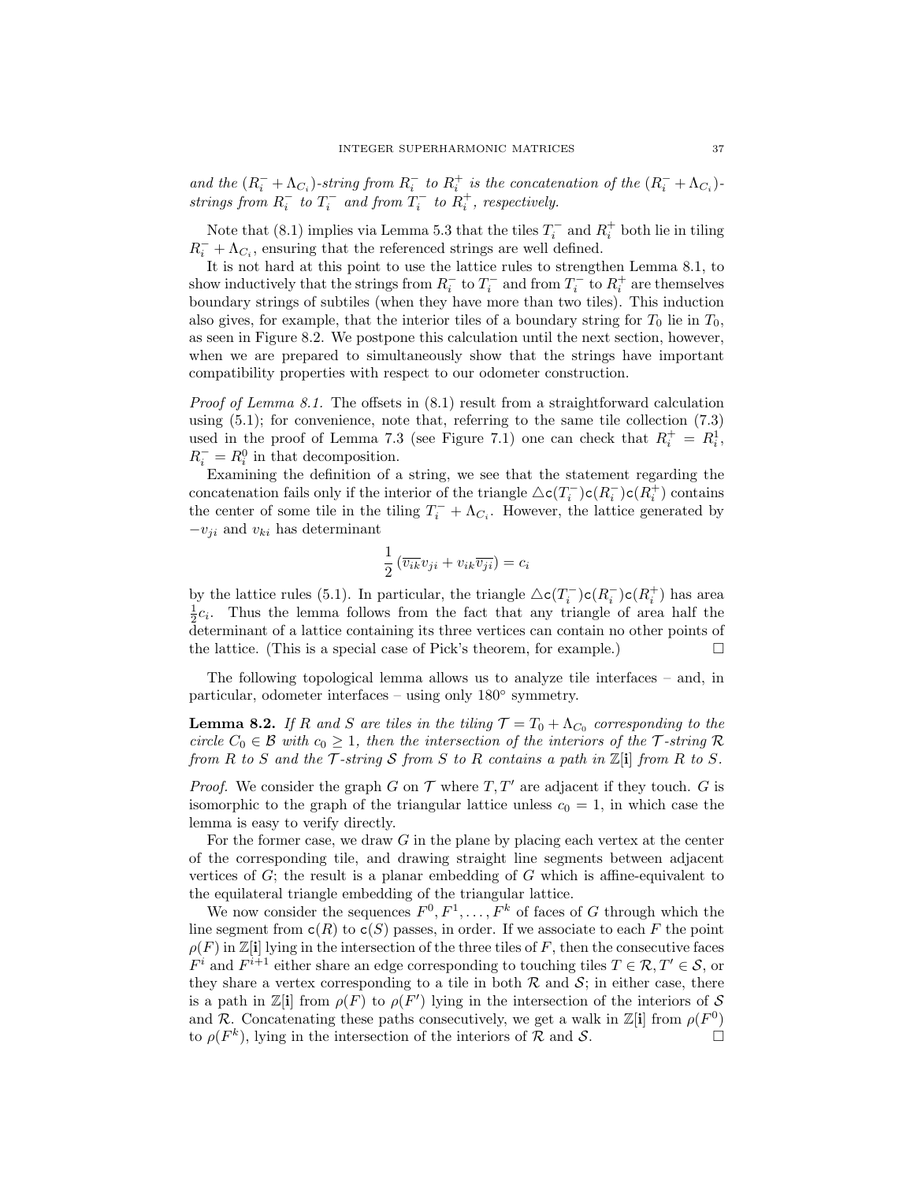*and the $(R_i^- + \Lambda_{C_i})$-string from $R_i^-$ to $R_i^+$ is the concatenation of the $(R_i^- + \Lambda_{C_i})$-strings from $R_i^-$ to $T_i^-$ and from $T_i^-$ to $R_i^+$, respectively.*

Note that (8.1) implies via Lemma 5.3 that the tiles $T_i^-$ and $R_i^+$ both lie in tiling $R_i^- + \Lambda_{C_i}$, ensuring that the referenced strings are well defined.

It is not hard at this point to use the lattice rules to strengthen Lemma 8.1, to show inductively that the strings from $R_i^-$ to $T_i^-$ and from $T_i^-$ to $R_i^+$ are themselves boundary strings of subtiles (when they have more than two tiles). This induction also gives, for example, that the interior tiles of a boundary string for $T_0$ lie in $T_0$, as seen in Figure 8.2. We postpone this calculation until the next section, however, when we are prepared to simultaneously show that the strings have important compatibility properties with respect to our odometer construction.

*Proof of Lemma 8.1.* The offsets in (8.1) result from a straightforward calculation using (5.1); for convenience, note that, referring to the same tile collection (7.3) used in the proof of Lemma 7.3 (see Figure 7.1) one can check that $R_i^+ = R_i^1$, $R_i^- = R_i^0$ in that decomposition.

Examining the definition of a string, we see that the statement regarding the concatenation fails only if the interior of the triangle $\triangle \mathsf{c}(T_i^-)\mathsf{c}(R_i^-)\mathsf{c}(R_i^+)$ contains the center of some tile in the tiling $T_i^- + \Lambda_{C_i}$. However, the lattice generated by $-v_{ji}$ and $v_{ki}$ has determinant

$$\frac{1}{2}\left(\overline{v_{ik}}v_{ji} + v_{ik}\overline{v_{ji}}\right) = c_i$$

by the lattice rules (5.1). In particular, the triangle $\triangle \mathsf{c}(T_i^-)\mathsf{c}(R_i^-)\mathsf{c}(R_i^+)$ has area $\frac{1}{2}c_i$. Thus the lemma follows from the fact that any triangle of area half the determinant of a lattice containing its three vertices can contain no other points of the lattice. (This is a special case of Pick's theorem, for example.) □

The following topological lemma allows us to analyze tile interfaces – and, in particular, odometer interfaces – using only 180° symmetry.

**Lemma 8.2.** *If $R$ and $S$ are tiles in the tiling $\mathcal{T} = T_0 + \Lambda_{C_0}$ corresponding to the circle $C_0 \in \mathcal{B}$ with $c_0 \geq 1$, then the intersection of the interiors of the $\mathcal{T}$-string $\mathcal{R}$ from $R$ to $S$ and the $\mathcal{T}$-string $\mathcal{S}$ from $S$ to $R$ contains a path in $\mathbb{Z}[\mathbf{i}]$ from $R$ to $S$.*

*Proof.* We consider the graph $G$ on $\mathcal{T}$ where $T, T'$ are adjacent if they touch. $G$ is isomorphic to the graph of the triangular lattice unless $c_0 = 1$, in which case the lemma is easy to verify directly.

For the former case, we draw $G$ in the plane by placing each vertex at the center of the corresponding tile, and drawing straight line segments between adjacent vertices of $G$; the result is a planar embedding of $G$ which is affine-equivalent to the equilateral triangle embedding of the triangular lattice.

We now consider the sequences $F^0, F^1, \ldots, F^k$ of faces of $G$ through which the line segment from $\mathsf{c}(R)$ to $\mathsf{c}(S)$ passes, in order. If we associate to each $F$ the point $\rho(F)$ in $\mathbb{Z}[\mathbf{i}]$ lying in the intersection of the three tiles of $F$, then the consecutive faces $F^i$ and $F^{i+1}$ either share an edge corresponding to touching tiles $T \in \mathcal{R}, T' \in \mathcal{S}$, or they share a vertex corresponding to a tile in both $\mathcal{R}$ and $\mathcal{S}$; in either case, there is a path in $\mathbb{Z}[\mathbf{i}]$ from $\rho(F)$ to $\rho(F')$ lying in the intersection of the interiors of $\mathcal{S}$ and $\mathcal{R}$. Concatenating these paths consecutively, we get a walk in $\mathbb{Z}[\mathbf{i}]$ from $\rho(F^0)$ to $\rho(F^k)$, lying in the intersection of the interiors of $\mathcal{R}$ and $\mathcal{S}$. □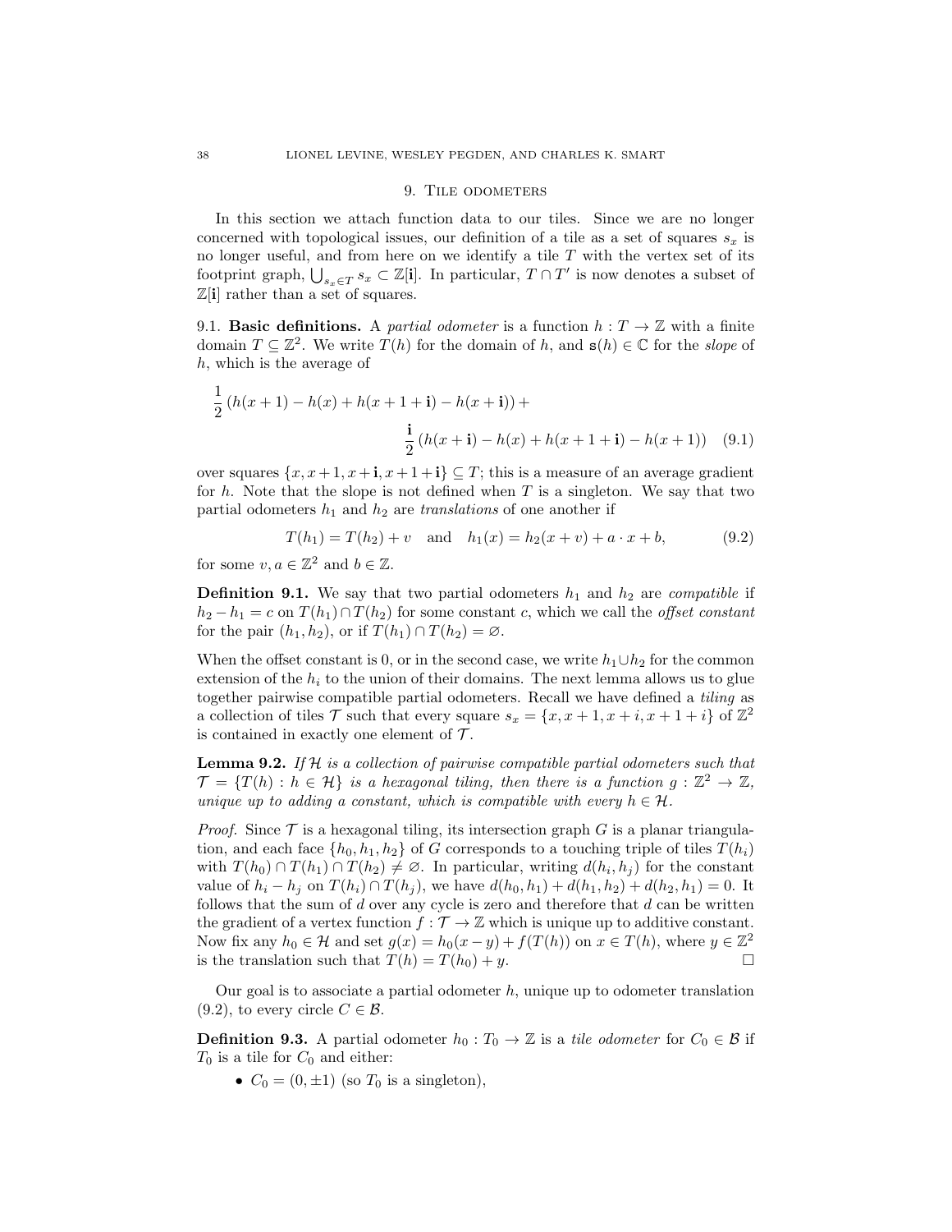## 9. Tile odometers

In this section we attach function data to our tiles. Since we are no longer concerned with topological issues, our definition of a tile as a set of squares $s_x$ is no longer useful, and from here on we identify a tile $T$ with the vertex set of its footprint graph, $\bigcup_{s_x \in T} s_x \subset \mathbb{Z}[\mathbf{i}]$. In particular, $T \cap T'$ is now denotes a subset of $\mathbb{Z}[\mathbf{i}]$ rather than a set of squares.

9.1. **Basic definitions.** A *partial odometer* is a function $h : T \to \mathbb{Z}$ with a finite domain $T \subseteq \mathbb{Z}^2$. We write $T(h)$ for the domain of $h$, and $\mathtt{s}(h) \in \mathbb{C}$ for the *slope* of $h$, which is the average of

$$\frac{1}{2}\left(h(x+1) - h(x) + h(x+1+\mathbf{i}) - h(x+\mathbf{i})\right) + \frac{\mathbf{i}}{2}\left(h(x+\mathbf{i}) - h(x) + h(x+1+\mathbf{i}) - h(x+1)\right) \quad (9.1)$$

over squares $\{x, x+1, x+\mathbf{i}, x+1+\mathbf{i}\} \subseteq T$; this is a measure of an average gradient for $h$. Note that the slope is not defined when $T$ is a singleton. We say that two partial odometers $h_1$ and $h_2$ are *translations* of one another if

$$T(h_1) = T(h_2) + v \quad \text{and} \quad h_1(x) = h_2(x+v) + a \cdot x + b, \quad (9.2)$$

for some $v, a \in \mathbb{Z}^2$ and $b \in \mathbb{Z}$.

**Definition 9.1.** We say that two partial odometers $h_1$ and $h_2$ are *compatible* if $h_2 - h_1 = c$ on $T(h_1) \cap T(h_2)$ for some constant $c$, which we call the *offset constant* for the pair $(h_1, h_2)$, or if $T(h_1) \cap T(h_2) = \varnothing$.

When the offset constant is 0, or in the second case, we write $h_1 \cup h_2$ for the common extension of the $h_i$ to the union of their domains. The next lemma allows us to glue together pairwise compatible partial odometers. Recall we have defined a *tiling* as a collection of tiles $\mathcal{T}$ such that every square $s_x = \{x, x+1, x+i, x+1+i\}$ of $\mathbb{Z}^2$ is contained in exactly one element of $\mathcal{T}$.

**Lemma 9.2.** *If $\mathcal{H}$ is a collection of pairwise compatible partial odometers such that $\mathcal{T} = \{T(h) : h \in \mathcal{H}\}$ is a hexagonal tiling, then there is a function $g : \mathbb{Z}^2 \to \mathbb{Z}$, unique up to adding a constant, which is compatible with every $h \in \mathcal{H}$.*

*Proof.* Since $\mathcal{T}$ is a hexagonal tiling, its intersection graph $G$ is a planar triangulation, and each face $\{h_0, h_1, h_2\}$ of $G$ corresponds to a touching triple of tiles $T(h_i)$ with $T(h_0) \cap T(h_1) \cap T(h_2) \neq \varnothing$. In particular, writing $d(h_i, h_j)$ for the constant value of $h_i - h_j$ on $T(h_i) \cap T(h_j)$, we have $d(h_0, h_1) + d(h_1, h_2) + d(h_2, h_1) = 0$. It follows that the sum of $d$ over any cycle is zero and therefore that $d$ can be written the gradient of a vertex function $f : \mathcal{T} \to \mathbb{Z}$ which is unique up to additive constant. Now fix any $h_0 \in \mathcal{H}$ and set $g(x) = h_0(x-y) + f(T(h))$ on $x \in T(h)$, where $y \in \mathbb{Z}^2$ is the translation such that $T(h) = T(h_0) + y$. $\square$

Our goal is to associate a partial odometer $h$, unique up to odometer translation (9.2), to every circle $C \in \mathcal{B}$.

**Definition 9.3.** A partial odometer $h_0 : T_0 \to \mathbb{Z}$ is a *tile odometer* for $C_0 \in \mathcal{B}$ if $T_0$ is a tile for $C_0$ and either:

- $C_0 = (0, \pm 1)$ (so $T_0$ is a singleton),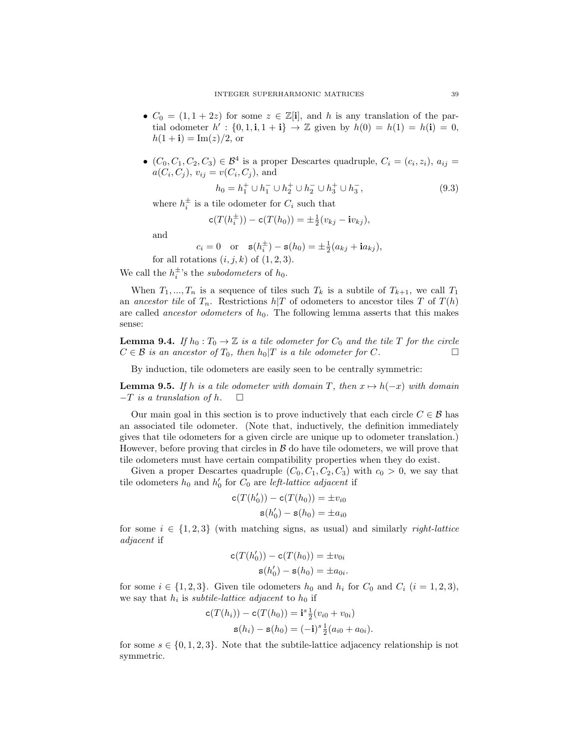- $C_0 = (1, 1+2z)$ for some $z \in \mathbb{Z}[\mathbf{i}]$, and $h$ is any translation of the partial odometer $h' : \{0, 1, \mathbf{i}, 1+\mathbf{i}\} \to \mathbb{Z}$ given by $h(0) = h(1) = h(\mathbf{i}) = 0$, $h(1+\mathbf{i}) = \operatorname{Im}(z)/2$, or

- $(C_0, C_1, C_2, C_3) \in \mathcal{B}^4$ is a proper Descartes quadruple, $C_i = (c_i, z_i)$, $a_{ij} = a(C_i, C_j)$, $v_{ij} = v(C_i, C_j)$, and
$$h_0 = h_1^+ \cup h_1^- \cup h_2^+ \cup h_2^- \cup h_3^+ \cup h_3^-, \tag{9.3}$$
where $h_i^\pm$ is a tile odometer for $C_i$ such that
$$\mathtt{c}(T(h_i^\pm)) - \mathtt{c}(T(h_0)) = \pm\tfrac{1}{2}(v_{kj} - \mathbf{i}v_{kj}),$$
and
$$c_i = 0 \quad \text{or} \quad \mathtt{s}(h_i^\pm) - \mathtt{s}(h_0) = \pm\tfrac{1}{2}(a_{kj} + \mathbf{i}a_{kj}),$$
for all rotations $(i,j,k)$ of $(1,2,3)$.

We call the $h_i^\pm$'s the *subodometers* of $h_0$.

When $T_1, \ldots, T_n$ is a sequence of tiles such $T_k$ is a subtile of $T_{k+1}$, we call $T_1$ an *ancestor tile* of $T_n$. Restrictions $h|T$ of odometers to ancestor tiles $T$ of $T(h)$ are called *ancestor odometers* of $h_0$. The following lemma asserts that this makes sense:

**Lemma 9.4.** *If $h_0 : T_0 \to \mathbb{Z}$ is a tile odometer for $C_0$ and the tile $T$ for the circle $C \in \mathcal{B}$ is an ancestor of $T_0$, then $h_0|T$ is a tile odometer for $C$.* $\square$

By induction, tile odometers are easily seen to be centrally symmetric:

**Lemma 9.5.** *If $h$ is a tile odometer with domain $T$, then $x \mapsto h(-x)$ with domain $-T$ is a translation of $h$.* $\square$

Our main goal in this section is to prove inductively that each circle $C \in \mathcal{B}$ has an associated tile odometer. (Note that, inductively, the definition immediately gives that tile odometers for a given circle are unique up to odometer translation.) However, before proving that circles in $\mathcal{B}$ do have tile odometers, we will prove that tile odometers must have certain compatibility properties when they do exist.

Given a proper Descartes quadruple $(C_0, C_1, C_2, C_3)$ with $c_0 > 0$, we say that tile odometers $h_0$ and $h_0'$ for $C_0$ are *left-lattice adjacent* if
$$\mathtt{c}(T(h_0')) - \mathtt{c}(T(h_0)) = \pm v_{i0}$$
$$\mathtt{s}(h_0') - \mathtt{s}(h_0) = \pm a_{i0}$$
for some $i \in \{1,2,3\}$ (with matching signs, as usual) and similarly *right-lattice adjacent* if
$$\mathtt{c}(T(h_0')) - \mathtt{c}(T(h_0)) = \pm v_{0i}$$
$$\mathtt{s}(h_0') - \mathtt{s}(h_0) = \pm a_{0i}.$$
for some $i \in \{1,2,3\}$. Given tile odometers $h_0$ and $h_i$ for $C_0$ and $C_i$ $(i = 1,2,3)$, we say that $h_i$ is *subtile-lattice adjacent* to $h_0$ if
$$\mathtt{c}(T(h_i)) - \mathtt{c}(T(h_0)) = \mathbf{i}^s \tfrac{1}{2}(v_{i0} + v_{0i})$$
$$\mathtt{s}(h_i) - \mathtt{s}(h_0) = (-\mathbf{i})^s \tfrac{1}{2}(a_{i0} + a_{0i}).$$
for some $s \in \{0,1,2,3\}$. Note that the subtile-lattice adjacency relationship is not symmetric.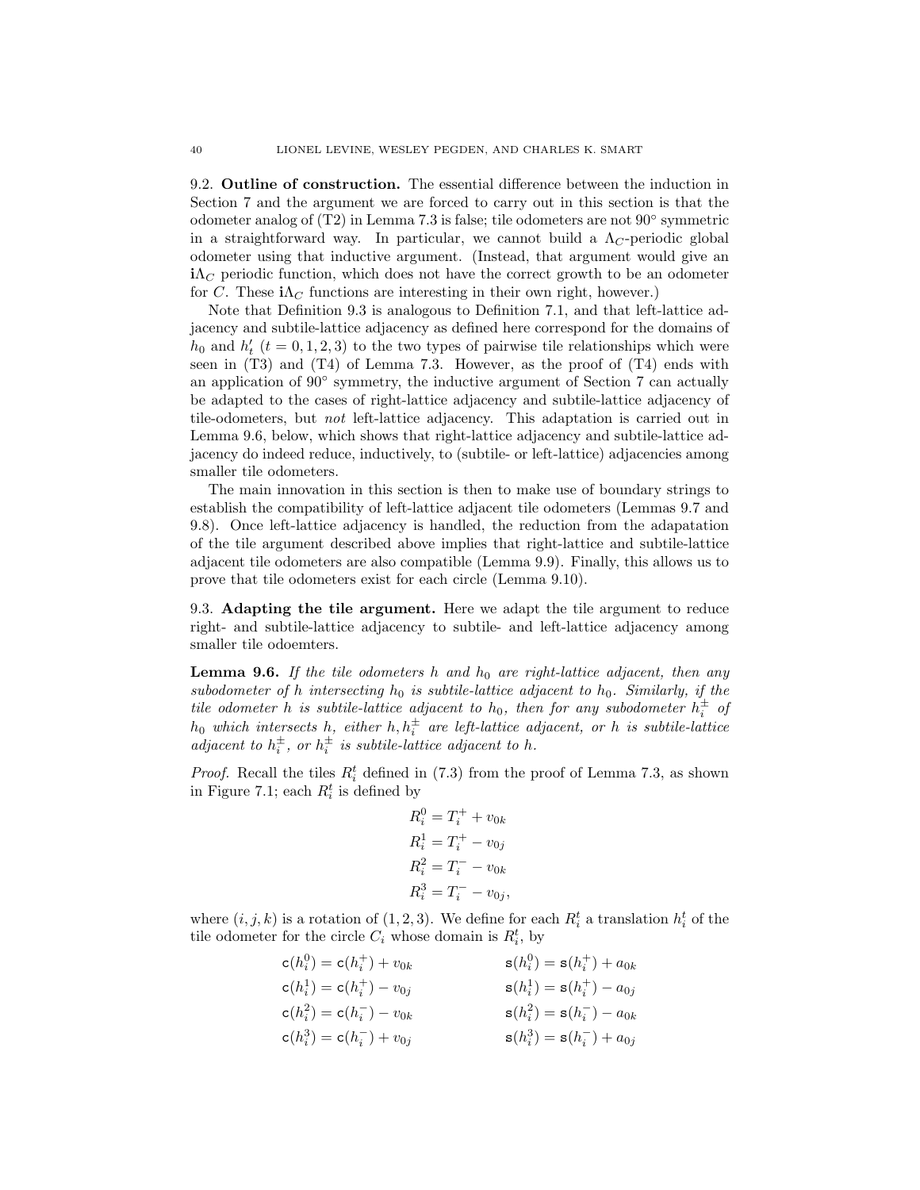**9.2. Outline of construction.** The essential difference between the induction in Section 7 and the argument we are forced to carry out in this section is that the odometer analog of (T2) in Lemma 7.3 is false; tile odometers are not $90^\circ$ symmetric in a straightforward way. In particular, we cannot build a $\Lambda_C$-periodic global odometer using that inductive argument. (Instead, that argument would give an $\mathbf{i}\Lambda_C$ periodic function, which does not have the correct growth to be an odometer for $C$. These $\mathbf{i}\Lambda_C$ functions are interesting in their own right, however.)

Note that Definition 9.3 is analogous to Definition 7.1, and that left-lattice adjacency and subtile-lattice adjacency as defined here correspond for the domains of $h_0$ and $h'_t$ $(t = 0, 1, 2, 3)$ to the two types of pairwise tile relationships which were seen in (T3) and (T4) of Lemma 7.3. However, as the proof of (T4) ends with an application of $90^\circ$ symmetry, the inductive argument of Section 7 can actually be adapted to the cases of right-lattice adjacency and subtile-lattice adjacency of tile-odometers, but *not* left-lattice adjacency. This adaptation is carried out in Lemma 9.6, below, which shows that right-lattice adjacency and subtile-lattice adjacency do indeed reduce, inductively, to (subtile- or left-lattice) adjacencies among smaller tile odometers.

The main innovation in this section is then to make use of boundary strings to establish the compatibility of left-lattice adjacent tile odometers (Lemmas 9.7 and 9.8). Once left-lattice adjacency is handled, the reduction from the adapatation of the tile argument described above implies that right-lattice and subtile-lattice adjacent tile odometers are also compatible (Lemma 9.9). Finally, this allows us to prove that tile odometers exist for each circle (Lemma 9.10).

**9.3. Adapting the tile argument.** Here we adapt the tile argument to reduce right- and subtile-lattice adjacency to subtile- and left-lattice adjacency among smaller tile odoemters.

**Lemma 9.6.** *If the tile odometers $h$ and $h_0$ are right-lattice adjacent, then any subodometer of $h$ intersecting $h_0$ is subtile-lattice adjacent to $h_0$. Similarly, if the tile odometer $h$ is subtile-lattice adjacent to $h_0$, then for any subodometer $h_i^\pm$ of $h_0$ which intersects $h$, either $h, h_i^\pm$ are left-lattice adjacent, or $h$ is subtile-lattice adjacent to $h_i^\pm$, or $h_i^\pm$ is subtile-lattice adjacent to $h$.*

*Proof.* Recall the tiles $R_i^t$ defined in (7.3) from the proof of Lemma 7.3, as shown in Figure 7.1; each $R_i^t$ is defined by

$$
\begin{aligned}
R_i^0 &= T_i^+ + v_{0k} \\
R_i^1 &= T_i^+ - v_{0j} \\
R_i^2 &= T_i^- - v_{0k} \\
R_i^3 &= T_i^- - v_{0j},
\end{aligned}
$$

where $(i, j, k)$ is a rotation of $(1, 2, 3)$. We define for each $R_i^t$ a translation $h_i^t$ of the tile odometer for the circle $C_i$ whose domain is $R_i^t$, by

$$
\begin{aligned}
\mathsf{c}(h_i^0) &= \mathsf{c}(h_i^+) + v_{0k} & \mathsf{s}(h_i^0) &= \mathsf{s}(h_i^+) + a_{0k} \\
\mathsf{c}(h_i^1) &= \mathsf{c}(h_i^+) - v_{0j} & \mathsf{s}(h_i^1) &= \mathsf{s}(h_i^+) - a_{0j} \\
\mathsf{c}(h_i^2) &= \mathsf{c}(h_i^-) - v_{0k} & \mathsf{s}(h_i^2) &= \mathsf{s}(h_i^-) - a_{0k} \\
\mathsf{c}(h_i^3) &= \mathsf{c}(h_i^-) + v_{0j} & \mathsf{s}(h_i^3) &= \mathsf{s}(h_i^-) + a_{0j}
\end{aligned}
$$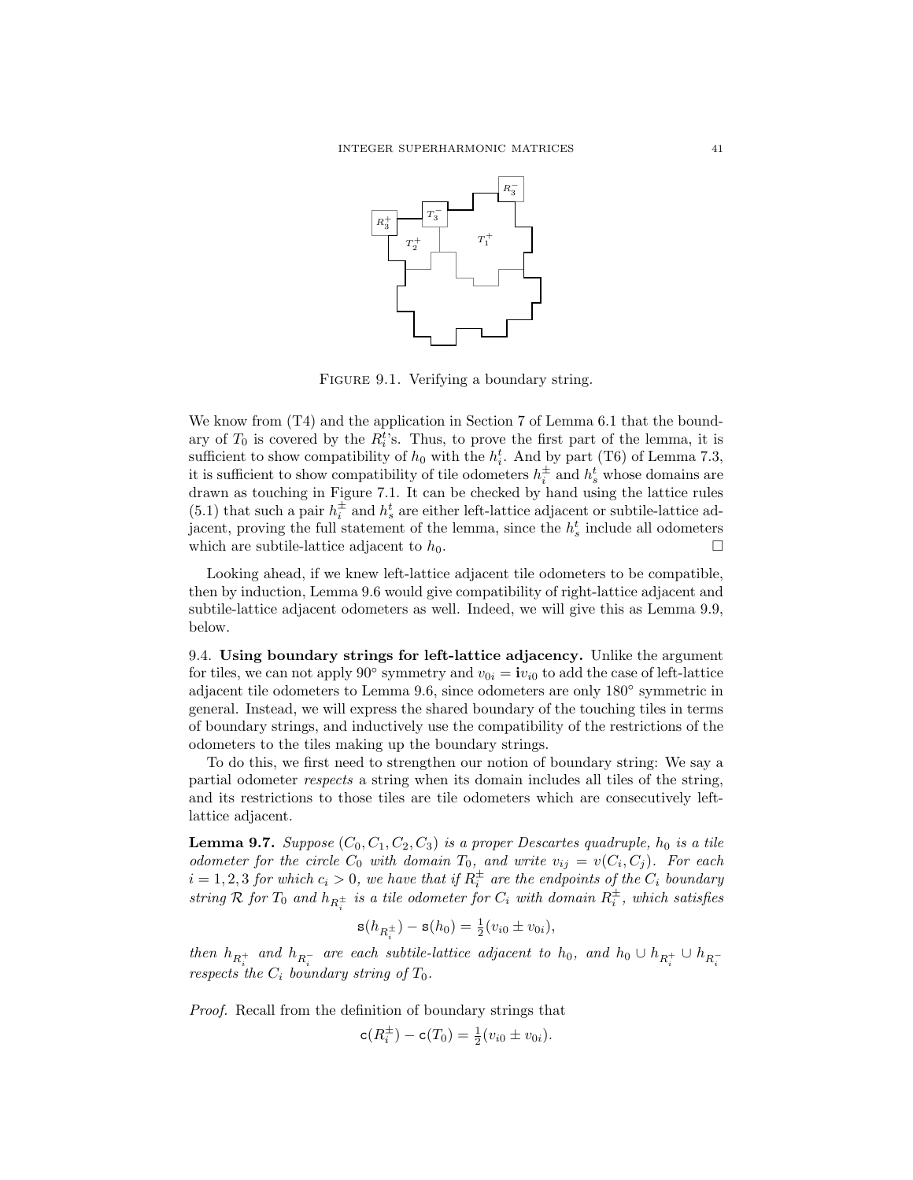FIGURE 9.1. Verifying a boundary string.

We know from (T4) and the application in Section 7 of Lemma 6.1 that the boundary of $T_0$ is covered by the $R_i^t$'s. Thus, to prove the first part of the lemma, it is sufficient to show compatibility of $h_0$ with the $h_i^t$. And by part (T6) of Lemma 7.3, it is sufficient to show compatibility of tile odometers $h_i^{\pm}$ and $h_s^t$ whose domains are drawn as touching in Figure 7.1. It can be checked by hand using the lattice rules (5.1) that such a pair $h_i^{\pm}$ and $h_s^t$ are either left-lattice adjacent or subtile-lattice adjacent, proving the full statement of the lemma, since the $h_s^t$ include all odometers which are subtile-lattice adjacent to $h_0$. □

Looking ahead, if we knew left-lattice adjacent tile odometers to be compatible, then by induction, Lemma 9.6 would give compatibility of right-lattice adjacent and subtile-lattice adjacent odometers as well. Indeed, we will give this as Lemma 9.9, below.

**9.4. Using boundary strings for left-lattice adjacency.** Unlike the argument for tiles, we can not apply $90°$ symmetry and $v_{0i} = \mathbf{i}v_{i0}$ to add the case of left-lattice adjacent tile odometers to Lemma 9.6, since odometers are only $180°$ symmetric in general. Instead, we will express the shared boundary of the touching tiles in terms of boundary strings, and inductively use the compatibility of the restrictions of the odometers to the tiles making up the boundary strings.

To do this, we first need to strengthen our notion of boundary string: We say a partial odometer *respects* a string when its domain includes all tiles of the string, and its restrictions to those tiles are tile odometers which are consecutively left-lattice adjacent.

**Lemma 9.7.** *Suppose $(C_0, C_1, C_2, C_3)$ is a proper Descartes quadruple, $h_0$ is a tile odometer for the circle $C_0$ with domain $T_0$, and write $v_{ij} = v(C_i, C_j)$. For each $i = 1, 2, 3$ for which $c_i > 0$, we have that if $R_i^{\pm}$ are the endpoints of the $C_i$ boundary string $\mathcal{R}$ for $T_0$ and $h_{R_i^{\pm}}$ is a tile odometer for $C_i$ with domain $R_i^{\pm}$, which satisfies*

$$\mathtt{s}(h_{R_i^{\pm}}) - \mathtt{s}(h_0) = \tfrac{1}{2}(v_{i0} \pm v_{0i}),$$

*then $h_{R_i^+}$ and $h_{R_i^-}$ are each subtile-lattice adjacent to $h_0$, and $h_0 \cup h_{R_i^+} \cup h_{R_i^-}$ respects the $C_i$ boundary string of $T_0$.*

*Proof.* Recall from the definition of boundary strings that

$$\mathtt{c}(R_i^{\pm}) - \mathtt{c}(T_0) = \tfrac{1}{2}(v_{i0} \pm v_{0i}).$$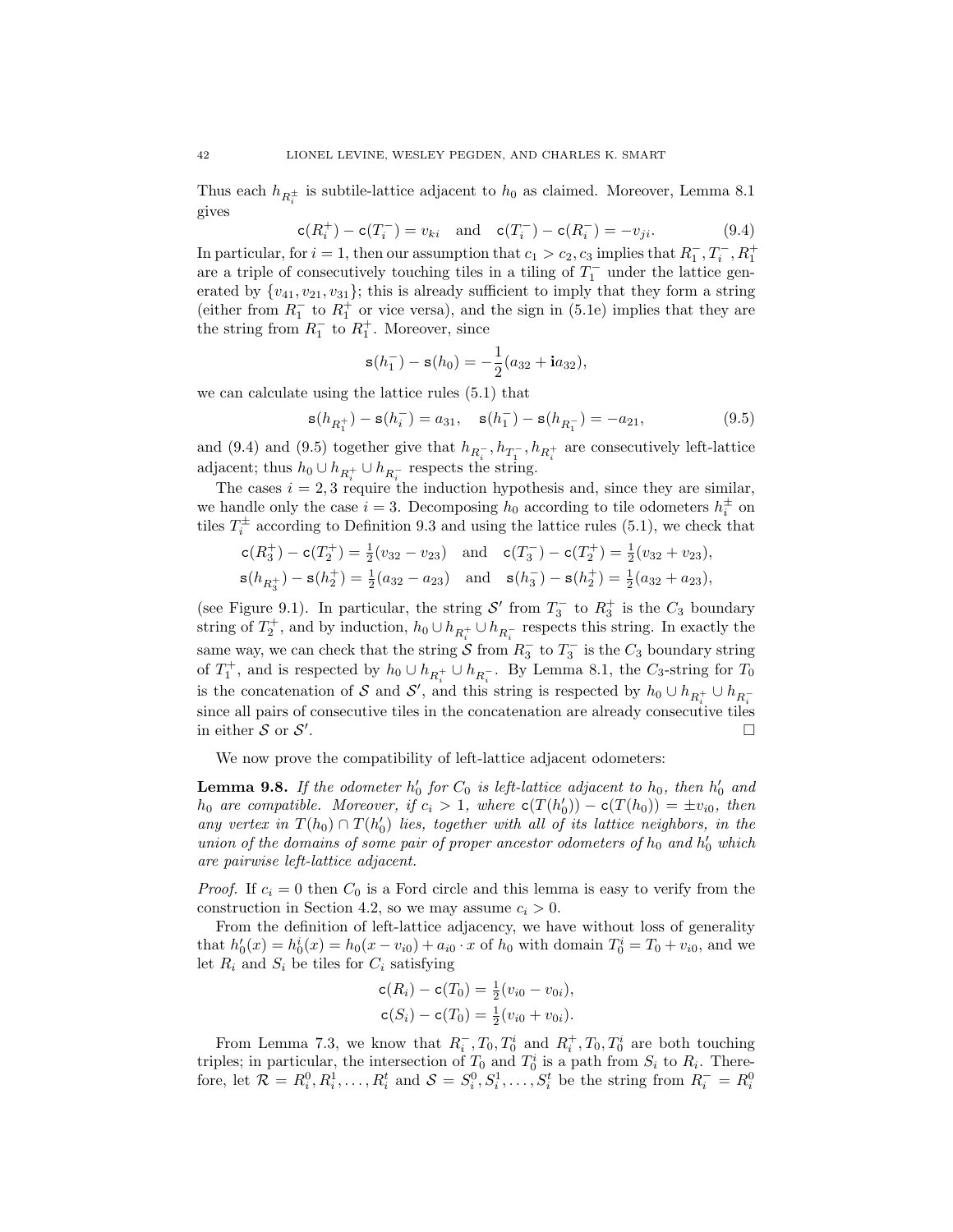Thus each $h_{R_i^\pm}$ is subtile-lattice adjacent to $h_0$ as claimed. Moreover, Lemma 8.1 gives

$$\mathtt{c}(R_i^+) - \mathtt{c}(T_i^-) = v_{ki} \quad \text{and} \quad \mathtt{c}(T_i^-) - \mathtt{c}(R_i^-) = -v_{ji}. \tag{9.4}$$

In particular, for $i = 1$, then our assumption that $c_1 > c_2, c_3$ implies that $R_1^-, T_i^-, R_1^+$ are a triple of consecutively touching tiles in a tiling of $T_1^-$ under the lattice generated by $\{v_{41}, v_{21}, v_{31}\}$; this is already sufficient to imply that they form a string (either from $R_1^-$ to $R_1^+$ or vice versa), and the sign in (5.1e) implies that they are the string from $R_1^-$ to $R_1^+$. Moreover, since

$$\mathtt{s}(h_1^-) - \mathtt{s}(h_0) = -\frac{1}{2}(a_{32} + \mathbf{i}a_{32}),$$

we can calculate using the lattice rules (5.1) that

$$\mathtt{s}(h_{R_1^+}) - \mathtt{s}(h_i^-) = a_{31}, \quad \mathtt{s}(h_1^-) - \mathtt{s}(h_{R_1^-}) = -a_{21}, \tag{9.5}$$

and (9.4) and (9.5) together give that $h_{R_i^-}, h_{T_1^-}, h_{R_i^+}$ are consecutively left-lattice adjacent; thus $h_0 \cup h_{R_i^+} \cup h_{R_i^-}$ respects the string.

The cases $i = 2, 3$ require the induction hypothesis and, since they are similar, we handle only the case $i = 3$. Decomposing $h_0$ according to tile odometers $h_i^\pm$ on tiles $T_i^\pm$ according to Definition 9.3 and using the lattice rules (5.1), we check that

$$\mathtt{c}(R_3^+) - \mathtt{c}(T_2^+) = \tfrac{1}{2}(v_{32} - v_{23}) \quad \text{and} \quad \mathtt{c}(T_3^-) - \mathtt{c}(T_2^+) = \tfrac{1}{2}(v_{32} + v_{23}),$$

$$\mathtt{s}(h_{R_3^+}) - \mathtt{s}(h_2^+) = \tfrac{1}{2}(a_{32} - a_{23}) \quad \text{and} \quad \mathtt{s}(h_3^-) - \mathtt{s}(h_2^+) = \tfrac{1}{2}(a_{32} + a_{23}),$$

(see Figure 9.1). In particular, the string $\mathcal{S}'$ from $T_3^-$ to $R_3^+$ is the $C_3$ boundary string of $T_2^+$, and by induction, $h_0 \cup h_{R_i^+} \cup h_{R_i^-}$ respects this string. In exactly the same way, we can check that the string $\mathcal{S}$ from $R_3^-$ to $T_3^-$ is the $C_3$ boundary string of $T_1^+$, and is respected by $h_0 \cup h_{R_i^+} \cup h_{R_i^-}$. By Lemma 8.1, the $C_3$-string for $T_0$ is the concatenation of $\mathcal{S}$ and $\mathcal{S}'$, and this string is respected by $h_0 \cup h_{R_i^+} \cup h_{R_i^-}$ since all pairs of consecutive tiles in the concatenation are already consecutive tiles in either $\mathcal{S}$ or $\mathcal{S}'$. $\square$

We now prove the compatibility of left-lattice adjacent odometers:

**Lemma 9.8.** *If the odometer $h_0'$ for $C_0$ is left-lattice adjacent to $h_0$, then $h_0'$ and $h_0$ are compatible. Moreover, if $c_i > 1$, where $\mathtt{c}(T(h_0')) - \mathtt{c}(T(h_0)) = \pm v_{i0}$, then any vertex in $T(h_0) \cap T(h_0')$ lies, together with all of its lattice neighbors, in the union of the domains of some pair of proper ancestor odometers of $h_0$ and $h_0'$ which are pairwise left-lattice adjacent.*

*Proof.* If $c_i = 0$ then $C_0$ is a Ford circle and this lemma is easy to verify from the construction in Section 4.2, so we may assume $c_i > 0$.

From the definition of left-lattice adjacency, we have without loss of generality that $h_0'(x) = h_0^i(x) = h_0(x - v_{i0}) + a_{i0} \cdot x$ of $h_0$ with domain $T_0^i = T_0 + v_{i0}$, and we let $R_i$ and $S_i$ be tiles for $C_i$ satisfying

$$\mathtt{c}(R_i) - \mathtt{c}(T_0) = \tfrac{1}{2}(v_{i0} - v_{0i}),$$

$$\mathtt{c}(S_i) - \mathtt{c}(T_0) = \tfrac{1}{2}(v_{i0} + v_{0i}).$$

From Lemma 7.3, we know that $R_i^-, T_0, T_0^i$ and $R_i^+, T_0, T_0^i$ are both touching triples; in particular, the intersection of $T_0$ and $T_0^i$ is a path from $S_i$ to $R_i$. Therefore, let $\mathcal{R} = R_i^0, R_i^1, \ldots, R_i^t$ and $\mathcal{S} = S_i^0, S_i^1, \ldots, S_i^t$ be the string from $R_i^- = R_i^0$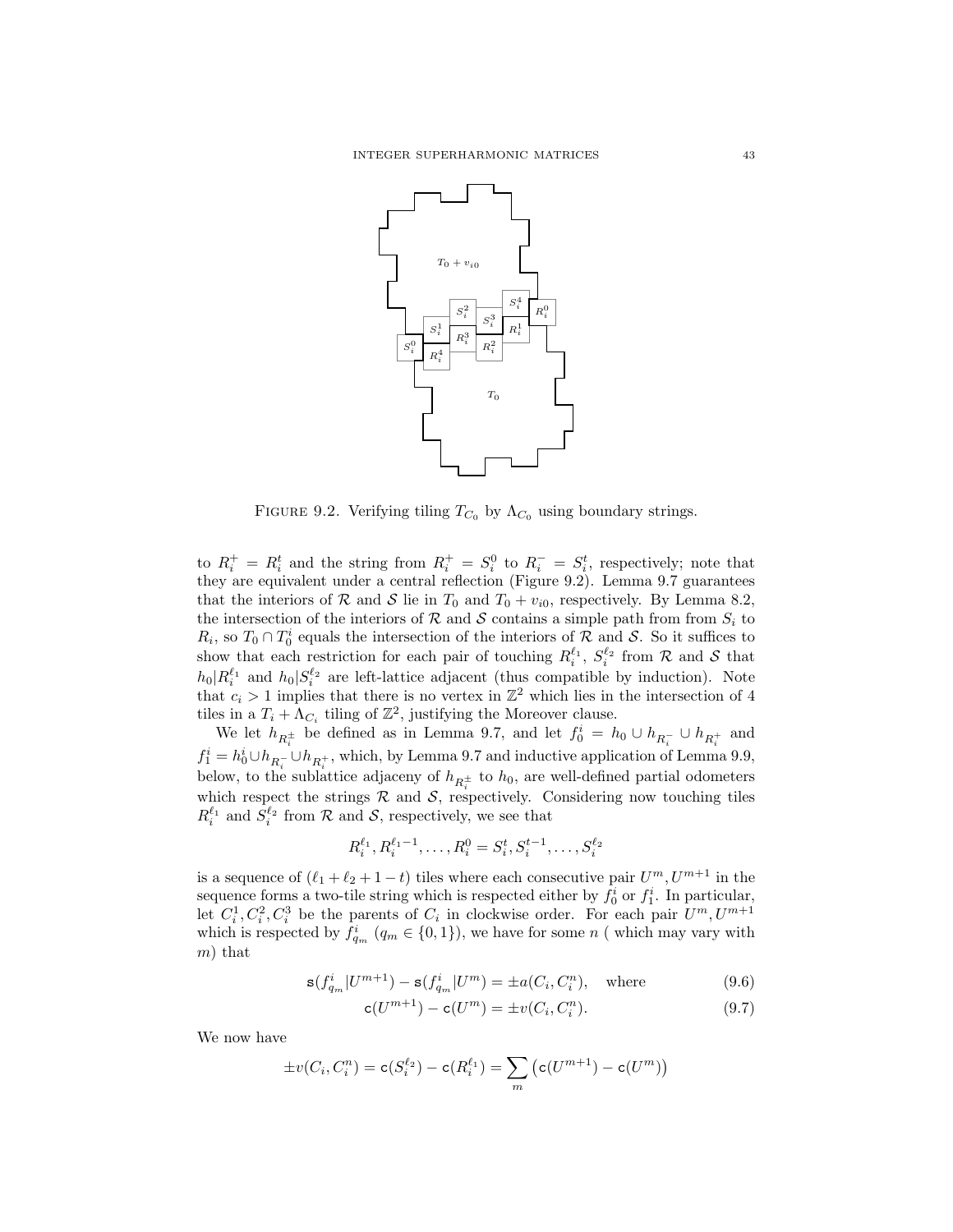FIGURE 9.2. Verifying tiling $T_{C_0}$ by $\Lambda_{C_0}$ using boundary strings.

to $R_i^+ = R_i^t$ and the string from $R_i^+ = S_i^0$ to $R_i^- = S_i^t$, respectively; note that they are equivalent under a central reflection (Figure 9.2). Lemma 9.7 guarantees that the interiors of $\mathcal{R}$ and $\mathcal{S}$ lie in $T_0$ and $T_0 + v_{i0}$, respectively. By Lemma 8.2, the intersection of the interiors of $\mathcal{R}$ and $\mathcal{S}$ contains a simple path from from $S_i$ to $R_i$, so $T_0 \cap T_0^i$ equals the intersection of the interiors of $\mathcal{R}$ and $\mathcal{S}$. So it suffices to show that each restriction for each pair of touching $R_i^{\ell_1}$, $S_i^{\ell_2}$ from $\mathcal{R}$ and $\mathcal{S}$ that $h_0|R_i^{\ell_1}$ and $h_0|S_i^{\ell_2}$ are left-lattice adjacent (thus compatible by induction). Note that $c_i > 1$ implies that there is no vertex in $\mathbb{Z}^2$ which lies in the intersection of 4 tiles in a $T_i + \Lambda_{C_i}$ tiling of $\mathbb{Z}^2$, justifying the Moreover clause.

We let $h_{R_i^\pm}$ be defined as in Lemma 9.7, and let $f_0^i = h_0 \cup h_{R_i^-} \cup h_{R_i^+}$ and $f_1^i = h_0^i \cup h_{R_i^-} \cup h_{R_i^+}$, which, by Lemma 9.7 and inductive application of Lemma 9.9, below, to the sublattice adjaceny of $h_{R_i^\pm}$ to $h_0$, are well-defined partial odometers which respect the strings $\mathcal{R}$ and $\mathcal{S}$, respectively. Considering now touching tiles $R_i^{\ell_1}$ and $S_i^{\ell_2}$ from $\mathcal{R}$ and $\mathcal{S}$, respectively, we see that

$$R_i^{\ell_1}, R_i^{\ell_1 - 1}, \ldots, R_i^0 = S_i^t, S_i^{t-1}, \ldots, S_i^{\ell_2}$$

is a sequence of $(\ell_1 + \ell_2 + 1 - t)$ tiles where each consecutive pair $U^m, U^{m+1}$ in the sequence forms a two-tile string which is respected either by $f_0^i$ or $f_1^i$. In particular, let $C_i^1, C_i^2, C_i^3$ be the parents of $C_i$ in clockwise order. For each pair $U^m, U^{m+1}$ which is respected by $f_{q_m}^i$ ($q_m \in \{0, 1\}$), we have for some $n$ ( which may vary with $m$) that

$$\mathsf{s}(f_{q_m}^i | U^{m+1}) - \mathsf{s}(f_{q_m}^i | U^m) = \pm a(C_i, C_i^n), \quad \text{where} \tag{9.6}$$

$$\mathsf{c}(U^{m+1}) - \mathsf{c}(U^m) = \pm v(C_i, C_i^n). \tag{9.7}$$

We now have

$$\pm v(C_i, C_i^n) = \mathsf{c}(S_i^{\ell_2}) - \mathsf{c}(R_i^{\ell_1}) = \sum_m \left( \mathsf{c}(U^{m+1}) - \mathsf{c}(U^m) \right)$$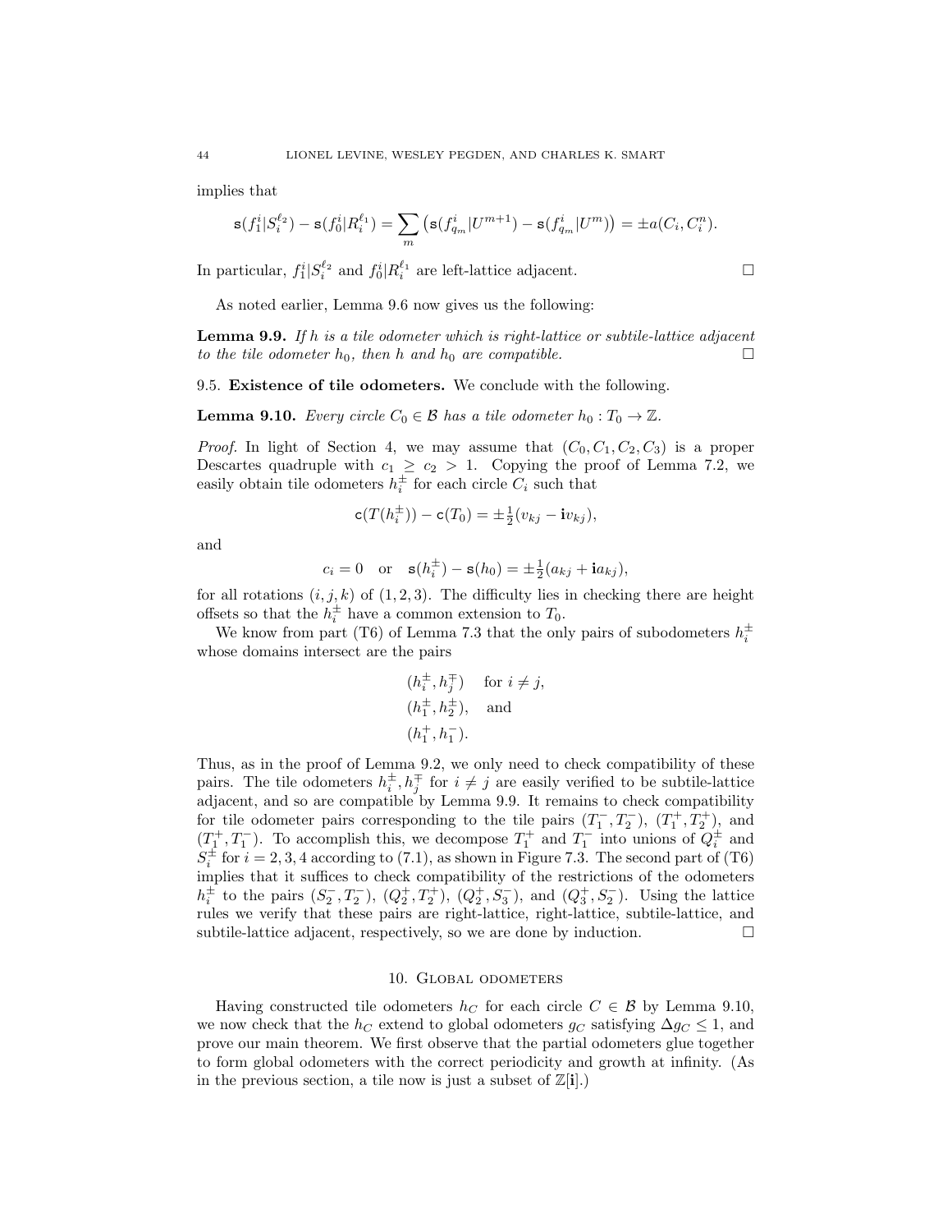implies that

$$\mathtt{s}(f_1^i|S_i^{\ell_2}) - \mathtt{s}(f_0^i|R_i^{\ell_1}) = \sum_m \left(\mathtt{s}(f_{q_m}^i|U^{m+1}) - \mathtt{s}(f_{q_m}^i|U^m)\right) = \pm a(C_i, C_i^n).$$

In particular, $f_1^i|S_i^{\ell_2}$ and $f_0^i|R_i^{\ell_1}$ are left-lattice adjacent. $\square$

As noted earlier, Lemma 9.6 now gives us the following:

**Lemma 9.9.** *If $h$ is a tile odometer which is right-lattice or subtile-lattice adjacent to the tile odometer $h_0$, then $h$ and $h_0$ are compatible.* $\square$

### 9.5. Existence of tile odometers.

We conclude with the following.

**Lemma 9.10.** *Every circle $C_0 \in \mathcal{B}$ has a tile odometer $h_0 : T_0 \to \mathbb{Z}$.*

*Proof.* In light of Section 4, we may assume that $(C_0, C_1, C_2, C_3)$ is a proper Descartes quadruple with $c_1 \geq c_2 > 1$. Copying the proof of Lemma 7.2, we easily obtain tile odometers $h_i^\pm$ for each circle $C_i$ such that

$$\mathtt{c}(T(h_i^\pm)) - \mathtt{c}(T_0) = \pm\tfrac{1}{2}(v_{kj} - \mathbf{i}v_{kj}),$$

and

$$c_i = 0 \quad \text{or} \quad \mathtt{s}(h_i^\pm) - \mathtt{s}(h_0) = \pm\tfrac{1}{2}(a_{kj} + \mathbf{i}a_{kj}),$$

for all rotations $(i,j,k)$ of $(1,2,3)$. The difficulty lies in checking there are height offsets so that the $h_i^\pm$ have a common extension to $T_0$.

We know from part (T6) of Lemma 7.3 that the only pairs of subodometers $h_i^\pm$ whose domains intersect are the pairs

$$\begin{aligned}
&(h_i^\pm, h_j^\mp) \quad \text{for } i \neq j,\\
&(h_1^\pm, h_2^\pm), \quad \text{and}\\
&(h_1^+, h_1^-).
\end{aligned}$$

Thus, as in the proof of Lemma 9.2, we only need to check compatibility of these pairs. The tile odometers $h_i^\pm, h_j^\mp$ for $i \neq j$ are easily verified to be subtile-lattice adjacent, and so are compatible by Lemma 9.9. It remains to check compatibility for tile odometer pairs corresponding to the tile pairs $(T_1^-, T_2^-)$, $(T_1^+, T_2^+)$, and $(T_1^+, T_1^-)$. To accomplish this, we decompose $T_1^+$ and $T_1^-$ into unions of $Q_i^\pm$ and $S_i^\pm$ for $i = 2,3,4$ according to (7.1), as shown in Figure 7.3. The second part of (T6) implies that it suffices to check compatibility of the restrictions of the odometers $h_i^\pm$ to the pairs $(S_2^-, T_2^-)$, $(Q_2^+, T_2^+)$, $(Q_2^+, S_3^-)$, and $(Q_3^+, S_2^-)$. Using the lattice rules we verify that these pairs are right-lattice, right-lattice, subtile-lattice, and subtile-lattice adjacent, respectively, so we are done by induction. $\square$

## 10. Global odometers

Having constructed tile odometers $h_C$ for each circle $C \in \mathcal{B}$ by Lemma 9.10, we now check that the $h_C$ extend to global odometers $g_C$ satisfying $\Delta g_C \leq 1$, and prove our main theorem. We first observe that the partial odometers glue together to form global odometers with the correct periodicity and growth at infinity. (As in the previous section, a tile now is just a subset of $\mathbb{Z}[\mathbf{i}]$.)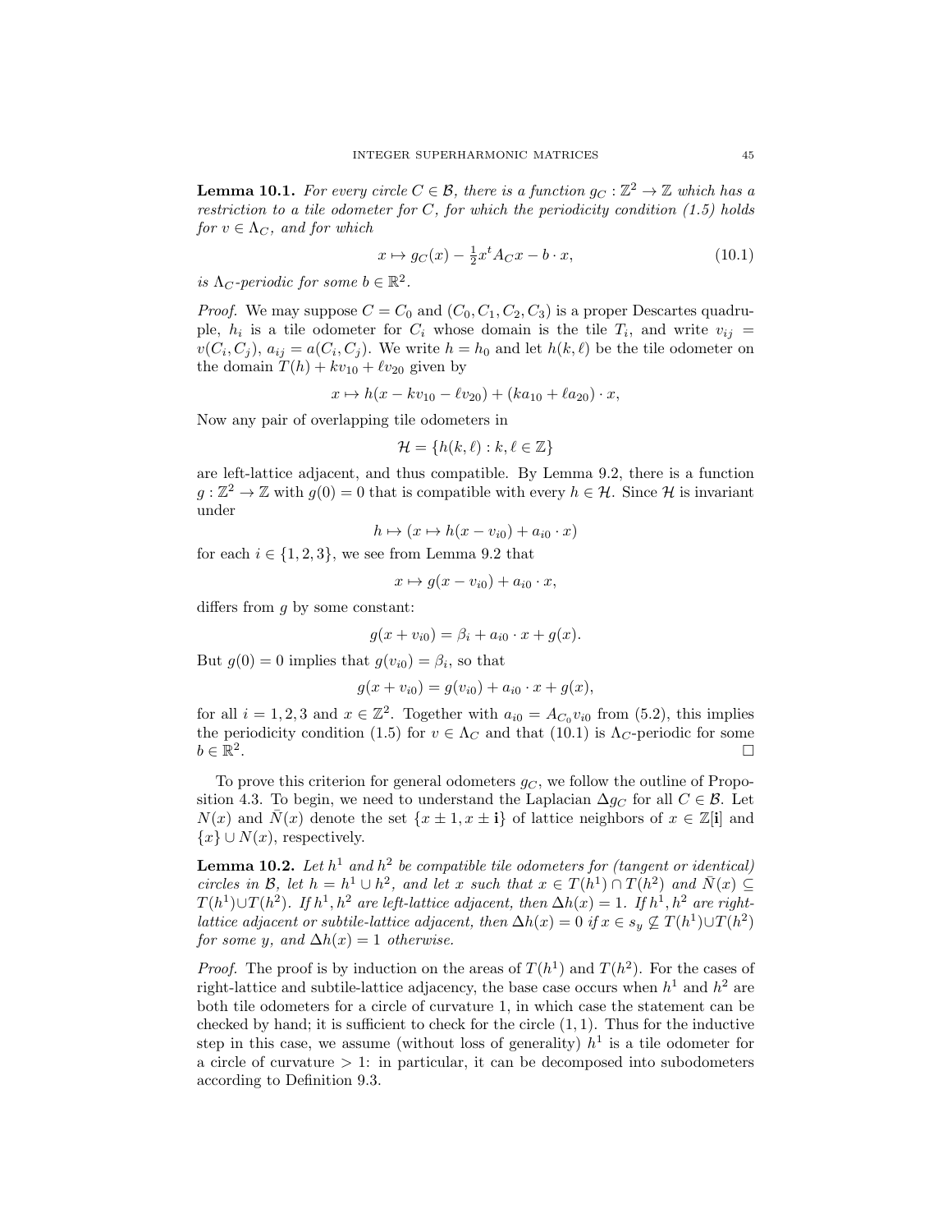**Lemma 10.1.** *For every circle $C \in \mathcal{B}$, there is a function $g_C : \mathbb{Z}^2 \to \mathbb{Z}$ which has a restriction to a tile odometer for $C$, for which the periodicity condition (1.5) holds for $v \in \Lambda_C$, and for which*

$$x \mapsto g_C(x) - \tfrac{1}{2}x^t A_C x - b \cdot x, \tag{10.1}$$

*is $\Lambda_C$-periodic for some $b \in \mathbb{R}^2$.*

*Proof.* We may suppose $C = C_0$ and $(C_0, C_1, C_2, C_3)$ is a proper Descartes quadruple, $h_i$ is a tile odometer for $C_i$ whose domain is the tile $T_i$, and write $v_{ij} = v(C_i, C_j)$, $a_{ij} = a(C_i, C_j)$. We write $h = h_0$ and let $h(k, \ell)$ be the tile odometer on the domain $T(h) + kv_{10} + \ell v_{20}$ given by

$$x \mapsto h(x - kv_{10} - \ell v_{20}) + (ka_{10} + \ell a_{20}) \cdot x,$$

Now any pair of overlapping tile odometers in

$$\mathcal{H} = \{h(k, \ell) : k, \ell \in \mathbb{Z}\}$$

are left-lattice adjacent, and thus compatible. By Lemma 9.2, there is a function $g : \mathbb{Z}^2 \to \mathbb{Z}$ with $g(0) = 0$ that is compatible with every $h \in \mathcal{H}$. Since $\mathcal{H}$ is invariant under

$$h \mapsto (x \mapsto h(x - v_{i0}) + a_{i0} \cdot x)$$

for each $i \in \{1, 2, 3\}$, we see from Lemma 9.2 that

$$x \mapsto g(x - v_{i0}) + a_{i0} \cdot x,$$

differs from $g$ by some constant:

$$g(x + v_{i0}) = \beta_i + a_{i0} \cdot x + g(x).$$

But $g(0) = 0$ implies that $g(v_{i0}) = \beta_i$, so that

$$g(x + v_{i0}) = g(v_{i0}) + a_{i0} \cdot x + g(x),$$

for all $i = 1, 2, 3$ and $x \in \mathbb{Z}^2$. Together with $a_{i0} = A_{C_0} v_{i0}$ from (5.2), this implies the periodicity condition (1.5) for $v \in \Lambda_C$ and that (10.1) is $\Lambda_C$-periodic for some $b \in \mathbb{R}^2$. □

To prove this criterion for general odometers $g_C$, we follow the outline of Proposition 4.3. To begin, we need to understand the Laplacian $\Delta g_C$ for all $C \in \mathcal{B}$. Let $N(x)$ and $\bar{N}(x)$ denote the set $\{x \pm 1, x \pm \mathbf{i}\}$ of lattice neighbors of $x \in \mathbb{Z}[\mathbf{i}]$ and $\{x\} \cup N(x)$, respectively.

**Lemma 10.2.** *Let $h^1$ and $h^2$ be compatible tile odometers for (tangent or identical) circles in $\mathcal{B}$, let $h = h^1 \cup h^2$, and let $x$ such that $x \in T(h^1) \cap T(h^2)$ and $\bar{N}(x) \subseteq T(h^1) \cup T(h^2)$. If $h^1, h^2$ are left-lattice adjacent, then $\Delta h(x) = 1$. If $h^1, h^2$ are right-lattice adjacent or subtile-lattice adjacent, then $\Delta h(x) = 0$ if $x \in s_y \not\subseteq T(h^1) \cup T(h^2)$ for some $y$, and $\Delta h(x) = 1$ otherwise.*

*Proof.* The proof is by induction on the areas of $T(h^1)$ and $T(h^2)$. For the cases of right-lattice and subtile-lattice adjacency, the base case occurs when $h^1$ and $h^2$ are both tile odometers for a circle of curvature 1, in which case the statement can be checked by hand; it is sufficient to check for the circle $(1, 1)$. Thus for the inductive step in this case, we assume (without loss of generality) $h^1$ is a tile odometer for a circle of curvature $> 1$: in particular, it can be decomposed into subodometers according to Definition 9.3.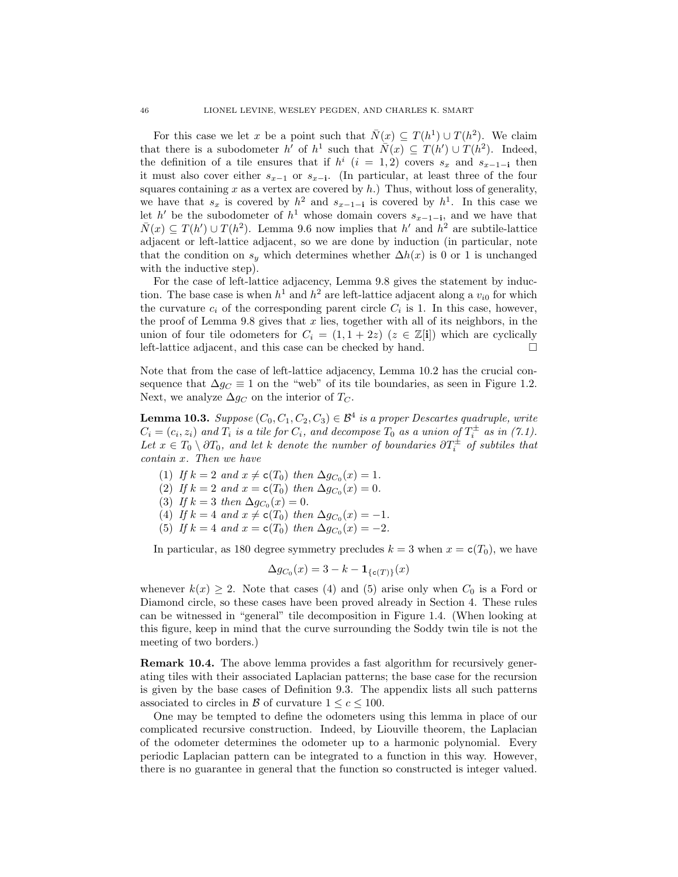For this case we let $x$ be a point such that $\bar{N}(x) \subseteq T(h^1) \cup T(h^2)$. We claim that there is a subodometer $h'$ of $h^1$ such that $\bar{N}(x) \subseteq T(h') \cup T(h^2)$. Indeed, the definition of a tile ensures that if $h^i$ ($i = 1, 2$) covers $s_x$ and $s_{x-1-\mathbf{i}}$ then it must also cover either $s_{x-1}$ or $s_{x-\mathbf{i}}$. (In particular, at least three of the four squares containing $x$ as a vertex are covered by $h$.) Thus, without loss of generality, we have that $s_x$ is covered by $h^2$ and $s_{x-1-\mathbf{i}}$ is covered by $h^1$. In this case we let $h'$ be the subodometer of $h^1$ whose domain covers $s_{x-1-\mathbf{i}}$, and we have that $\bar{N}(x) \subseteq T(h') \cup T(h^2)$. Lemma 9.6 now implies that $h'$ and $h^2$ are subtile-lattice adjacent or left-lattice adjacent, so we are done by induction (in particular, note that the condition on $s_y$ which determines whether $\Delta h(x)$ is 0 or 1 is unchanged with the inductive step).

For the case of left-lattice adjacency, Lemma 9.8 gives the statement by induction. The base case is when $h^1$ and $h^2$ are left-lattice adjacent along a $v_{i0}$ for which the curvature $c_i$ of the corresponding parent circle $C_i$ is 1. In this case, however, the proof of Lemma 9.8 gives that $x$ lies, together with all of its neighbors, in the union of four tile odometers for $C_i = (1, 1 + 2z)$ ($z \in \mathbb{Z}[\mathbf{i}]$) which are cyclically left-lattice adjacent, and this case can be checked by hand. $\square$

Note that from the case of left-lattice adjacency, Lemma 10.2 has the crucial consequence that $\Delta g_C \equiv 1$ on the "web" of its tile boundaries, as seen in Figure 1.2. Next, we analyze $\Delta g_C$ on the interior of $T_C$.

**Lemma 10.3.** *Suppose $(C_0, C_1, C_2, C_3) \in \mathcal{B}^4$ is a proper Descartes quadruple, write $C_i = (c_i, z_i)$ and $T_i$ is a tile for $C_i$, and decompose $T_0$ as a union of $T_i^{\pm}$ as in (7.1). Let $x \in T_0 \setminus \partial T_0$, and let $k$ denote the number of boundaries $\partial T_i^{\pm}$ of subtiles that contain $x$. Then we have*

1. *If $k = 2$ and $x \neq \mathsf{c}(T_0)$ then $\Delta g_{C_0}(x) = 1$.*
2. *If $k = 2$ and $x = \mathsf{c}(T_0)$ then $\Delta g_{C_0}(x) = 0$.*
3. *If $k = 3$ then $\Delta g_{C_0}(x) = 0$.*
4. *If $k = 4$ and $x \neq \mathsf{c}(T_0)$ then $\Delta g_{C_0}(x) = -1$.*
5. *If $k = 4$ and $x = \mathsf{c}(T_0)$ then $\Delta g_{C_0}(x) = -2$.*

In particular, as 180 degree symmetry precludes $k = 3$ when $x = \mathsf{c}(T_0)$, we have

$$\Delta g_{C_0}(x) = 3 - k - \mathbf{1}_{\{\mathsf{c}(T)\}}(x)$$

whenever $k(x) \geq 2$. Note that cases (4) and (5) arise only when $C_0$ is a Ford or Diamond circle, so these cases have been proved already in Section 4. These rules can be witnessed in "general" tile decomposition in Figure 1.4. (When looking at this figure, keep in mind that the curve surrounding the Soddy twin tile is not the meeting of two borders.)

**Remark 10.4.** The above lemma provides a fast algorithm for recursively generating tiles with their associated Laplacian patterns; the base case for the recursion is given by the base cases of Definition 9.3. The appendix lists all such patterns associated to circles in $\mathcal{B}$ of curvature $1 \leq c \leq 100$.

One may be tempted to define the odometers using this lemma in place of our complicated recursive construction. Indeed, by Liouville theorem, the Laplacian of the odometer determines the odometer up to a harmonic polynomial. Every periodic Laplacian pattern can be integrated to a function in this way. However, there is no guarantee in general that the function so constructed is integer valued.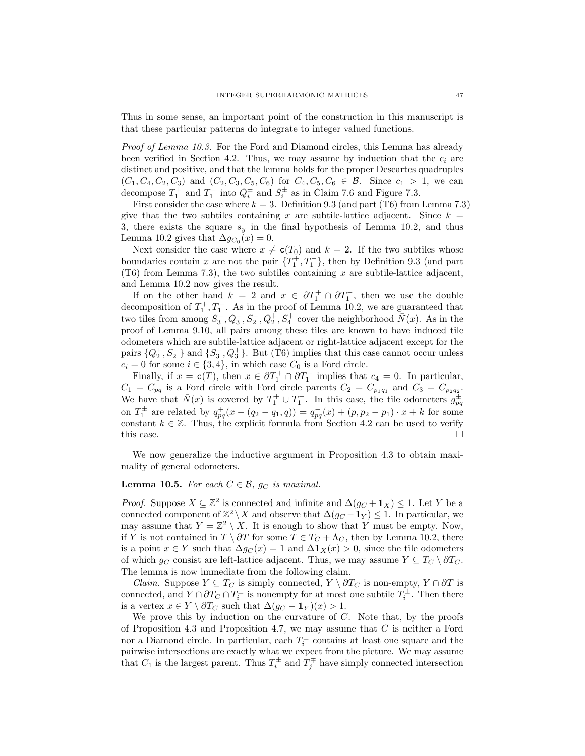Thus in some sense, an important point of the construction in this manuscript is that these particular patterns do integrate to integer valued functions.

*Proof of Lemma 10.3.* For the Ford and Diamond circles, this Lemma has already been verified in Section 4.2. Thus, we may assume by induction that the $c_i$ are distinct and positive, and that the lemma holds for the proper Descartes quadruples $(C_1, C_4, C_2, C_3)$ and $(C_2, C_3, C_5, C_6)$ for $C_4, C_5, C_6 \in \mathcal{B}$. Since $c_1 > 1$, we can decompose $T_1^+$ and $T_1^-$ into $Q_i^\pm$ and $S_i^\pm$ as in Claim 7.6 and Figure 7.3.

First consider the case where $k = 3$. Definition 9.3 (and part (T6) from Lemma 7.3) give that the two subtiles containing $x$ are subtile-lattice adjacent. Since $k = 3$, there exists the square $s_y$ in the final hypothesis of Lemma 10.2, and thus Lemma 10.2 gives that $\Delta g_{C_0}(x) = 0$.

Next consider the case where $x \neq \mathsf{c}(T_0)$ and $k = 2$. If the two subtiles whose boundaries contain $x$ are not the pair $\{T_1^+, T_1^-\}$, then by Definition 9.3 (and part (T6) from Lemma 7.3), the two subtiles containing $x$ are subtile-lattice adjacent, and Lemma 10.2 now gives the result.

If on the other hand $k = 2$ and $x \in \partial T_1^+ \cap \partial T_1^-$, then we use the double decomposition of $T_1^+, T_1^-$. As in the proof of Lemma 10.2, we are guaranteed that two tiles from among $S_3^-, Q_3^+, S_2^-, Q_2^+, S_4^+$ cover the neighborhood $\bar{N}(x)$. As in the proof of Lemma 9.10, all pairs among these tiles are known to have induced tile odometers which are subtile-lattice adjacent or right-lattice adjacent except for the pairs $\{Q_2^+, S_2^-\}$ and $\{S_3^-, Q_3^+\}$. But (T6) implies that this case cannot occur unless $c_i = 0$ for some $i \in \{3, 4\}$, in which case $C_0$ is a Ford circle.

Finally, if $x = \mathsf{c}(T)$, then $x \in \partial T_1^+ \cap \partial T_1^-$ implies that $c_4 = 0$. In particular, $C_1 = C_{pq}$ is a Ford circle with Ford circle parents $C_2 = C_{p_1 q_1}$ and $C_3 = C_{p_2 q_2}$. We have that $\bar{N}(x)$ is covered by $T_1^+ \cup T_1^-$. In this case, the tile odometers $g_{pq}^\pm$ on $T_1^\pm$ are related by $q_{pq}^+(x - (q_2 - q_1, q)) = q_{pq}^-(x) + (p, p_2 - p_1) \cdot x + k$ for some constant $k \in \mathbb{Z}$. Thus, the explicit formula from Section 4.2 can be used to verify this case. $\square$

We now generalize the inductive argument in Proposition 4.3 to obtain maximality of general odometers.

**Lemma 10.5.** *For each $C \in \mathcal{B}$, $g_C$ is maximal.*

*Proof.* Suppose $X \subseteq \mathbb{Z}^2$ is connected and infinite and $\Delta(g_C + \mathbf{1}_X) \leq 1$. Let $Y$ be a connected component of $\mathbb{Z}^2 \setminus X$ and observe that $\Delta(g_C - \mathbf{1}_Y) \leq 1$. In particular, we may assume that $Y = \mathbb{Z}^2 \setminus X$. It is enough to show that $Y$ must be empty. Now, if $Y$ is not contained in $T \setminus \partial T$ for some $T \in T_C + \Lambda_C$, then by Lemma 10.2, there is a point $x \in Y$ such that $\Delta g_C(x) = 1$ and $\Delta \mathbf{1}_X(x) > 0$, since the tile odometers of which $g_C$ consist are left-lattice adjacent. Thus, we may assume $Y \subseteq T_C \setminus \partial T_C$. The lemma is now immediate from the following claim.

*Claim.* Suppose $Y \subseteq T_C$ is simply connected, $Y \setminus \partial T_C$ is non-empty, $Y \cap \partial T$ is connected, and $Y \cap \partial T_C \cap T_i^\pm$ is nonempty for at most one subtile $T_i^\pm$. Then there is a vertex $x \in Y \setminus \partial T_C$ such that $\Delta(g_C - \mathbf{1}_Y)(x) > 1$.

We prove this by induction on the curvature of $C$. Note that, by the proofs of Proposition 4.3 and Proposition 4.7, we may assume that $C$ is neither a Ford nor a Diamond circle. In particular, each $T_i^\pm$ contains at least one square and the pairwise intersections are exactly what we expect from the picture. We may assume that $C_1$ is the largest parent. Thus $T_i^\pm$ and $T_j^\mp$ have simply connected intersection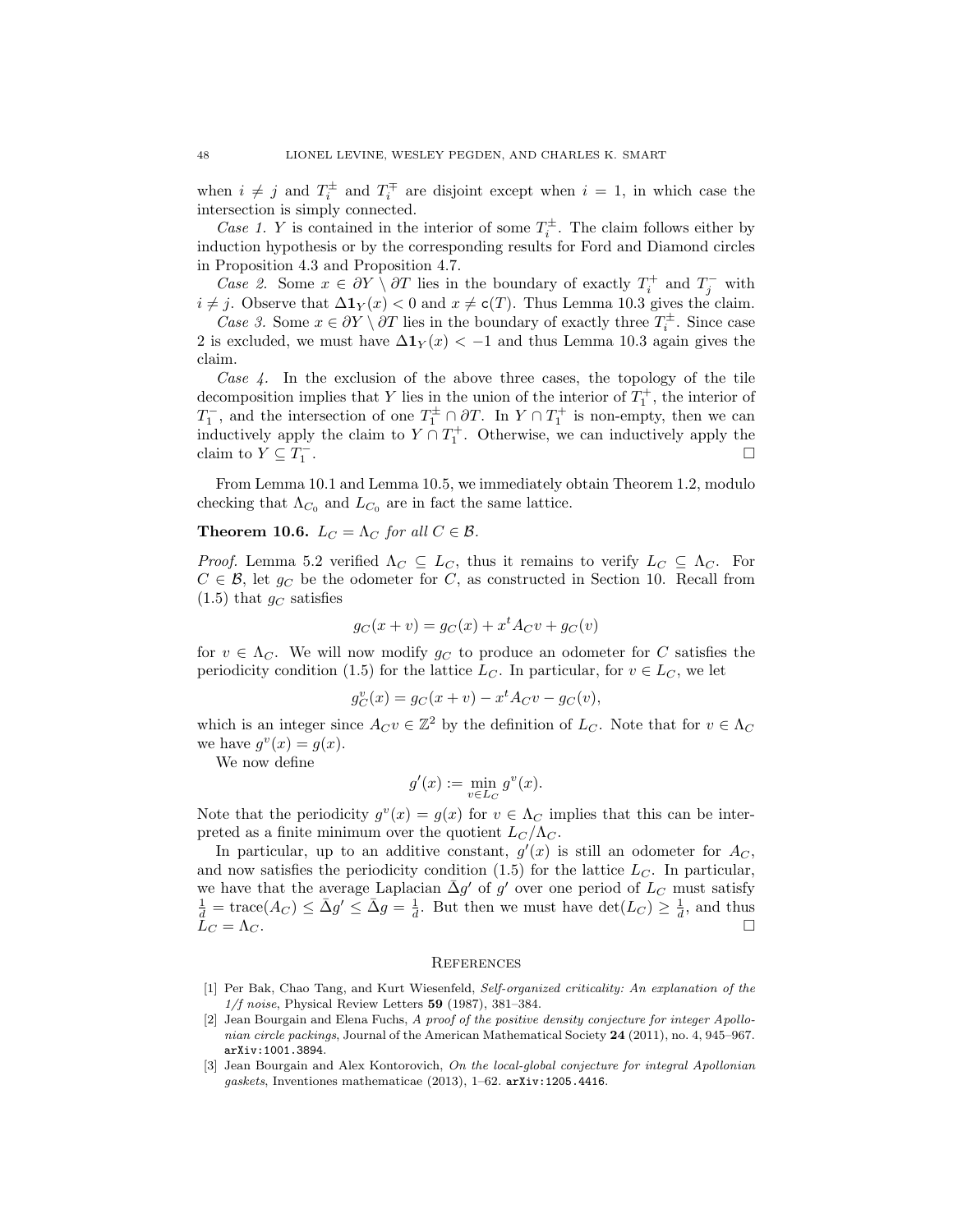when $i \neq j$ and $T_i^{\pm}$ and $T_i^{\mp}$ are disjoint except when $i = 1$, in which case the intersection is simply connected.

*Case 1.* $Y$ is contained in the interior of some $T_i^{\pm}$. The claim follows either by induction hypothesis or by the corresponding results for Ford and Diamond circles in Proposition 4.3 and Proposition 4.7.

*Case 2.* Some $x \in \partial Y \setminus \partial T$ lies in the boundary of exactly $T_i^+$ and $T_j^-$ with $i \neq j$. Observe that $\mathbf{\Delta 1}_Y(x) < 0$ and $x \neq \mathsf{c}(T)$. Thus Lemma 10.3 gives the claim.

*Case 3.* Some $x \in \partial Y \setminus \partial T$ lies in the boundary of exactly three $T_i^{\pm}$. Since case 2 is excluded, we must have $\mathbf{\Delta 1}_Y(x) < -1$ and thus Lemma 10.3 again gives the claim.

*Case 4.* In the exclusion of the above three cases, the topology of the tile decomposition implies that $Y$ lies in the union of the interior of $T_1^+$, the interior of $T_1^-$, and the intersection of one $T_1^{\pm} \cap \partial T$. In $Y \cap T_1^+$ is non-empty, then we can inductively apply the claim to $Y \cap T_1^+$. Otherwise, we can inductively apply the claim to $Y \subseteq T_1^-$. □

From Lemma 10.1 and Lemma 10.5, we immediately obtain Theorem 1.2, modulo checking that $\Lambda_{C_0}$ and $L_{C_0}$ are in fact the same lattice.

**Theorem 10.6.** *$L_C = \Lambda_C$ for all $C \in \mathcal{B}$.*

*Proof.* Lemma 5.2 verified $\Lambda_C \subseteq L_C$, thus it remains to verify $L_C \subseteq \Lambda_C$. For $C \in \mathcal{B}$, let $g_C$ be the odometer for $C$, as constructed in Section 10. Recall from (1.5) that $g_C$ satisfies

$$g_C(x + v) = g_C(x) + x^t A_C v + g_C(v)$$

for $v \in \Lambda_C$. We will now modify $g_C$ to produce an odometer for $C$ satisfies the periodicity condition (1.5) for the lattice $L_C$. In particular, for $v \in L_C$, we let

$$g_C^v(x) = g_C(x + v) - x^t A_C v - g_C(v),$$

which is an integer since $A_C v \in \mathbb{Z}^2$ by the definition of $L_C$. Note that for $v \in \Lambda_C$ we have $g^v(x) = g(x)$.

We now define

$$g'(x) := \min_{v \in L_C} g^v(x).$$

Note that the periodicity $g^v(x) = g(x)$ for $v \in \Lambda_C$ implies that this can be interpreted as a finite minimum over the quotient $L_C/\Lambda_C$.

In particular, up to an additive constant, $g'(x)$ is still an odometer for $A_C$, and now satisfies the periodicity condition (1.5) for the lattice $L_C$. In particular, we have that the average Laplacian $\bar{\Delta} g'$ of $g'$ over one period of $L_C$ must satisfy $\frac{1}{d} = \operatorname{trace}(A_C) \leq \bar{\Delta} g' \leq \bar{\Delta} g = \frac{1}{d}$. But then we must have $\det(L_C) \geq \frac{1}{d}$, and thus $L_C = \Lambda_C$. □

## References

[1] Per Bak, Chao Tang, and Kurt Wiesenfeld, *Self-organized criticality: An explanation of the 1/f noise*, Physical Review Letters **59** (1987), 381–384.

[2] Jean Bourgain and Elena Fuchs, *A proof of the positive density conjecture for integer Apollonian circle packings*, Journal of the American Mathematical Society **24** (2011), no. 4, 945–967. arXiv:1001.3894.

[3] Jean Bourgain and Alex Kontorovich, *On the local-global conjecture for integral Apollonian gaskets*, Inventiones mathematicae (2013), 1–62. arXiv:1205.4416.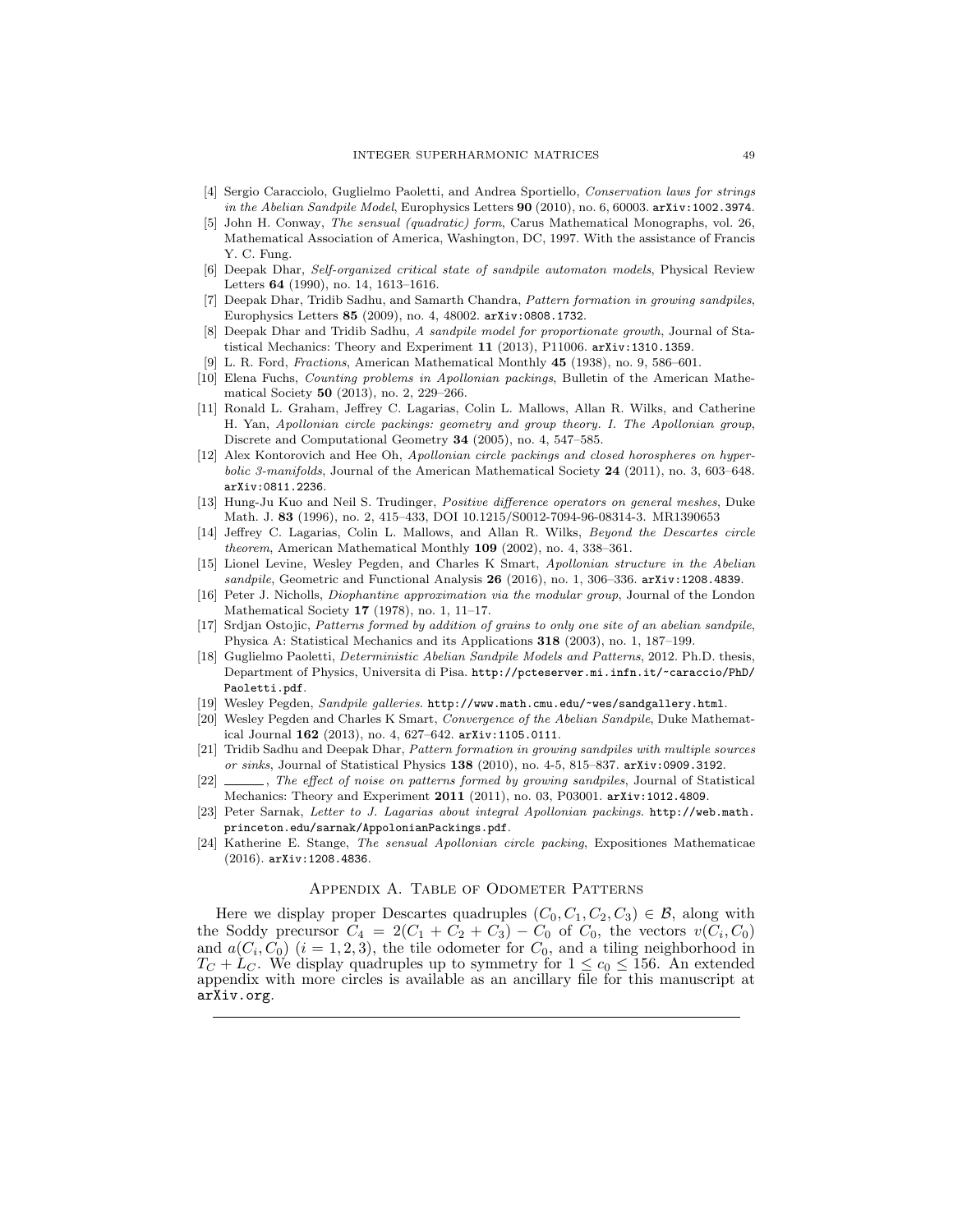[4] Sergio Caracciolo, Guglielmo Paoletti, and Andrea Sportiello, *Conservation laws for strings in the Abelian Sandpile Model*, Europhysics Letters **90** (2010), no. 6, 60003. arXiv:1002.3974.

[5] John H. Conway, *The sensual (quadratic) form*, Carus Mathematical Monographs, vol. 26, Mathematical Association of America, Washington, DC, 1997. With the assistance of Francis Y. C. Fung.

[6] Deepak Dhar, *Self-organized critical state of sandpile automaton models*, Physical Review Letters **64** (1990), no. 14, 1613–1616.

[7] Deepak Dhar, Tridib Sadhu, and Samarth Chandra, *Pattern formation in growing sandpiles*, Europhysics Letters **85** (2009), no. 4, 48002. arXiv:0808.1732.

[8] Deepak Dhar and Tridib Sadhu, *A sandpile model for proportionate growth*, Journal of Statistical Mechanics: Theory and Experiment **11** (2013), P11006. arXiv:1310.1359.

[9] L. R. Ford, *Fractions*, American Mathematical Monthly **45** (1938), no. 9, 586–601.

[10] Elena Fuchs, *Counting problems in Apollonian packings*, Bulletin of the American Mathematical Society **50** (2013), no. 2, 229–266.

[11] Ronald L. Graham, Jeffrey C. Lagarias, Colin L. Mallows, Allan R. Wilks, and Catherine H. Yan, *Apollonian circle packings: geometry and group theory. I. The Apollonian group*, Discrete and Computational Geometry **34** (2005), no. 4, 547–585.

[12] Alex Kontorovich and Hee Oh, *Apollonian circle packings and closed horospheres on hyperbolic 3-manifolds*, Journal of the American Mathematical Society **24** (2011), no. 3, 603–648. arXiv:0811.2236.

[13] Hung-Ju Kuo and Neil S. Trudinger, *Positive difference operators on general meshes*, Duke Math. J. **83** (1996), no. 2, 415–433, DOI 10.1215/S0012-7094-96-08314-3. MR1390653

[14] Jeffrey C. Lagarias, Colin L. Mallows, and Allan R. Wilks, *Beyond the Descartes circle theorem*, American Mathematical Monthly **109** (2002), no. 4, 338–361.

[15] Lionel Levine, Wesley Pegden, and Charles K Smart, *Apollonian structure in the Abelian sandpile*, Geometric and Functional Analysis **26** (2016), no. 1, 306–336. arXiv:1208.4839.

[16] Peter J. Nicholls, *Diophantine approximation via the modular group*, Journal of the London Mathematical Society **17** (1978), no. 1, 11–17.

[17] Srdjan Ostojic, *Patterns formed by addition of grains to only one site of an abelian sandpile*, Physica A: Statistical Mechanics and its Applications **318** (2003), no. 1, 187–199.

[18] Guglielmo Paoletti, *Deterministic Abelian Sandpile Models and Patterns*, 2012. Ph.D. thesis, Department of Physics, Universita di Pisa. http://pcteserver.mi.infn.it/~caraccio/PhD/Paoletti.pdf.

[19] Wesley Pegden, *Sandpile galleries*. http://www.math.cmu.edu/~wes/sandgallery.html.

[20] Wesley Pegden and Charles K Smart, *Convergence of the Abelian Sandpile*, Duke Mathematical Journal **162** (2013), no. 4, 627–642. arXiv:1105.0111.

[21] Tridib Sadhu and Deepak Dhar, *Pattern formation in growing sandpiles with multiple sources or sinks*, Journal of Statistical Physics **138** (2010), no. 4-5, 815–837. arXiv:0909.3192.

[22] ______, *The effect of noise on patterns formed by growing sandpiles*, Journal of Statistical Mechanics: Theory and Experiment **2011** (2011), no. 03, P03001. arXiv:1012.4809.

[23] Peter Sarnak, *Letter to J. Lagarias about integral Apollonian packings*. http://web.math.princeton.edu/sarnak/AppolonianPackings.pdf.

[24] Katherine E. Stange, *The sensual Apollonian circle packing*, Expositiones Mathematicae (2016). arXiv:1208.4836.

## Appendix A. Table of Odometer Patterns

Here we display proper Descartes quadruples $(C_0, C_1, C_2, C_3) \in \mathcal{B}$, along with the Soddy precursor $C_4 = 2(C_1 + C_2 + C_3) - C_0$ of $C_0$, the vectors $v(C_i, C_0)$ and $a(C_i, C_0)$ $(i = 1, 2, 3)$, the tile odometer for $C_0$, and a tiling neighborhood in $T_C + L_C$. We display quadruples up to symmetry for $1 \leq c_0 \leq 156$. An extended appendix with more circles is available as an ancillary file for this manuscript at arXiv.org.

---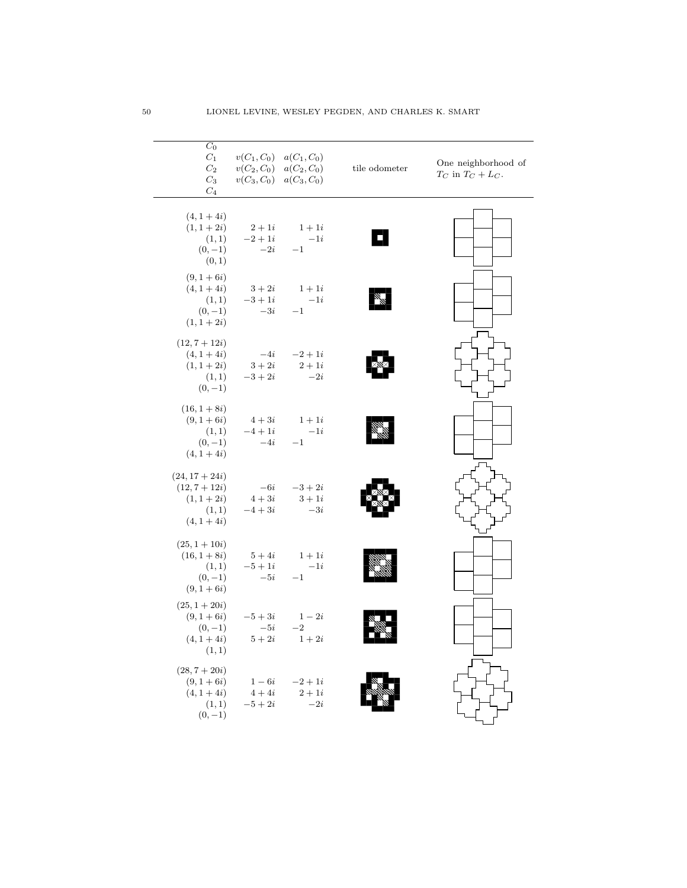| $C_0$<br>$C_1$<br>$C_2$<br>$C_3$<br>$C_4$ | $v(C_1,C_0)$<br>$v(C_2,C_0)$<br>$v(C_3,C_0)$ | $a(C_1,C_0)$<br>$a(C_2,C_0)$<br>$a(C_3,C_0)$ | tile odometer | One neighborhood of $T_C$ in $T_C + L_C$. |
|---|---|---|---|---|
| $(4, 1+4i)$<br>$(1, 1+2i)$<br>$(1,1)$<br>$(0,-1)$<br>$(0,1)$ | $2+1i$<br>$-2+1i$<br>$-2i$ | $1+1i$<br>$-1i$<br>$-1$ | | |
| $(9, 1+6i)$<br>$(4, 1+4i)$<br>$(1,1)$<br>$(0,-1)$<br>$(1, 1+2i)$ | $3+2i$<br>$-3+1i$<br>$-3i$ | $1+1i$<br>$-1i$<br>$-1$ | | |
| $(12, 7+12i)$<br>$(4, 1+4i)$<br>$(1, 1+2i)$<br>$(1,1)$<br>$(0,-1)$ | $-4i$<br>$3+2i$<br>$-3+2i$ | $-2+1i$<br>$2+1i$<br>$-2i$ | | |
| $(16, 1+8i)$<br>$(9, 1+6i)$<br>$(1,1)$<br>$(0,-1)$<br>$(4, 1+4i)$ | $4+3i$<br>$-4+1i$<br>$-4i$ | $1+1i$<br>$-1i$<br>$-1$ | | |
| $(24, 17+24i)$<br>$(12, 7+12i)$<br>$(1, 1+2i)$<br>$(1,1)$<br>$(4, 1+4i)$ | $-6i$<br>$4+3i$<br>$-4+3i$ | $-3+2i$<br>$3+1i$<br>$-3i$ | | |
| $(25, 1+10i)$<br>$(16, 1+8i)$<br>$(1,1)$<br>$(0,-1)$<br>$(9, 1+6i)$ | $5+4i$<br>$-5+1i$<br>$-5i$ | $1+1i$<br>$-1i$<br>$-1$ | | |
| $(25, 1+20i)$<br>$(9, 1+6i)$<br>$(0,-1)$<br>$(4, 1+4i)$<br>$(1,1)$ | $-5+3i$<br>$-5i$<br>$5+2i$ | $1-2i$<br>$-2$<br>$1+2i$ | | |
| $(28, 7+20i)$<br>$(9, 1+6i)$<br>$(4, 1+4i)$<br>$(1,1)$<br>$(0,-1)$ | $1-6i$<br>$4+4i$<br>$-5+2i$ | $-2+1i$<br>$2+1i$<br>$-2i$ | | |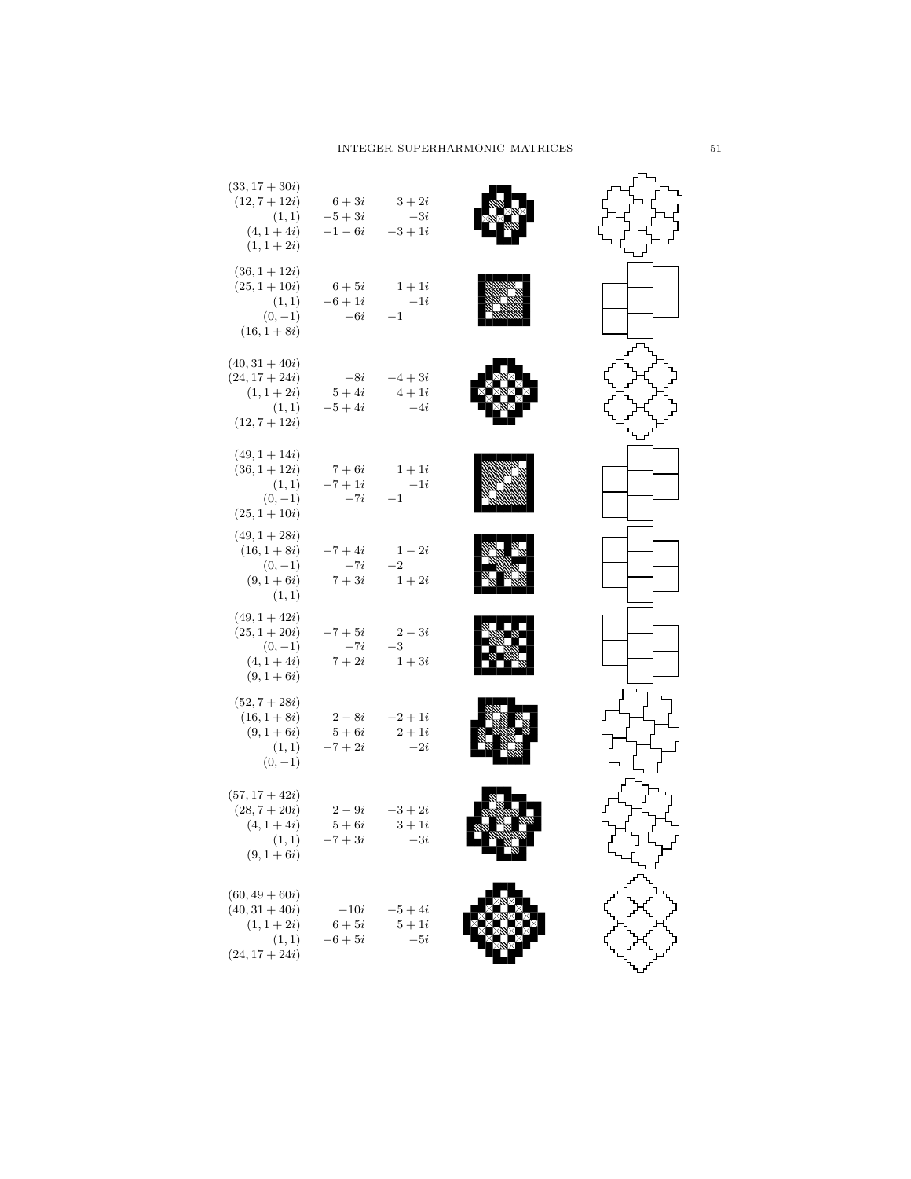| | | | | |
|---|---|---|---|---|
| $(33, 17+30i)$<br>$(12, 7+12i)$<br>$(1, 1)$<br>$(4, 1+4i)$<br>$(1, 1+2i)$ | $6+3i$<br>$-5+3i$<br>$-1-6i$ | $3+2i$<br>$-3i$<br>$-3+1i$ | | |
| $(36, 1+12i)$<br>$(25, 1+10i)$<br>$(1, 1)$<br>$(0, -1)$<br>$(16, 1+8i)$ | $6+5i$<br>$-6+1i$<br>$-6i$ | $1+1i$<br>$-1i$<br>$-1$ | | |
| $(40, 31+40i)$<br>$(24, 17+24i)$<br>$(1, 1+2i)$<br>$(1, 1)$<br>$(12, 7+12i)$ | $-8i$<br>$5+4i$<br>$-5+4i$ | $-4+3i$<br>$4+1i$<br>$-4i$ | | |
| $(49, 1+14i)$<br>$(36, 1+12i)$<br>$(1, 1)$<br>$(0, -1)$<br>$(25, 1+10i)$ | $7+6i$<br>$-7+1i$<br>$-7i$ | $1+1i$<br>$-1i$<br>$-1$ | | |
| $(49, 1+28i)$<br>$(16, 1+8i)$<br>$(0, -1)$<br>$(9, 1+6i)$<br>$(1, 1)$ | $-7+4i$<br>$-7i$<br>$7+3i$ | $1-2i$<br>$-2$<br>$1+2i$ | | |
| $(49, 1+42i)$<br>$(25, 1+20i)$<br>$(0, -1)$<br>$(4, 1+4i)$<br>$(9, 1+6i)$ | $-7+5i$<br>$-7i$<br>$7+2i$ | $2-3i$<br>$-3$<br>$1+3i$ | | |
| $(52, 7+28i)$<br>$(16, 1+8i)$<br>$(9, 1+6i)$<br>$(1, 1)$<br>$(0, -1)$ | $2-8i$<br>$5+6i$<br>$-7+2i$ | $-2+1i$<br>$2+1i$<br>$-2i$ | | |
| $(57, 17+42i)$<br>$(28, 7+20i)$<br>$(4, 1+4i)$<br>$(1, 1)$<br>$(9, 1+6i)$ | $2-9i$<br>$5+6i$<br>$-7+3i$ | $-3+2i$<br>$3+1i$<br>$-3i$ | | |
| $(60, 49+60i)$<br>$(40, 31+40i)$<br>$(1, 1+2i)$<br>$(1, 1)$<br>$(24, 17+24i)$ | $-10i$<br>$6+5i$<br>$-6+5i$ | $-5+4i$<br>$5+1i$<br>$-5i$ | | |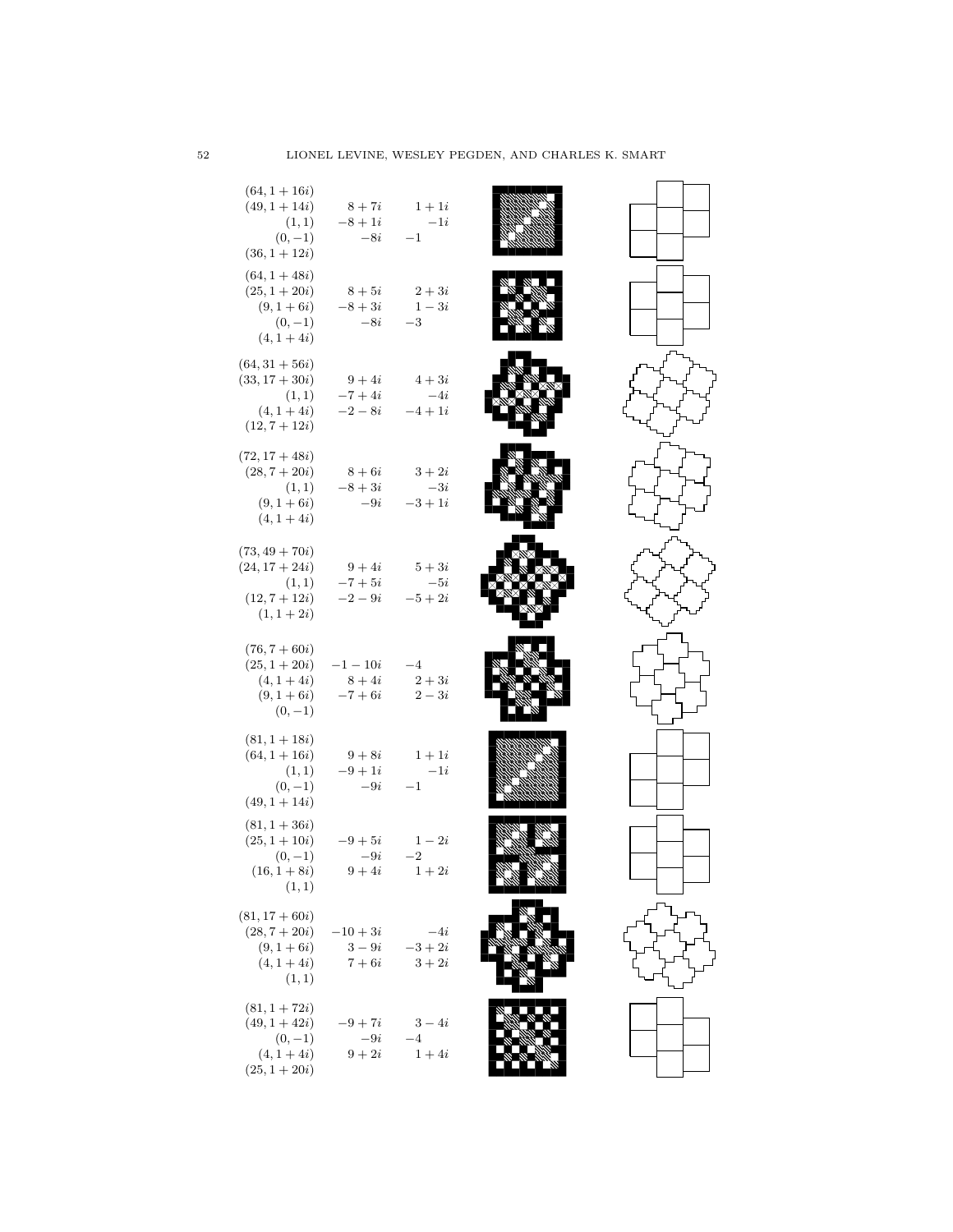| | | |
|---|---|---|
| $(64, 1+16i)$ | | |
| $(49, 1+14i)$ | $8+7i$ | $1+1i$ |
| $(1,1)$ | $-8+1i$ | $-1i$ |
| $(0,-1)$ | $-8i$ | $-1$ |
| $(36, 1+12i)$ | | |
| $(64, 1+48i)$ | | |
| $(25, 1+20i)$ | $8+5i$ | $2+3i$ |
| $(9, 1+6i)$ | $-8+3i$ | $1-3i$ |
| $(0,-1)$ | $-8i$ | $-3$ |
| $(4, 1+4i)$ | | |
| $(64, 31+56i)$ | | |
| $(33, 17+30i)$ | $9+4i$ | $4+3i$ |
| $(1,1)$ | $-7+4i$ | $-4i$ |
| $(4, 1+4i)$ | $-2-8i$ | $-4+1i$ |
| $(12, 7+12i)$ | | |
| $(72, 17+48i)$ | | |
| $(28, 7+20i)$ | $8+6i$ | $3+2i$ |
| $(1,1)$ | $-8+3i$ | $-3i$ |
| $(9, 1+6i)$ | $-9i$ | $-3+1i$ |
| $(4, 1+4i)$ | | |
| $(73, 49+70i)$ | | |
| $(24, 17+24i)$ | $9+4i$ | $5+3i$ |
| $(1,1)$ | $-7+5i$ | $-5i$ |
| $(12, 7+12i)$ | $-2-9i$ | $-5+2i$ |
| $(1, 1+2i)$ | | |
| $(76, 7+60i)$ | | |
| $(25, 1+20i)$ | $-1-10i$ | $-4$ |
| $(4, 1+4i)$ | $8+4i$ | $2+3i$ |
| $(9, 1+6i)$ | $-7+6i$ | $2-3i$ |
| $(0,-1)$ | | |
| $(81, 1+18i)$ | | |
| $(64, 1+16i)$ | $9+8i$ | $1+1i$ |
| $(1,1)$ | $-9+1i$ | $-1i$ |
| $(0,-1)$ | $-9i$ | $-1$ |
| $(49, 1+14i)$ | | |
| $(81, 1+36i)$ | | |
| $(25, 1+10i)$ | $-9+5i$ | $1-2i$ |
| $(0,-1)$ | $-9i$ | $-2$ |
| $(16, 1+8i)$ | $9+4i$ | $1+2i$ |
| $(1,1)$ | | |
| $(81, 17+60i)$ | | |
| $(28, 7+20i)$ | $-10+3i$ | $-4i$ |
| $(9, 1+6i)$ | $3-9i$ | $-3+2i$ |
| $(4, 1+4i)$ | $7+6i$ | $3+2i$ |
| $(1,1)$ | | |
| $(81, 1+72i)$ | | |
| $(49, 1+42i)$ | $-9+7i$ | $3-4i$ |
| $(0,-1)$ | $-9i$ | $-4$ |
| $(4, 1+4i)$ | $9+2i$ | $1+4i$ |
| $(25, 1+20i)$ | | |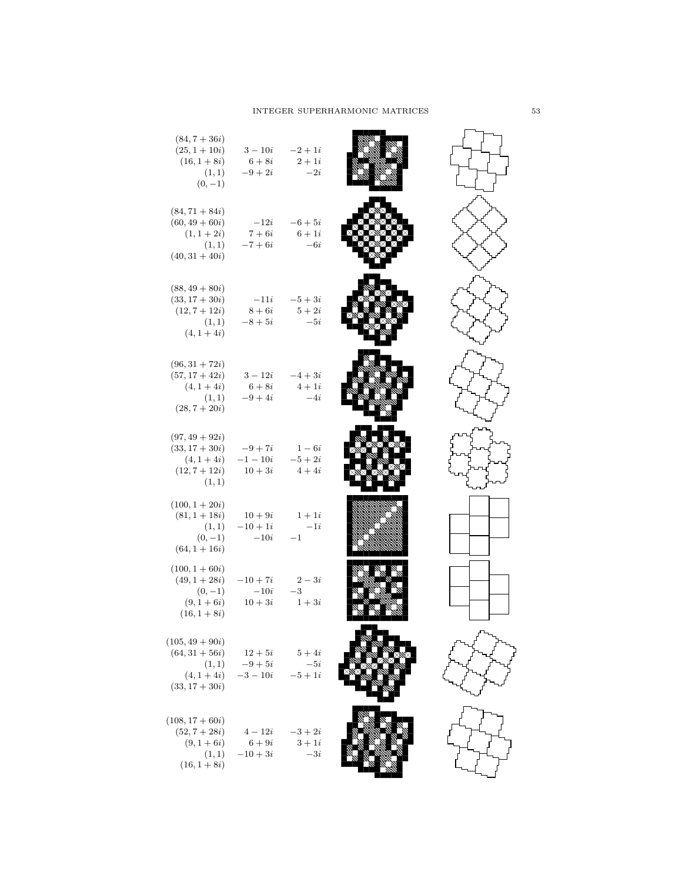| | | | | |
|---|---|---|---|---|
| $(84, 7+36i)$ <br> $(25, 1+10i)$ <br> $(16, 1+8i)$ <br> $(1, 1)$ <br> $(0, -1)$ | $3-10i$ <br> $6+8i$ <br> $-9+2i$ | $-2+1i$ <br> $2+1i$ <br> $-2i$ | | |
| $(84, 71+84i)$ <br> $(60, 49+60i)$ <br> $(1, 1+2i)$ <br> $(1, 1)$ <br> $(40, 31+40i)$ | $-12i$ <br> $7+6i$ <br> $-7+6i$ | $-6+5i$ <br> $6+1i$ <br> $-6i$ | | |
| $(88, 49+80i)$ <br> $(33, 17+30i)$ <br> $(12, 7+12i)$ <br> $(1, 1)$ <br> $(4, 1+4i)$ | $-11i$ <br> $8+6i$ <br> $-8+5i$ | $-5+3i$ <br> $5+2i$ <br> $-5i$ | | |
| $(96, 31+72i)$ <br> $(57, 17+42i)$ <br> $(4, 1+4i)$ <br> $(1, 1)$ <br> $(28, 7+20i)$ | $3-12i$ <br> $6+8i$ <br> $-9+4i$ | $-4+3i$ <br> $4+1i$ <br> $-4i$ | | |
| $(97, 49+92i)$ <br> $(33, 17+30i)$ <br> $(4, 1+4i)$ <br> $(12, 7+12i)$ <br> $(1, 1)$ | $-9+7i$ <br> $-1-10i$ <br> $10+3i$ | $1-6i$ <br> $-5+2i$ <br> $4+4i$ | | |
| $(100, 1+20i)$ <br> $(81, 1+18i)$ <br> $(1, 1)$ <br> $(0, -1)$ <br> $(64, 1+16i)$ | $10+9i$ <br> $-10+1i$ <br> $-10i$ | $1+1i$ <br> $-1i$ <br> $-1$ | | |
| $(100, 1+60i)$ <br> $(49, 1+28i)$ <br> $(0, -1)$ <br> $(9, 1+6i)$ <br> $(16, 1+8i)$ | $-10+7i$ <br> $-10i$ <br> $10+3i$ | $2-3i$ <br> $-3$ <br> $1+3i$ | | |
| $(105, 49+90i)$ <br> $(64, 31+56i)$ <br> $(1, 1)$ <br> $(4, 1+4i)$ <br> $(33, 17+30i)$ | $12+5i$ <br> $-9+5i$ <br> $-3-10i$ | $5+4i$ <br> $-5i$ <br> $-5+1i$ | | |
| $(108, 17+60i)$ <br> $(52, 7+28i)$ <br> $(9, 1+6i)$ <br> $(1, 1)$ <br> $(16, 1+8i)$ | $4-12i$ <br> $6+9i$ <br> $-10+3i$ | $-3+2i$ <br> $3+1i$ <br> $-3i$ | | |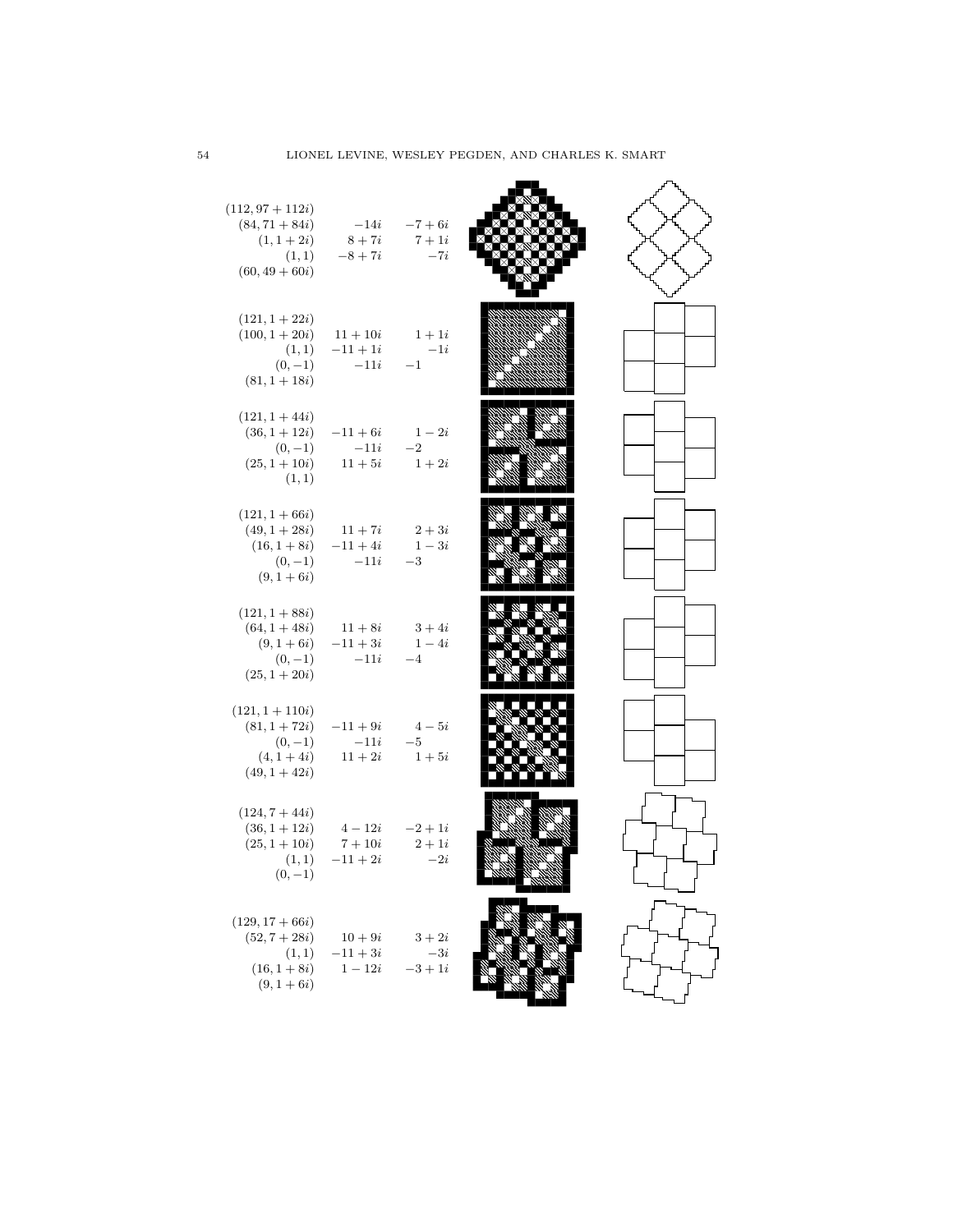| | | |
|---|---|---|
| $(112, 97+112i)$ | | |
| $(84, 71+84i)$ | $-14i$ | $-7+6i$ |
| $(1, 1+2i)$ | $8+7i$ | $7+1i$ |
| $(1,1)$ | $-8+7i$ | $-7i$ |
| $(60, 49+60i)$ | | |

| | | |
|---|---|---|
| $(121, 1+22i)$ | | |
| $(100, 1+20i)$ | $11+10i$ | $1+1i$ |
| $(1,1)$ | $-11+1i$ | $-1i$ |
| $(0,-1)$ | $-11i$ | $-1$ |
| $(81, 1+18i)$ | | |

| | | |
|---|---|---|
| $(121, 1+44i)$ | | |
| $(36, 1+12i)$ | $-11+6i$ | $1-2i$ |
| $(0,-1)$ | $-11i$ | $-2$ |
| $(25, 1+10i)$ | $11+5i$ | $1+2i$ |
| $(1,1)$ | | |

| | | |
|---|---|---|
| $(121, 1+66i)$ | | |
| $(49, 1+28i)$ | $11+7i$ | $2+3i$ |
| $(16, 1+8i)$ | $-11+4i$ | $1-3i$ |
| $(0,-1)$ | $-11i$ | $-3$ |
| $(9, 1+6i)$ | | |

| | | |
|---|---|---|
| $(121, 1+88i)$ | | |
| $(64, 1+48i)$ | $11+8i$ | $3+4i$ |
| $(9, 1+6i)$ | $-11+3i$ | $1-4i$ |
| $(0,-1)$ | $-11i$ | $-4$ |
| $(25, 1+20i)$ | | |

| | | |
|---|---|---|
| $(121, 1+110i)$ | | |
| $(81, 1+72i)$ | $-11+9i$ | $4-5i$ |
| $(0,-1)$ | $-11i$ | $-5$ |
| $(4, 1+4i)$ | $11+2i$ | $1+5i$ |
| $(49, 1+42i)$ | | |

| | | |
|---|---|---|
| $(124, 7+44i)$ | | |
| $(36, 1+12i)$ | $4-12i$ | $-2+1i$ |
| $(25, 1+10i)$ | $7+10i$ | $2+1i$ |
| $(1,1)$ | $-11+2i$ | $-2i$ |
| $(0,-1)$ | | |

| | | |
|---|---|---|
| $(129, 17+66i)$ | | |
| $(52, 7+28i)$ | $10+9i$ | $3+2i$ |
| $(1,1)$ | $-11+3i$ | $-3i$ |
| $(16, 1+8i)$ | $1-12i$ | $-3+1i$ |
| $(9, 1+6i)$ | | |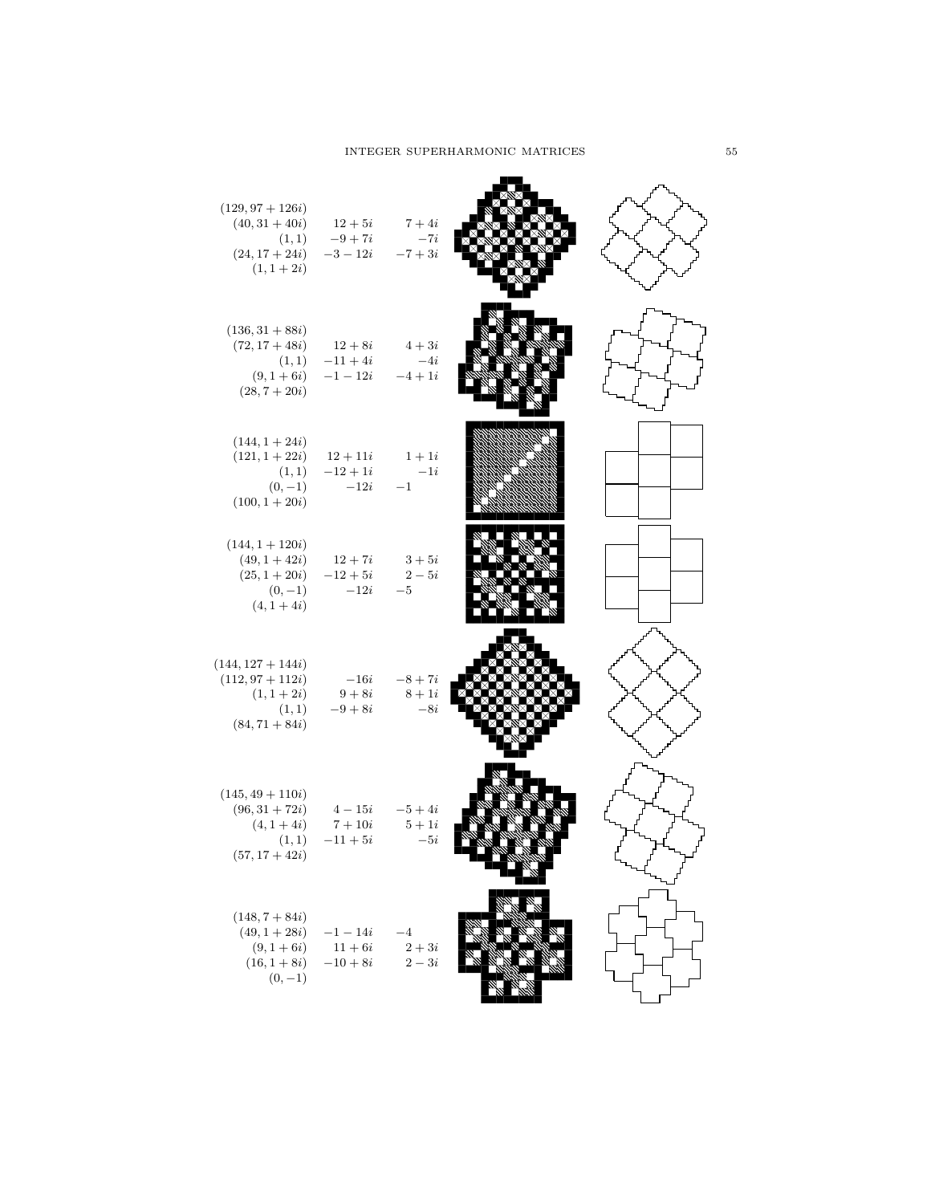| | | |
|---|---|---|
| $(129, 97+126i)$ | | |
| $(40, 31+40i)$ | $12+5i$ | $7+4i$ |
| $(1, 1)$ | $-9+7i$ | $-7i$ |
| $(24, 17+24i)$ | $-3-12i$ | $-7+3i$ |
| $(1, 1+2i)$ | | |
| | | |
| $(136, 31+88i)$ | | |
| $(72, 17+48i)$ | $12+8i$ | $4+3i$ |
| $(1, 1)$ | $-11+4i$ | $-4i$ |
| $(9, 1+6i)$ | $-1-12i$ | $-4+1i$ |
| $(28, 7+20i)$ | | |
| | | |
| $(144, 1+24i)$ | | |
| $(121, 1+22i)$ | $12+11i$ | $1+1i$ |
| $(1, 1)$ | $-12+1i$ | $-1i$ |
| $(0, -1)$ | $-12i$ | $-1$ |
| $(100, 1+20i)$ | | |
| | | |
| $(144, 1+120i)$ | | |
| $(49, 1+42i)$ | $12+7i$ | $3+5i$ |
| $(25, 1+20i)$ | $-12+5i$ | $2-5i$ |
| $(0, -1)$ | $-12i$ | $-5$ |
| $(4, 1+4i)$ | | |
| | | |
| $(144, 127+144i)$ | | |
| $(112, 97+112i)$ | $-16i$ | $-8+7i$ |
| $(1, 1+2i)$ | $9+8i$ | $8+1i$ |
| $(1, 1)$ | $-9+8i$ | $-8i$ |
| $(84, 71+84i)$ | | |
| | | |
| $(145, 49+110i)$ | | |
| $(96, 31+72i)$ | $4-15i$ | $-5+4i$ |
| $(4, 1+4i)$ | $7+10i$ | $5+1i$ |
| $(1, 1)$ | $-11+5i$ | $-5i$ |
| $(57, 17+42i)$ | | |
| | | |
| $(148, 7+84i)$ | | |
| $(49, 1+28i)$ | $-1-14i$ | $-4$ |
| $(9, 1+6i)$ | $11+6i$ | $2+3i$ |
| $(16, 1+8i)$ | $-10+8i$ | $2-3i$ |
| $(0, -1)$ | | |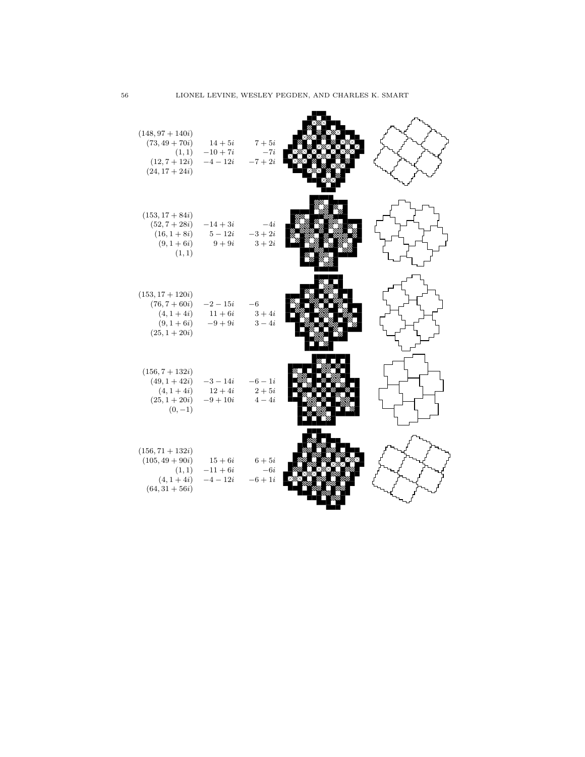$(148, 97 + 140i)$
$(73, 49 + 70i)$ $\quad 14 + 5i \quad 7 + 5i$
$(1, 1)$ $\quad -10 + 7i \quad -7i$
$(12, 7 + 12i)$ $\quad -4 - 12i \quad -7 + 2i$
$(24, 17 + 24i)$

$(153, 17 + 84i)$
$(52, 7 + 28i)$ $\quad -14 + 3i \quad -4i$
$(16, 1 + 8i)$ $\quad 5 - 12i \quad -3 + 2i$
$(9, 1 + 6i)$ $\quad 9 + 9i \quad 3 + 2i$
$(1, 1)$

$(153, 17 + 120i)$
$(76, 7 + 60i)$ $\quad -2 - 15i \quad -6$
$(4, 1 + 4i)$ $\quad 11 + 6i \quad 3 + 4i$
$(9, 1 + 6i)$ $\quad -9 + 9i \quad 3 - 4i$
$(25, 1 + 20i)$

$(156, 7 + 132i)$
$(49, 1 + 42i)$ $\quad -3 - 14i \quad -6 - 1i$
$(4, 1 + 4i)$ $\quad 12 + 4i \quad 2 + 5i$
$(25, 1 + 20i)$ $\quad -9 + 10i \quad 4 - 4i$
$(0, -1)$

$(156, 71 + 132i)$
$(105, 49 + 90i)$ $\quad 15 + 6i \quad 6 + 5i$
$(1, 1)$ $\quad -11 + 6i \quad -6i$
$(4, 1 + 4i)$ $\quad -4 - 12i \quad -6 + 1i$
$(64, 31 + 56i)$